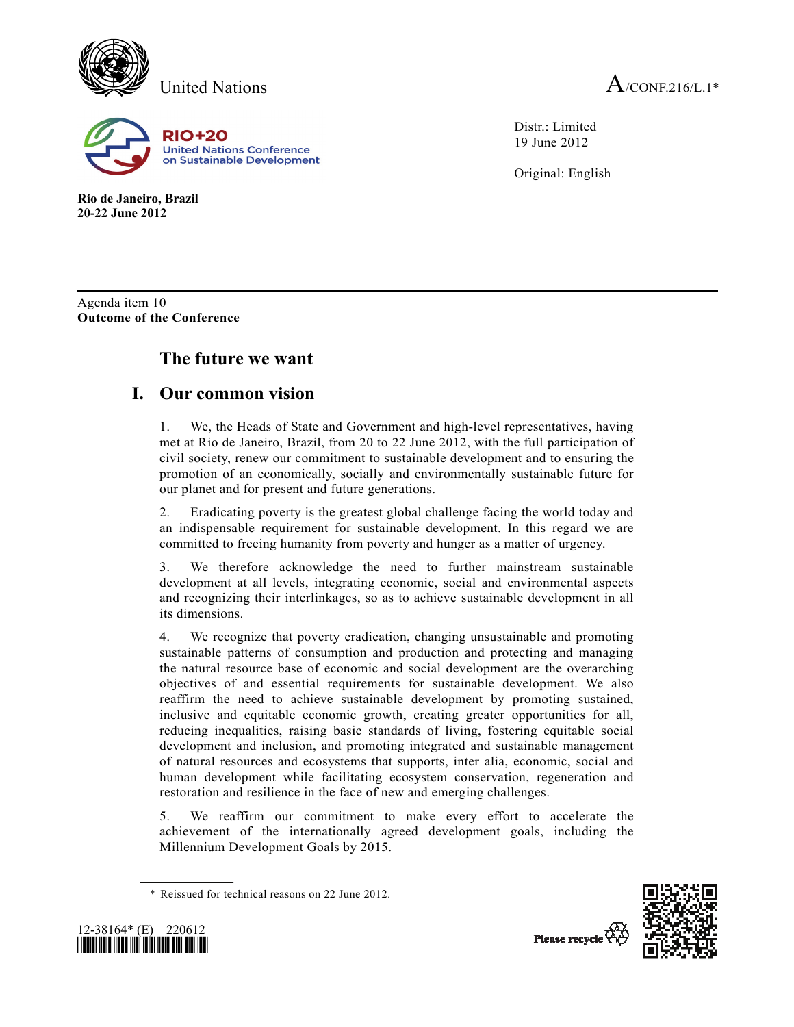United Nations

A/CONF.216/L.1*

RIO+20
United Nations Conference on Sustainable Development

Distr.: Limited
19 June 2012

Original: English

**Rio de Janeiro, Brazil**
**20-22 June 2012**

Agenda item 10
**Outcome of the Conference**

# The future we want

## I. Our common vision

1. We, the Heads of State and Government and high-level representatives, having met at Rio de Janeiro, Brazil, from 20 to 22 June 2012, with the full participation of civil society, renew our commitment to sustainable development and to ensuring the promotion of an economically, socially and environmentally sustainable future for our planet and for present and future generations.

2. Eradicating poverty is the greatest global challenge facing the world today and an indispensable requirement for sustainable development. In this regard we are committed to freeing humanity from poverty and hunger as a matter of urgency.

3. We therefore acknowledge the need to further mainstream sustainable development at all levels, integrating economic, social and environmental aspects and recognizing their interlinkages, so as to achieve sustainable development in all its dimensions.

4. We recognize that poverty eradication, changing unsustainable and promoting sustainable patterns of consumption and production and protecting and managing the natural resource base of economic and social development are the overarching objectives of and essential requirements for sustainable development. We also reaffirm the need to achieve sustainable development by promoting sustained, inclusive and equitable economic growth, creating greater opportunities for all, reducing inequalities, raising basic standards of living, fostering equitable social development and inclusion, and promoting integrated and sustainable management of natural resources and ecosystems that supports, inter alia, economic, social and human development while facilitating ecosystem conservation, regeneration and restoration and resilience in the face of new and emerging challenges.

5. We reaffirm our commitment to make every effort to accelerate the achievement of the internationally agreed development goals, including the Millennium Development Goals by 2015.

\* Reissued for technical reasons on 22 June 2012.

12-38164* (E) 220612

Please recycle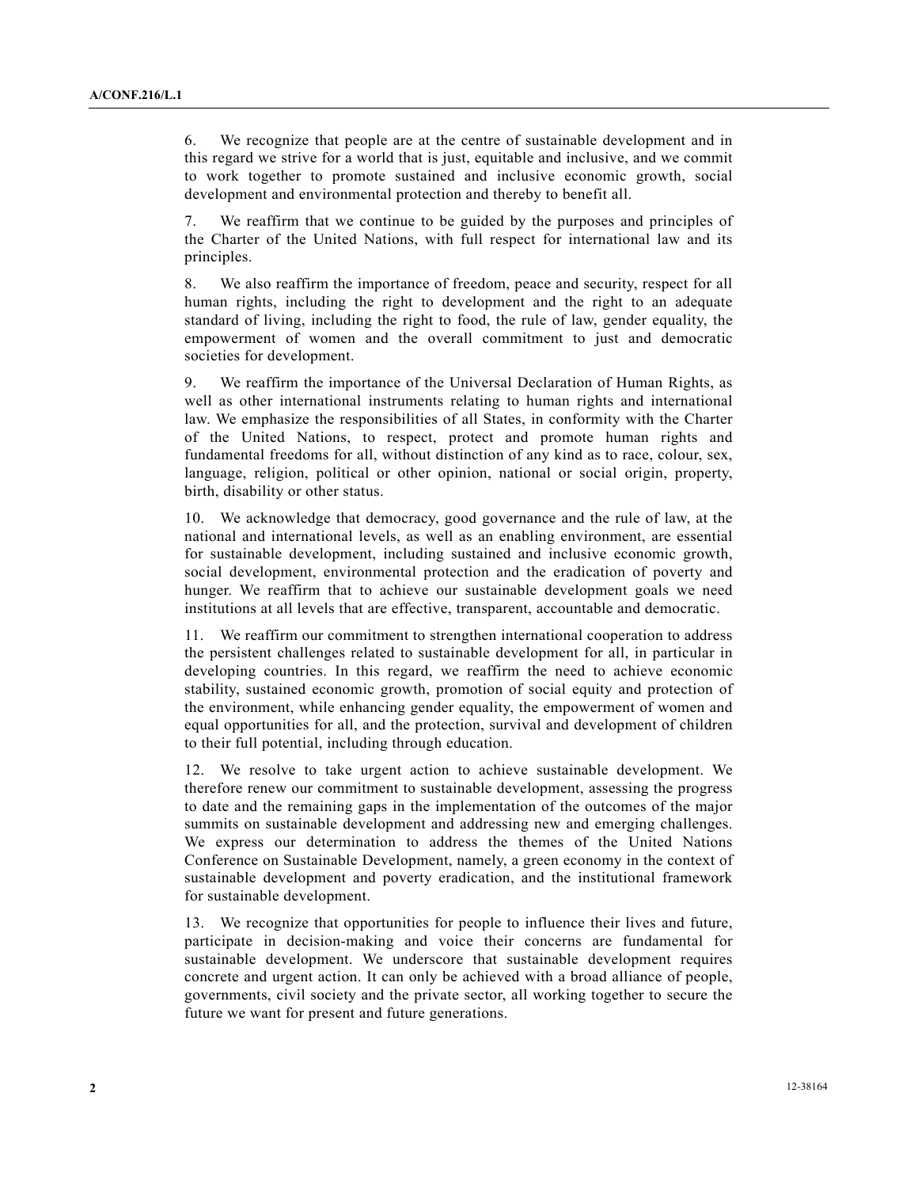6. We recognize that people are at the centre of sustainable development and in this regard we strive for a world that is just, equitable and inclusive, and we commit to work together to promote sustained and inclusive economic growth, social development and environmental protection and thereby to benefit all.

7. We reaffirm that we continue to be guided by the purposes and principles of the Charter of the United Nations, with full respect for international law and its principles.

8. We also reaffirm the importance of freedom, peace and security, respect for all human rights, including the right to development and the right to an adequate standard of living, including the right to food, the rule of law, gender equality, the empowerment of women and the overall commitment to just and democratic societies for development.

9. We reaffirm the importance of the Universal Declaration of Human Rights, as well as other international instruments relating to human rights and international law. We emphasize the responsibilities of all States, in conformity with the Charter of the United Nations, to respect, protect and promote human rights and fundamental freedoms for all, without distinction of any kind as to race, colour, sex, language, religion, political or other opinion, national or social origin, property, birth, disability or other status.

10. We acknowledge that democracy, good governance and the rule of law, at the national and international levels, as well as an enabling environment, are essential for sustainable development, including sustained and inclusive economic growth, social development, environmental protection and the eradication of poverty and hunger. We reaffirm that to achieve our sustainable development goals we need institutions at all levels that are effective, transparent, accountable and democratic.

11. We reaffirm our commitment to strengthen international cooperation to address the persistent challenges related to sustainable development for all, in particular in developing countries. In this regard, we reaffirm the need to achieve economic stability, sustained economic growth, promotion of social equity and protection of the environment, while enhancing gender equality, the empowerment of women and equal opportunities for all, and the protection, survival and development of children to their full potential, including through education.

12. We resolve to take urgent action to achieve sustainable development. We therefore renew our commitment to sustainable development, assessing the progress to date and the remaining gaps in the implementation of the outcomes of the major summits on sustainable development and addressing new and emerging challenges. We express our determination to address the themes of the United Nations Conference on Sustainable Development, namely, a green economy in the context of sustainable development and poverty eradication, and the institutional framework for sustainable development.

13. We recognize that opportunities for people to influence their lives and future, participate in decision-making and voice their concerns are fundamental for sustainable development. We underscore that sustainable development requires concrete and urgent action. It can only be achieved with a broad alliance of people, governments, civil society and the private sector, all working together to secure the future we want for present and future generations.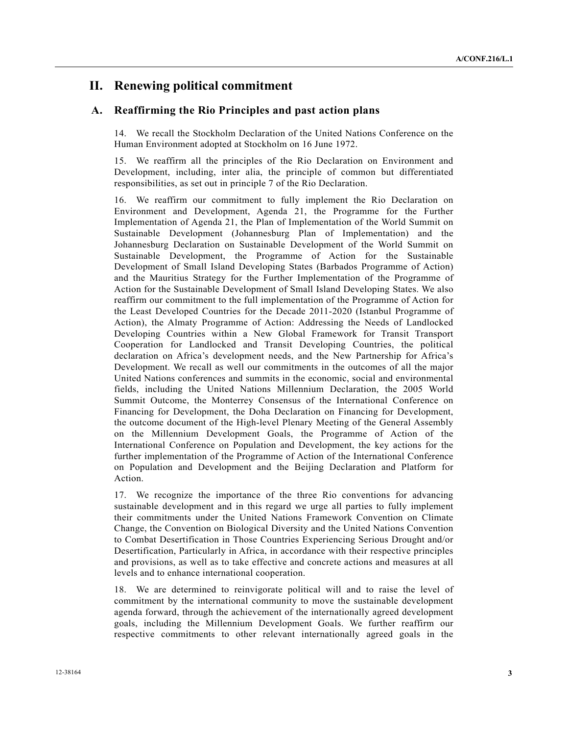## II. Renewing political commitment

### A. Reaffirming the Rio Principles and past action plans

14. We recall the Stockholm Declaration of the United Nations Conference on the Human Environment adopted at Stockholm on 16 June 1972.

15. We reaffirm all the principles of the Rio Declaration on Environment and Development, including, inter alia, the principle of common but differentiated responsibilities, as set out in principle 7 of the Rio Declaration.

16. We reaffirm our commitment to fully implement the Rio Declaration on Environment and Development, Agenda 21, the Programme for the Further Implementation of Agenda 21, the Plan of Implementation of the World Summit on Sustainable Development (Johannesburg Plan of Implementation) and the Johannesburg Declaration on Sustainable Development of the World Summit on Sustainable Development, the Programme of Action for the Sustainable Development of Small Island Developing States (Barbados Programme of Action) and the Mauritius Strategy for the Further Implementation of the Programme of Action for the Sustainable Development of Small Island Developing States. We also reaffirm our commitment to the full implementation of the Programme of Action for the Least Developed Countries for the Decade 2011-2020 (Istanbul Programme of Action), the Almaty Programme of Action: Addressing the Needs of Landlocked Developing Countries within a New Global Framework for Transit Transport Cooperation for Landlocked and Transit Developing Countries, the political declaration on Africa's development needs, and the New Partnership for Africa's Development. We recall as well our commitments in the outcomes of all the major United Nations conferences and summits in the economic, social and environmental fields, including the United Nations Millennium Declaration, the 2005 World Summit Outcome, the Monterrey Consensus of the International Conference on Financing for Development, the Doha Declaration on Financing for Development, the outcome document of the High-level Plenary Meeting of the General Assembly on the Millennium Development Goals, the Programme of Action of the International Conference on Population and Development, the key actions for the further implementation of the Programme of Action of the International Conference on Population and Development and the Beijing Declaration and Platform for Action.

17. We recognize the importance of the three Rio conventions for advancing sustainable development and in this regard we urge all parties to fully implement their commitments under the United Nations Framework Convention on Climate Change, the Convention on Biological Diversity and the United Nations Convention to Combat Desertification in Those Countries Experiencing Serious Drought and/or Desertification, Particularly in Africa, in accordance with their respective principles and provisions, as well as to take effective and concrete actions and measures at all levels and to enhance international cooperation.

18. We are determined to reinvigorate political will and to raise the level of commitment by the international community to move the sustainable development agenda forward, through the achievement of the internationally agreed development goals, including the Millennium Development Goals. We further reaffirm our respective commitments to other relevant internationally agreed goals in the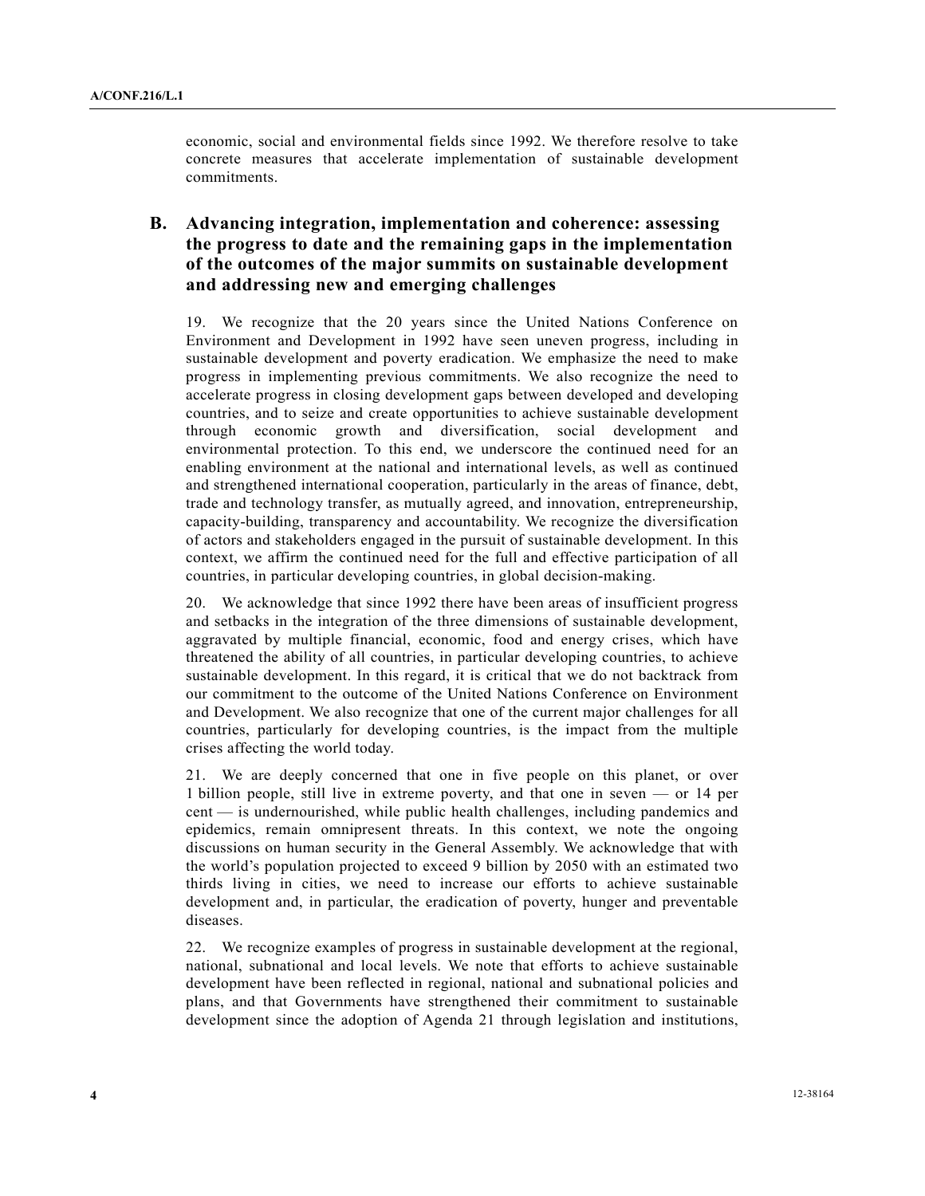economic, social and environmental fields since 1992. We therefore resolve to take concrete measures that accelerate implementation of sustainable development commitments.

## B. Advancing integration, implementation and coherence: assessing the progress to date and the remaining gaps in the implementation of the outcomes of the major summits on sustainable development and addressing new and emerging challenges

19. We recognize that the 20 years since the United Nations Conference on Environment and Development in 1992 have seen uneven progress, including in sustainable development and poverty eradication. We emphasize the need to make progress in implementing previous commitments. We also recognize the need to accelerate progress in closing development gaps between developed and developing countries, and to seize and create opportunities to achieve sustainable development through economic growth and diversification, social development and environmental protection. To this end, we underscore the continued need for an enabling environment at the national and international levels, as well as continued and strengthened international cooperation, particularly in the areas of finance, debt, trade and technology transfer, as mutually agreed, and innovation, entrepreneurship, capacity-building, transparency and accountability. We recognize the diversification of actors and stakeholders engaged in the pursuit of sustainable development. In this context, we affirm the continued need for the full and effective participation of all countries, in particular developing countries, in global decision-making.

20. We acknowledge that since 1992 there have been areas of insufficient progress and setbacks in the integration of the three dimensions of sustainable development, aggravated by multiple financial, economic, food and energy crises, which have threatened the ability of all countries, in particular developing countries, to achieve sustainable development. In this regard, it is critical that we do not backtrack from our commitment to the outcome of the United Nations Conference on Environment and Development. We also recognize that one of the current major challenges for all countries, particularly for developing countries, is the impact from the multiple crises affecting the world today.

21. We are deeply concerned that one in five people on this planet, or over 1 billion people, still live in extreme poverty, and that one in seven — or 14 per cent — is undernourished, while public health challenges, including pandemics and epidemics, remain omnipresent threats. In this context, we note the ongoing discussions on human security in the General Assembly. We acknowledge that with the world's population projected to exceed 9 billion by 2050 with an estimated two thirds living in cities, we need to increase our efforts to achieve sustainable development and, in particular, the eradication of poverty, hunger and preventable diseases.

22. We recognize examples of progress in sustainable development at the regional, national, subnational and local levels. We note that efforts to achieve sustainable development have been reflected in regional, national and subnational policies and plans, and that Governments have strengthened their commitment to sustainable development since the adoption of Agenda 21 through legislation and institutions,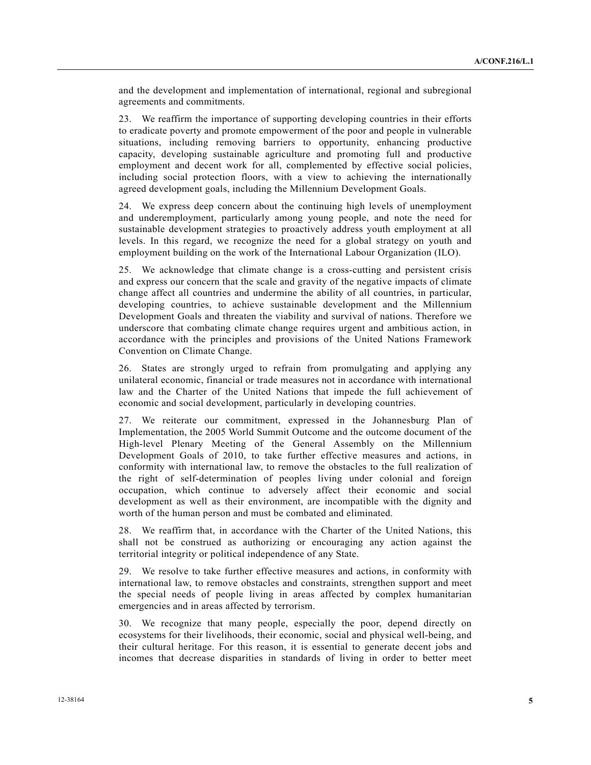and the development and implementation of international, regional and subregional agreements and commitments.

23. We reaffirm the importance of supporting developing countries in their efforts to eradicate poverty and promote empowerment of the poor and people in vulnerable situations, including removing barriers to opportunity, enhancing productive capacity, developing sustainable agriculture and promoting full and productive employment and decent work for all, complemented by effective social policies, including social protection floors, with a view to achieving the internationally agreed development goals, including the Millennium Development Goals.

24. We express deep concern about the continuing high levels of unemployment and underemployment, particularly among young people, and note the need for sustainable development strategies to proactively address youth employment at all levels. In this regard, we recognize the need for a global strategy on youth and employment building on the work of the International Labour Organization (ILO).

25. We acknowledge that climate change is a cross-cutting and persistent crisis and express our concern that the scale and gravity of the negative impacts of climate change affect all countries and undermine the ability of all countries, in particular, developing countries, to achieve sustainable development and the Millennium Development Goals and threaten the viability and survival of nations. Therefore we underscore that combating climate change requires urgent and ambitious action, in accordance with the principles and provisions of the United Nations Framework Convention on Climate Change.

26. States are strongly urged to refrain from promulgating and applying any unilateral economic, financial or trade measures not in accordance with international law and the Charter of the United Nations that impede the full achievement of economic and social development, particularly in developing countries.

27. We reiterate our commitment, expressed in the Johannesburg Plan of Implementation, the 2005 World Summit Outcome and the outcome document of the High-level Plenary Meeting of the General Assembly on the Millennium Development Goals of 2010, to take further effective measures and actions, in conformity with international law, to remove the obstacles to the full realization of the right of self-determination of peoples living under colonial and foreign occupation, which continue to adversely affect their economic and social development as well as their environment, are incompatible with the dignity and worth of the human person and must be combated and eliminated.

28. We reaffirm that, in accordance with the Charter of the United Nations, this shall not be construed as authorizing or encouraging any action against the territorial integrity or political independence of any State.

29. We resolve to take further effective measures and actions, in conformity with international law, to remove obstacles and constraints, strengthen support and meet the special needs of people living in areas affected by complex humanitarian emergencies and in areas affected by terrorism.

30. We recognize that many people, especially the poor, depend directly on ecosystems for their livelihoods, their economic, social and physical well-being, and their cultural heritage. For this reason, it is essential to generate decent jobs and incomes that decrease disparities in standards of living in order to better meet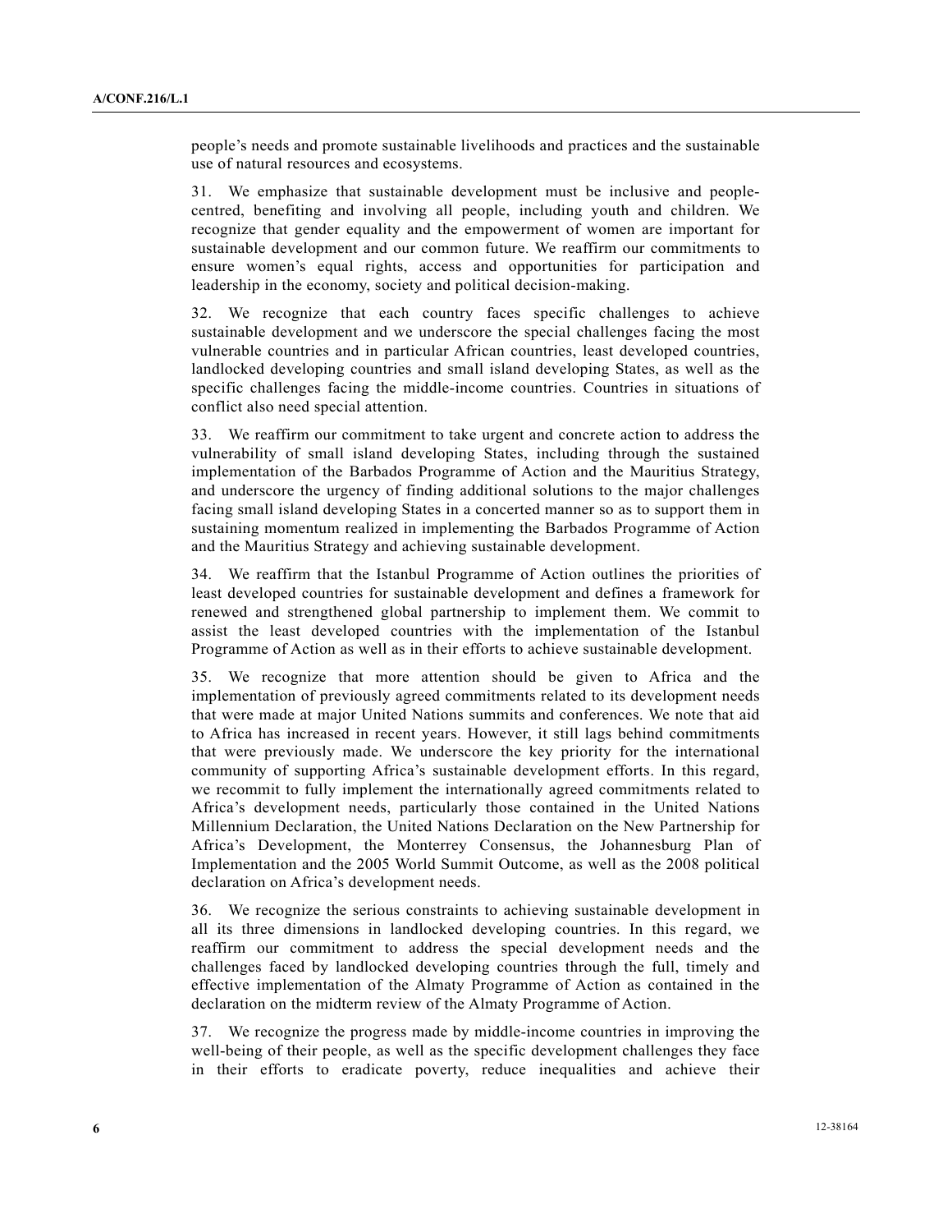people's needs and promote sustainable livelihoods and practices and the sustainable use of natural resources and ecosystems.

31. We emphasize that sustainable development must be inclusive and people-centred, benefiting and involving all people, including youth and children. We recognize that gender equality and the empowerment of women are important for sustainable development and our common future. We reaffirm our commitments to ensure women's equal rights, access and opportunities for participation and leadership in the economy, society and political decision-making.

32. We recognize that each country faces specific challenges to achieve sustainable development and we underscore the special challenges facing the most vulnerable countries and in particular African countries, least developed countries, landlocked developing countries and small island developing States, as well as the specific challenges facing the middle-income countries. Countries in situations of conflict also need special attention.

33. We reaffirm our commitment to take urgent and concrete action to address the vulnerability of small island developing States, including through the sustained implementation of the Barbados Programme of Action and the Mauritius Strategy, and underscore the urgency of finding additional solutions to the major challenges facing small island developing States in a concerted manner so as to support them in sustaining momentum realized in implementing the Barbados Programme of Action and the Mauritius Strategy and achieving sustainable development.

34. We reaffirm that the Istanbul Programme of Action outlines the priorities of least developed countries for sustainable development and defines a framework for renewed and strengthened global partnership to implement them. We commit to assist the least developed countries with the implementation of the Istanbul Programme of Action as well as in their efforts to achieve sustainable development.

35. We recognize that more attention should be given to Africa and the implementation of previously agreed commitments related to its development needs that were made at major United Nations summits and conferences. We note that aid to Africa has increased in recent years. However, it still lags behind commitments that were previously made. We underscore the key priority for the international community of supporting Africa's sustainable development efforts. In this regard, we recommit to fully implement the internationally agreed commitments related to Africa's development needs, particularly those contained in the United Nations Millennium Declaration, the United Nations Declaration on the New Partnership for Africa's Development, the Monterrey Consensus, the Johannesburg Plan of Implementation and the 2005 World Summit Outcome, as well as the 2008 political declaration on Africa's development needs.

36. We recognize the serious constraints to achieving sustainable development in all its three dimensions in landlocked developing countries. In this regard, we reaffirm our commitment to address the special development needs and the challenges faced by landlocked developing countries through the full, timely and effective implementation of the Almaty Programme of Action as contained in the declaration on the midterm review of the Almaty Programme of Action.

37. We recognize the progress made by middle-income countries in improving the well-being of their people, as well as the specific development challenges they face in their efforts to eradicate poverty, reduce inequalities and achieve their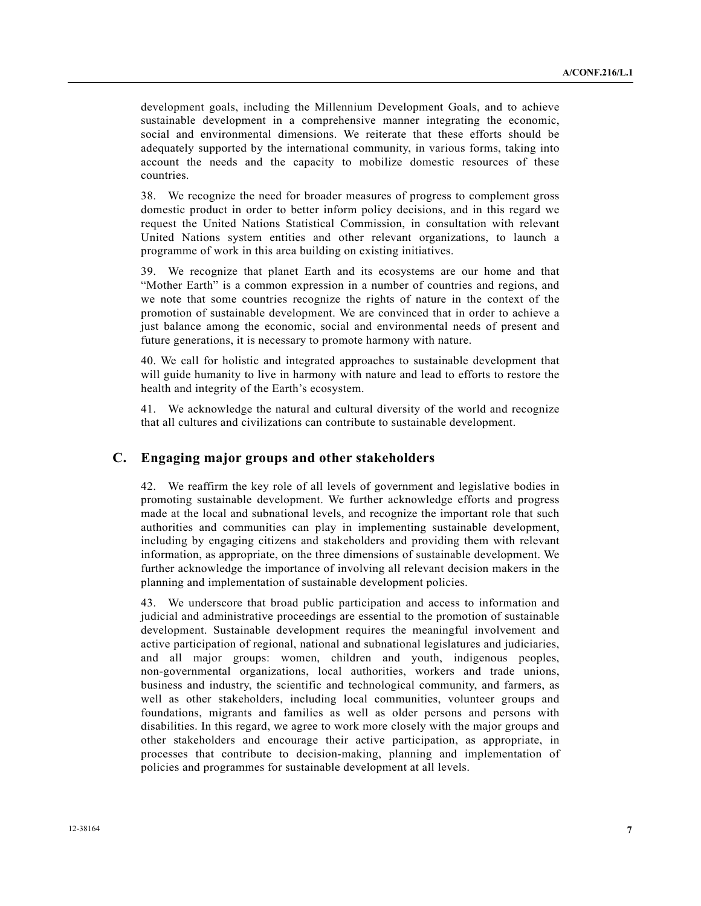development goals, including the Millennium Development Goals, and to achieve sustainable development in a comprehensive manner integrating the economic, social and environmental dimensions. We reiterate that these efforts should be adequately supported by the international community, in various forms, taking into account the needs and the capacity to mobilize domestic resources of these countries.

38. We recognize the need for broader measures of progress to complement gross domestic product in order to better inform policy decisions, and in this regard we request the United Nations Statistical Commission, in consultation with relevant United Nations system entities and other relevant organizations, to launch a programme of work in this area building on existing initiatives.

39. We recognize that planet Earth and its ecosystems are our home and that "Mother Earth" is a common expression in a number of countries and regions, and we note that some countries recognize the rights of nature in the context of the promotion of sustainable development. We are convinced that in order to achieve a just balance among the economic, social and environmental needs of present and future generations, it is necessary to promote harmony with nature.

40. We call for holistic and integrated approaches to sustainable development that will guide humanity to live in harmony with nature and lead to efforts to restore the health and integrity of the Earth's ecosystem.

41. We acknowledge the natural and cultural diversity of the world and recognize that all cultures and civilizations can contribute to sustainable development.

## C. Engaging major groups and other stakeholders

42. We reaffirm the key role of all levels of government and legislative bodies in promoting sustainable development. We further acknowledge efforts and progress made at the local and subnational levels, and recognize the important role that such authorities and communities can play in implementing sustainable development, including by engaging citizens and stakeholders and providing them with relevant information, as appropriate, on the three dimensions of sustainable development. We further acknowledge the importance of involving all relevant decision makers in the planning and implementation of sustainable development policies.

43. We underscore that broad public participation and access to information and judicial and administrative proceedings are essential to the promotion of sustainable development. Sustainable development requires the meaningful involvement and active participation of regional, national and subnational legislatures and judiciaries, and all major groups: women, children and youth, indigenous peoples, non-governmental organizations, local authorities, workers and trade unions, business and industry, the scientific and technological community, and farmers, as well as other stakeholders, including local communities, volunteer groups and foundations, migrants and families as well as older persons and persons with disabilities. In this regard, we agree to work more closely with the major groups and other stakeholders and encourage their active participation, as appropriate, in processes that contribute to decision-making, planning and implementation of policies and programmes for sustainable development at all levels.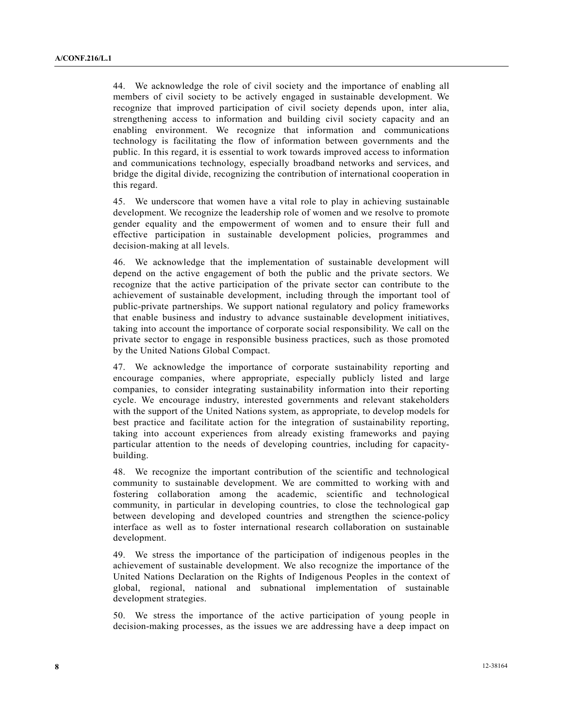44. We acknowledge the role of civil society and the importance of enabling all members of civil society to be actively engaged in sustainable development. We recognize that improved participation of civil society depends upon, inter alia, strengthening access to information and building civil society capacity and an enabling environment. We recognize that information and communications technology is facilitating the flow of information between governments and the public. In this regard, it is essential to work towards improved access to information and communications technology, especially broadband networks and services, and bridge the digital divide, recognizing the contribution of international cooperation in this regard.

45. We underscore that women have a vital role to play in achieving sustainable development. We recognize the leadership role of women and we resolve to promote gender equality and the empowerment of women and to ensure their full and effective participation in sustainable development policies, programmes and decision-making at all levels.

46. We acknowledge that the implementation of sustainable development will depend on the active engagement of both the public and the private sectors. We recognize that the active participation of the private sector can contribute to the achievement of sustainable development, including through the important tool of public-private partnerships. We support national regulatory and policy frameworks that enable business and industry to advance sustainable development initiatives, taking into account the importance of corporate social responsibility. We call on the private sector to engage in responsible business practices, such as those promoted by the United Nations Global Compact.

47. We acknowledge the importance of corporate sustainability reporting and encourage companies, where appropriate, especially publicly listed and large companies, to consider integrating sustainability information into their reporting cycle. We encourage industry, interested governments and relevant stakeholders with the support of the United Nations system, as appropriate, to develop models for best practice and facilitate action for the integration of sustainability reporting, taking into account experiences from already existing frameworks and paying particular attention to the needs of developing countries, including for capacity-building.

48. We recognize the important contribution of the scientific and technological community to sustainable development. We are committed to working with and fostering collaboration among the academic, scientific and technological community, in particular in developing countries, to close the technological gap between developing and developed countries and strengthen the science-policy interface as well as to foster international research collaboration on sustainable development.

49. We stress the importance of the participation of indigenous peoples in the achievement of sustainable development. We also recognize the importance of the United Nations Declaration on the Rights of Indigenous Peoples in the context of global, regional, national and subnational implementation of sustainable development strategies.

50. We stress the importance of the active participation of young people in decision-making processes, as the issues we are addressing have a deep impact on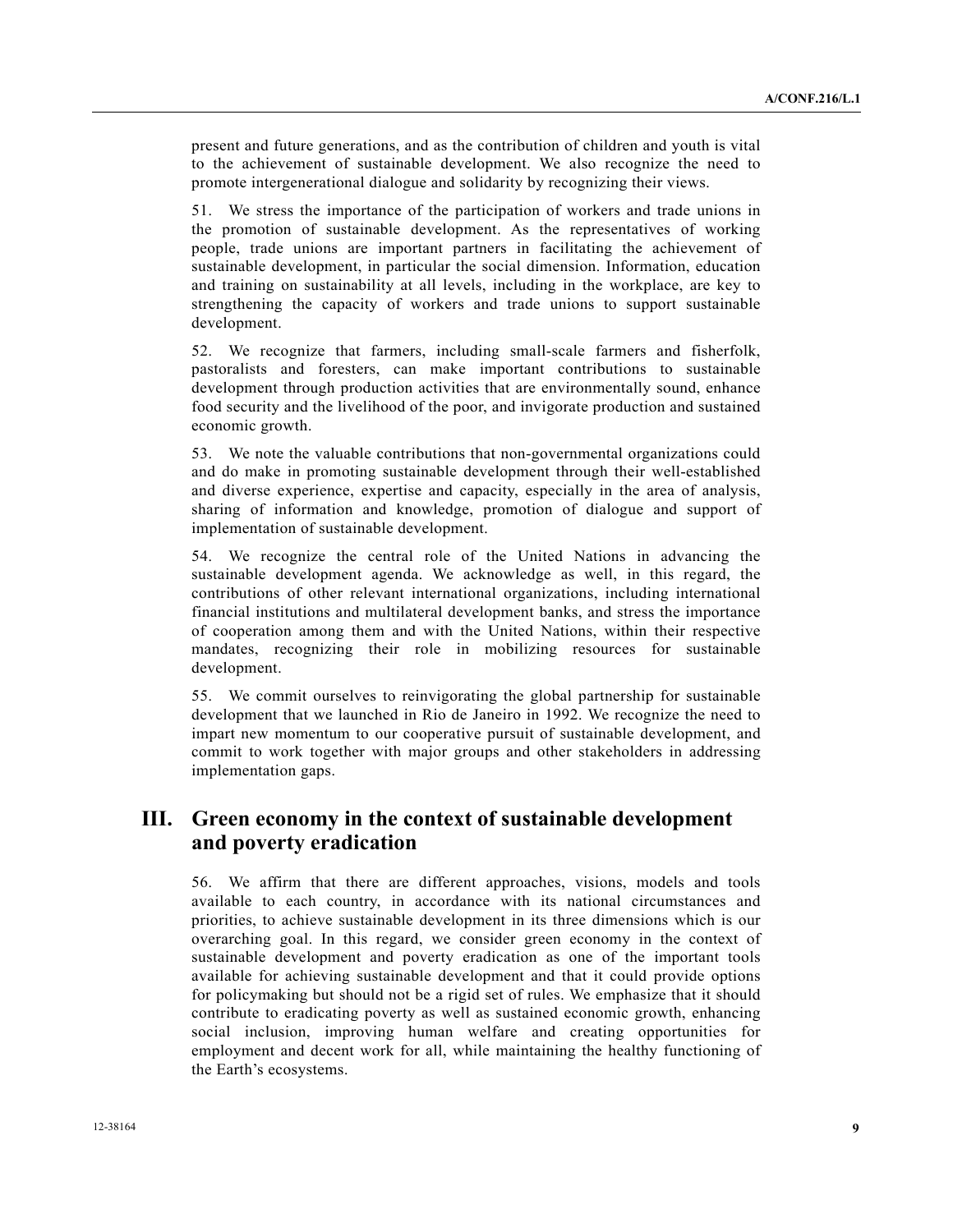present and future generations, and as the contribution of children and youth is vital to the achievement of sustainable development. We also recognize the need to promote intergenerational dialogue and solidarity by recognizing their views.

51. We stress the importance of the participation of workers and trade unions in the promotion of sustainable development. As the representatives of working people, trade unions are important partners in facilitating the achievement of sustainable development, in particular the social dimension. Information, education and training on sustainability at all levels, including in the workplace, are key to strengthening the capacity of workers and trade unions to support sustainable development.

52. We recognize that farmers, including small-scale farmers and fisherfolk, pastoralists and foresters, can make important contributions to sustainable development through production activities that are environmentally sound, enhance food security and the livelihood of the poor, and invigorate production and sustained economic growth.

53. We note the valuable contributions that non-governmental organizations could and do make in promoting sustainable development through their well-established and diverse experience, expertise and capacity, especially in the area of analysis, sharing of information and knowledge, promotion of dialogue and support of implementation of sustainable development.

54. We recognize the central role of the United Nations in advancing the sustainable development agenda. We acknowledge as well, in this regard, the contributions of other relevant international organizations, including international financial institutions and multilateral development banks, and stress the importance of cooperation among them and with the United Nations, within their respective mandates, recognizing their role in mobilizing resources for sustainable development.

55. We commit ourselves to reinvigorating the global partnership for sustainable development that we launched in Rio de Janeiro in 1992. We recognize the need to impart new momentum to our cooperative pursuit of sustainable development, and commit to work together with major groups and other stakeholders in addressing implementation gaps.

## III. Green economy in the context of sustainable development and poverty eradication

56. We affirm that there are different approaches, visions, models and tools available to each country, in accordance with its national circumstances and priorities, to achieve sustainable development in its three dimensions which is our overarching goal. In this regard, we consider green economy in the context of sustainable development and poverty eradication as one of the important tools available for achieving sustainable development and that it could provide options for policymaking but should not be a rigid set of rules. We emphasize that it should contribute to eradicating poverty as well as sustained economic growth, enhancing social inclusion, improving human welfare and creating opportunities for employment and decent work for all, while maintaining the healthy functioning of the Earth's ecosystems.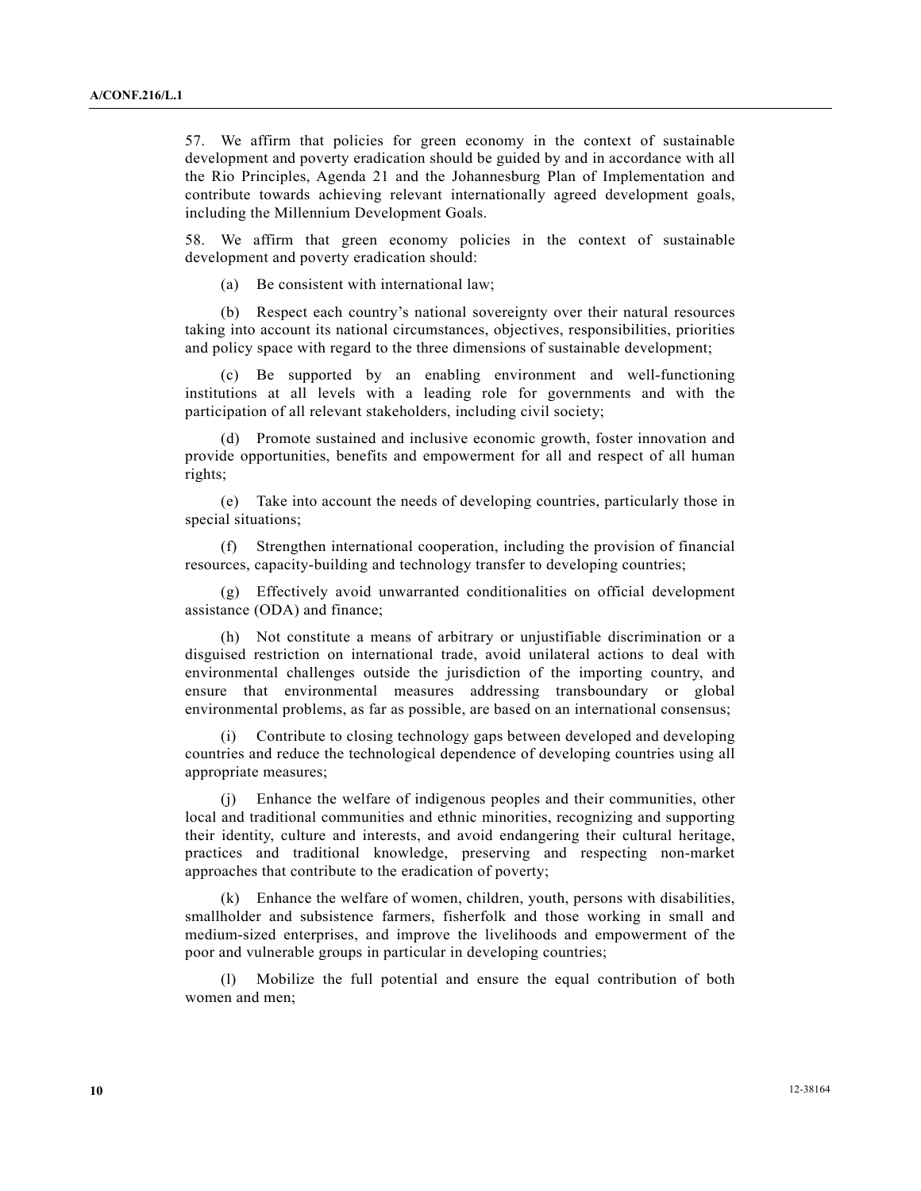57. We affirm that policies for green economy in the context of sustainable development and poverty eradication should be guided by and in accordance with all the Rio Principles, Agenda 21 and the Johannesburg Plan of Implementation and contribute towards achieving relevant internationally agreed development goals, including the Millennium Development Goals.

58. We affirm that green economy policies in the context of sustainable development and poverty eradication should:

(a) Be consistent with international law;

(b) Respect each country's national sovereignty over their natural resources taking into account its national circumstances, objectives, responsibilities, priorities and policy space with regard to the three dimensions of sustainable development;

(c) Be supported by an enabling environment and well-functioning institutions at all levels with a leading role for governments and with the participation of all relevant stakeholders, including civil society;

(d) Promote sustained and inclusive economic growth, foster innovation and provide opportunities, benefits and empowerment for all and respect of all human rights;

(e) Take into account the needs of developing countries, particularly those in special situations;

(f) Strengthen international cooperation, including the provision of financial resources, capacity-building and technology transfer to developing countries;

(g) Effectively avoid unwarranted conditionalities on official development assistance (ODA) and finance;

(h) Not constitute a means of arbitrary or unjustifiable discrimination or a disguised restriction on international trade, avoid unilateral actions to deal with environmental challenges outside the jurisdiction of the importing country, and ensure that environmental measures addressing transboundary or global environmental problems, as far as possible, are based on an international consensus;

(i) Contribute to closing technology gaps between developed and developing countries and reduce the technological dependence of developing countries using all appropriate measures;

(j) Enhance the welfare of indigenous peoples and their communities, other local and traditional communities and ethnic minorities, recognizing and supporting their identity, culture and interests, and avoid endangering their cultural heritage, practices and traditional knowledge, preserving and respecting non-market approaches that contribute to the eradication of poverty;

(k) Enhance the welfare of women, children, youth, persons with disabilities, smallholder and subsistence farmers, fisherfolk and those working in small and medium-sized enterprises, and improve the livelihoods and empowerment of the poor and vulnerable groups in particular in developing countries;

(l) Mobilize the full potential and ensure the equal contribution of both women and men;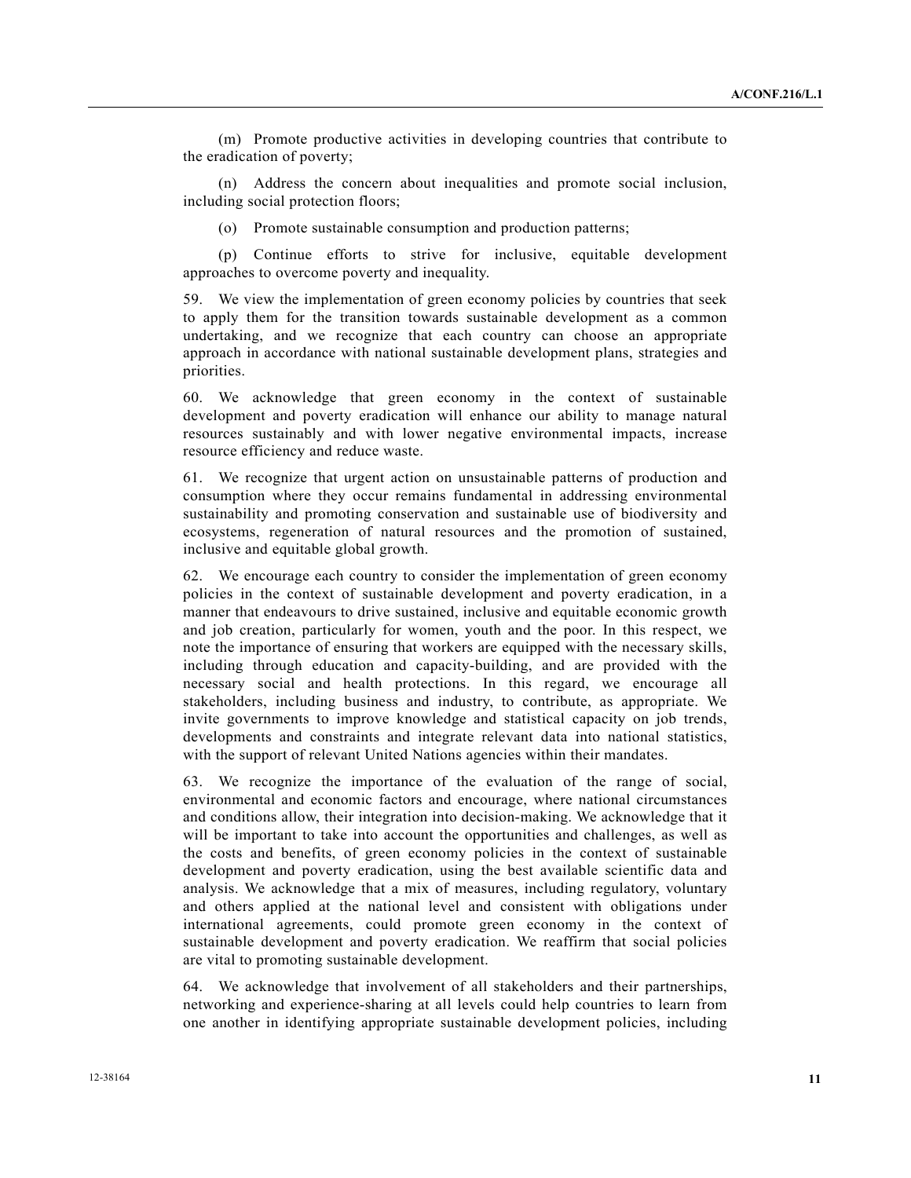(m) Promote productive activities in developing countries that contribute to the eradication of poverty;

(n) Address the concern about inequalities and promote social inclusion, including social protection floors;

(o) Promote sustainable consumption and production patterns;

(p) Continue efforts to strive for inclusive, equitable development approaches to overcome poverty and inequality.

59. We view the implementation of green economy policies by countries that seek to apply them for the transition towards sustainable development as a common undertaking, and we recognize that each country can choose an appropriate approach in accordance with national sustainable development plans, strategies and priorities.

60. We acknowledge that green economy in the context of sustainable development and poverty eradication will enhance our ability to manage natural resources sustainably and with lower negative environmental impacts, increase resource efficiency and reduce waste.

61. We recognize that urgent action on unsustainable patterns of production and consumption where they occur remains fundamental in addressing environmental sustainability and promoting conservation and sustainable use of biodiversity and ecosystems, regeneration of natural resources and the promotion of sustained, inclusive and equitable global growth.

62. We encourage each country to consider the implementation of green economy policies in the context of sustainable development and poverty eradication, in a manner that endeavours to drive sustained, inclusive and equitable economic growth and job creation, particularly for women, youth and the poor. In this respect, we note the importance of ensuring that workers are equipped with the necessary skills, including through education and capacity-building, and are provided with the necessary social and health protections. In this regard, we encourage all stakeholders, including business and industry, to contribute, as appropriate. We invite governments to improve knowledge and statistical capacity on job trends, developments and constraints and integrate relevant data into national statistics, with the support of relevant United Nations agencies within their mandates.

63. We recognize the importance of the evaluation of the range of social, environmental and economic factors and encourage, where national circumstances and conditions allow, their integration into decision-making. We acknowledge that it will be important to take into account the opportunities and challenges, as well as the costs and benefits, of green economy policies in the context of sustainable development and poverty eradication, using the best available scientific data and analysis. We acknowledge that a mix of measures, including regulatory, voluntary and others applied at the national level and consistent with obligations under international agreements, could promote green economy in the context of sustainable development and poverty eradication. We reaffirm that social policies are vital to promoting sustainable development.

64. We acknowledge that involvement of all stakeholders and their partnerships, networking and experience-sharing at all levels could help countries to learn from one another in identifying appropriate sustainable development policies, including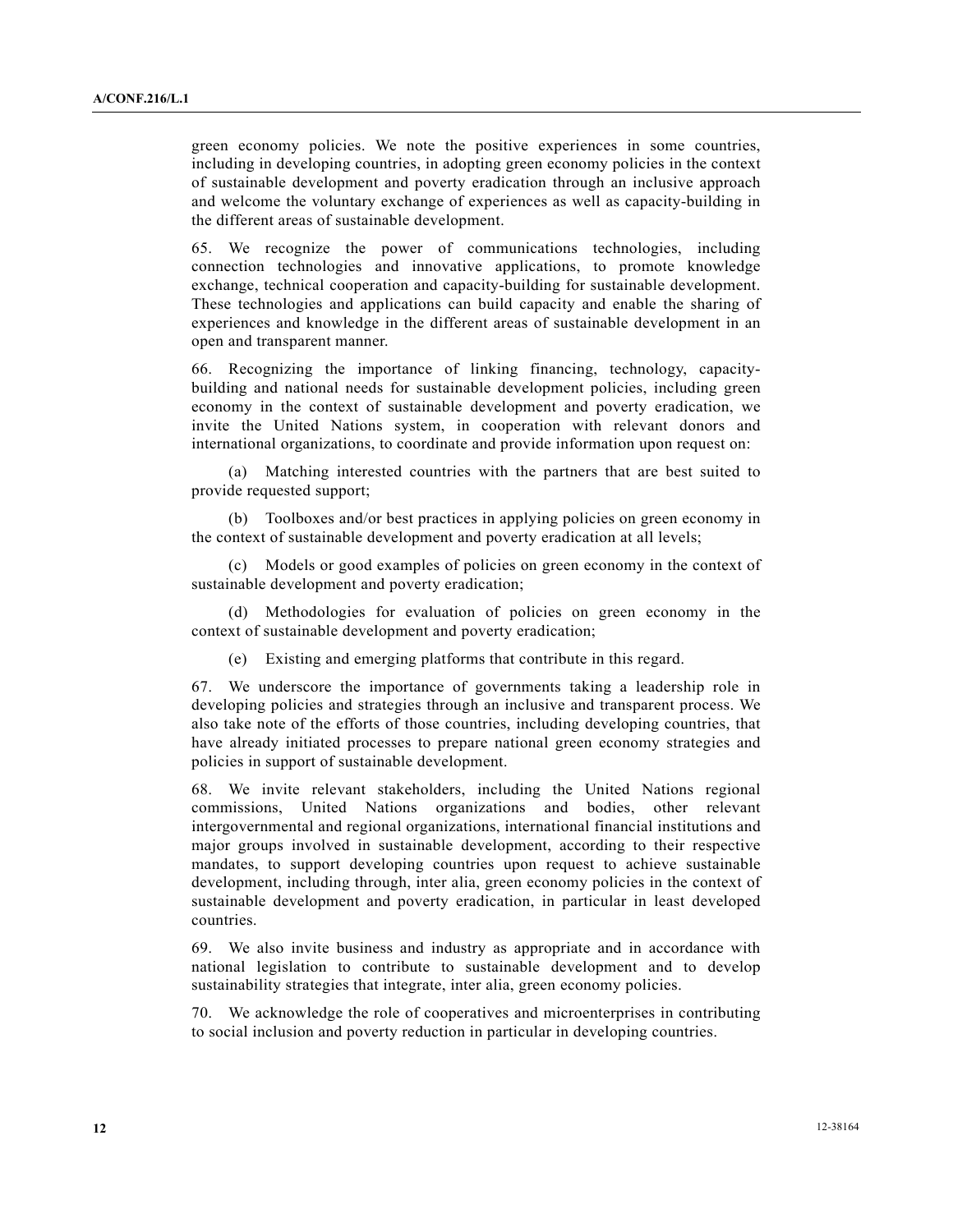green economy policies. We note the positive experiences in some countries, including in developing countries, in adopting green economy policies in the context of sustainable development and poverty eradication through an inclusive approach and welcome the voluntary exchange of experiences as well as capacity-building in the different areas of sustainable development.

65. We recognize the power of communications technologies, including connection technologies and innovative applications, to promote knowledge exchange, technical cooperation and capacity-building for sustainable development. These technologies and applications can build capacity and enable the sharing of experiences and knowledge in the different areas of sustainable development in an open and transparent manner.

66. Recognizing the importance of linking financing, technology, capacity-building and national needs for sustainable development policies, including green economy in the context of sustainable development and poverty eradication, we invite the United Nations system, in cooperation with relevant donors and international organizations, to coordinate and provide information upon request on:

(a) Matching interested countries with the partners that are best suited to provide requested support;

(b) Toolboxes and/or best practices in applying policies on green economy in the context of sustainable development and poverty eradication at all levels;

(c) Models or good examples of policies on green economy in the context of sustainable development and poverty eradication;

(d) Methodologies for evaluation of policies on green economy in the context of sustainable development and poverty eradication;

(e) Existing and emerging platforms that contribute in this regard.

67. We underscore the importance of governments taking a leadership role in developing policies and strategies through an inclusive and transparent process. We also take note of the efforts of those countries, including developing countries, that have already initiated processes to prepare national green economy strategies and policies in support of sustainable development.

68. We invite relevant stakeholders, including the United Nations regional commissions, United Nations organizations and bodies, other relevant intergovernmental and regional organizations, international financial institutions and major groups involved in sustainable development, according to their respective mandates, to support developing countries upon request to achieve sustainable development, including through, inter alia, green economy policies in the context of sustainable development and poverty eradication, in particular in least developed countries.

69. We also invite business and industry as appropriate and in accordance with national legislation to contribute to sustainable development and to develop sustainability strategies that integrate, inter alia, green economy policies.

70. We acknowledge the role of cooperatives and microenterprises in contributing to social inclusion and poverty reduction in particular in developing countries.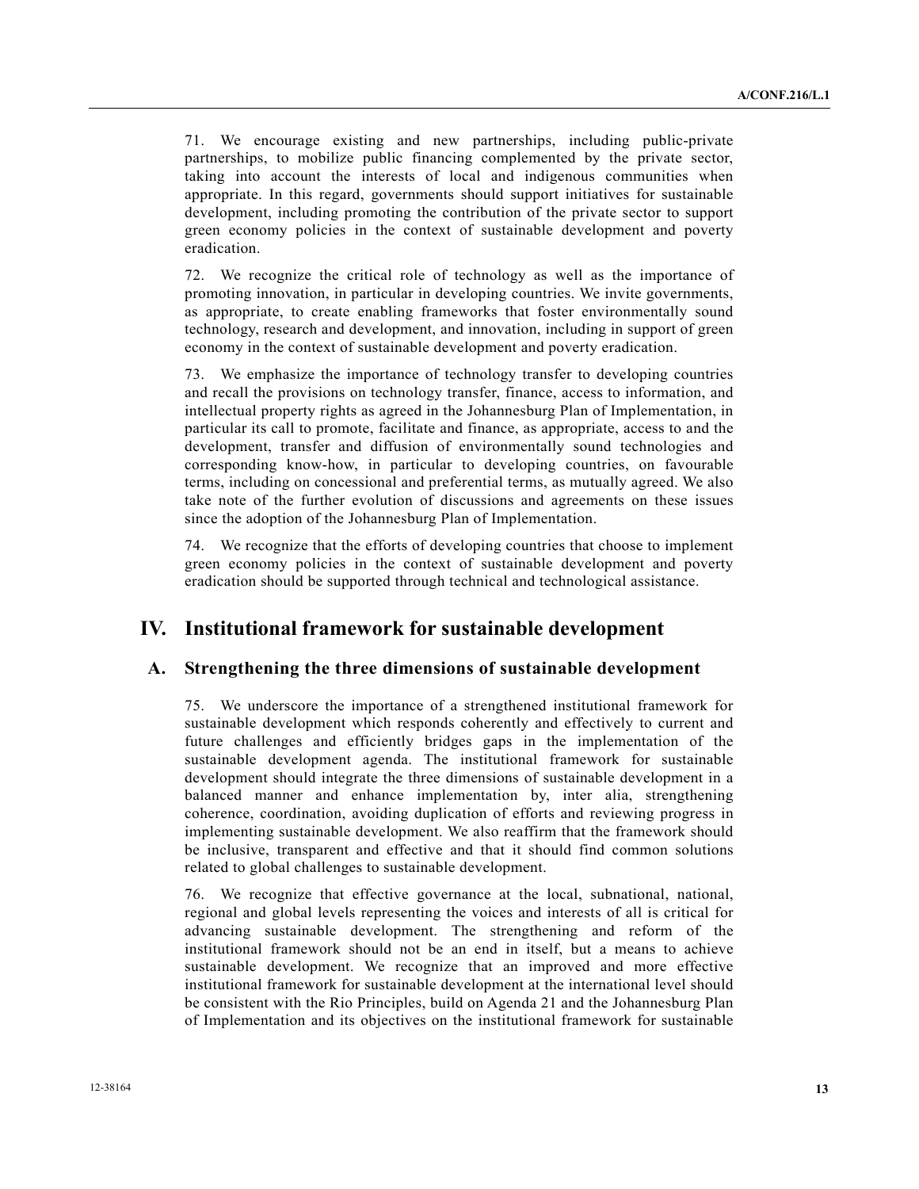71. We encourage existing and new partnerships, including public-private partnerships, to mobilize public financing complemented by the private sector, taking into account the interests of local and indigenous communities when appropriate. In this regard, governments should support initiatives for sustainable development, including promoting the contribution of the private sector to support green economy policies in the context of sustainable development and poverty eradication.

72. We recognize the critical role of technology as well as the importance of promoting innovation, in particular in developing countries. We invite governments, as appropriate, to create enabling frameworks that foster environmentally sound technology, research and development, and innovation, including in support of green economy in the context of sustainable development and poverty eradication.

73. We emphasize the importance of technology transfer to developing countries and recall the provisions on technology transfer, finance, access to information, and intellectual property rights as agreed in the Johannesburg Plan of Implementation, in particular its call to promote, facilitate and finance, as appropriate, access to and the development, transfer and diffusion of environmentally sound technologies and corresponding know-how, in particular to developing countries, on favourable terms, including on concessional and preferential terms, as mutually agreed. We also take note of the further evolution of discussions and agreements on these issues since the adoption of the Johannesburg Plan of Implementation.

74. We recognize that the efforts of developing countries that choose to implement green economy policies in the context of sustainable development and poverty eradication should be supported through technical and technological assistance.

# IV. Institutional framework for sustainable development

## A. Strengthening the three dimensions of sustainable development

75. We underscore the importance of a strengthened institutional framework for sustainable development which responds coherently and effectively to current and future challenges and efficiently bridges gaps in the implementation of the sustainable development agenda. The institutional framework for sustainable development should integrate the three dimensions of sustainable development in a balanced manner and enhance implementation by, inter alia, strengthening coherence, coordination, avoiding duplication of efforts and reviewing progress in implementing sustainable development. We also reaffirm that the framework should be inclusive, transparent and effective and that it should find common solutions related to global challenges to sustainable development.

76. We recognize that effective governance at the local, subnational, national, regional and global levels representing the voices and interests of all is critical for advancing sustainable development. The strengthening and reform of the institutional framework should not be an end in itself, but a means to achieve sustainable development. We recognize that an improved and more effective institutional framework for sustainable development at the international level should be consistent with the Rio Principles, build on Agenda 21 and the Johannesburg Plan of Implementation and its objectives on the institutional framework for sustainable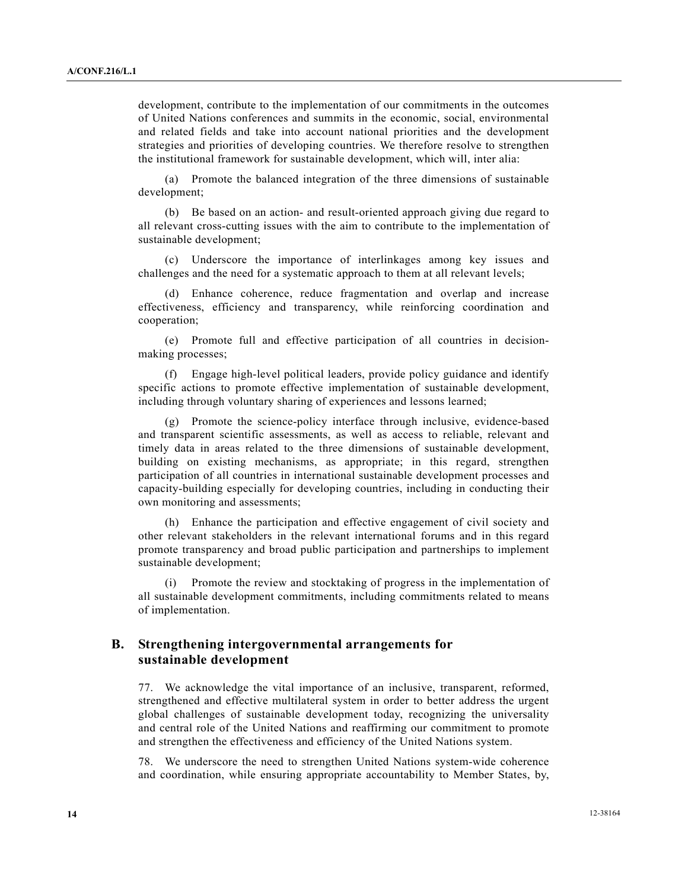development, contribute to the implementation of our commitments in the outcomes of United Nations conferences and summits in the economic, social, environmental and related fields and take into account national priorities and the development strategies and priorities of developing countries. We therefore resolve to strengthen the institutional framework for sustainable development, which will, inter alia:

(a) Promote the balanced integration of the three dimensions of sustainable development;

(b) Be based on an action- and result-oriented approach giving due regard to all relevant cross-cutting issues with the aim to contribute to the implementation of sustainable development;

(c) Underscore the importance of interlinkages among key issues and challenges and the need for a systematic approach to them at all relevant levels;

(d) Enhance coherence, reduce fragmentation and overlap and increase effectiveness, efficiency and transparency, while reinforcing coordination and cooperation;

(e) Promote full and effective participation of all countries in decision-making processes;

(f) Engage high-level political leaders, provide policy guidance and identify specific actions to promote effective implementation of sustainable development, including through voluntary sharing of experiences and lessons learned;

(g) Promote the science-policy interface through inclusive, evidence-based and transparent scientific assessments, as well as access to reliable, relevant and timely data in areas related to the three dimensions of sustainable development, building on existing mechanisms, as appropriate; in this regard, strengthen participation of all countries in international sustainable development processes and capacity-building especially for developing countries, including in conducting their own monitoring and assessments;

(h) Enhance the participation and effective engagement of civil society and other relevant stakeholders in the relevant international forums and in this regard promote transparency and broad public participation and partnerships to implement sustainable development;

(i) Promote the review and stocktaking of progress in the implementation of all sustainable development commitments, including commitments related to means of implementation.

## B. Strengthening intergovernmental arrangements for sustainable development

77. We acknowledge the vital importance of an inclusive, transparent, reformed, strengthened and effective multilateral system in order to better address the urgent global challenges of sustainable development today, recognizing the universality and central role of the United Nations and reaffirming our commitment to promote and strengthen the effectiveness and efficiency of the United Nations system.

78. We underscore the need to strengthen United Nations system-wide coherence and coordination, while ensuring appropriate accountability to Member States, by,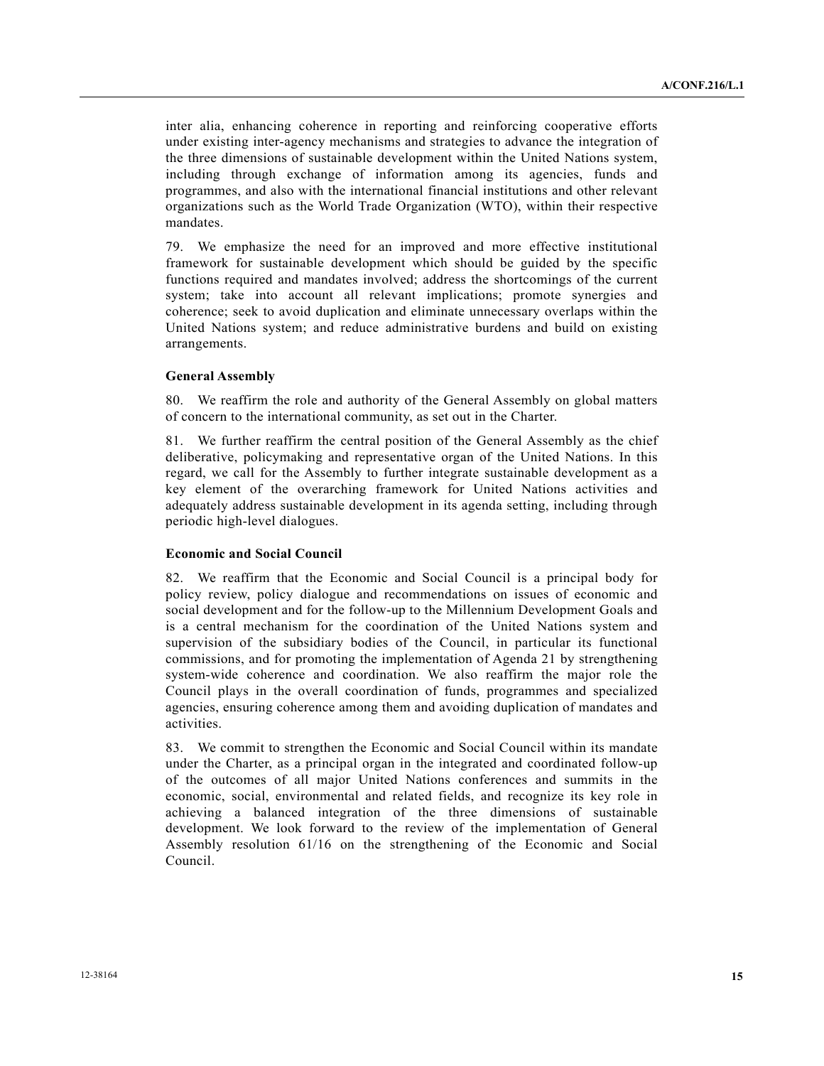inter alia, enhancing coherence in reporting and reinforcing cooperative efforts under existing inter-agency mechanisms and strategies to advance the integration of the three dimensions of sustainable development within the United Nations system, including through exchange of information among its agencies, funds and programmes, and also with the international financial institutions and other relevant organizations such as the World Trade Organization (WTO), within their respective mandates.

79. We emphasize the need for an improved and more effective institutional framework for sustainable development which should be guided by the specific functions required and mandates involved; address the shortcomings of the current system; take into account all relevant implications; promote synergies and coherence; seek to avoid duplication and eliminate unnecessary overlaps within the United Nations system; and reduce administrative burdens and build on existing arrangements.

**General Assembly**

80. We reaffirm the role and authority of the General Assembly on global matters of concern to the international community, as set out in the Charter.

81. We further reaffirm the central position of the General Assembly as the chief deliberative, policymaking and representative organ of the United Nations. In this regard, we call for the Assembly to further integrate sustainable development as a key element of the overarching framework for United Nations activities and adequately address sustainable development in its agenda setting, including through periodic high-level dialogues.

**Economic and Social Council**

82. We reaffirm that the Economic and Social Council is a principal body for policy review, policy dialogue and recommendations on issues of economic and social development and for the follow-up to the Millennium Development Goals and is a central mechanism for the coordination of the United Nations system and supervision of the subsidiary bodies of the Council, in particular its functional commissions, and for promoting the implementation of Agenda 21 by strengthening system-wide coherence and coordination. We also reaffirm the major role the Council plays in the overall coordination of funds, programmes and specialized agencies, ensuring coherence among them and avoiding duplication of mandates and activities.

83. We commit to strengthen the Economic and Social Council within its mandate under the Charter, as a principal organ in the integrated and coordinated follow-up of the outcomes of all major United Nations conferences and summits in the economic, social, environmental and related fields, and recognize its key role in achieving a balanced integration of the three dimensions of sustainable development. We look forward to the review of the implementation of General Assembly resolution 61/16 on the strengthening of the Economic and Social Council.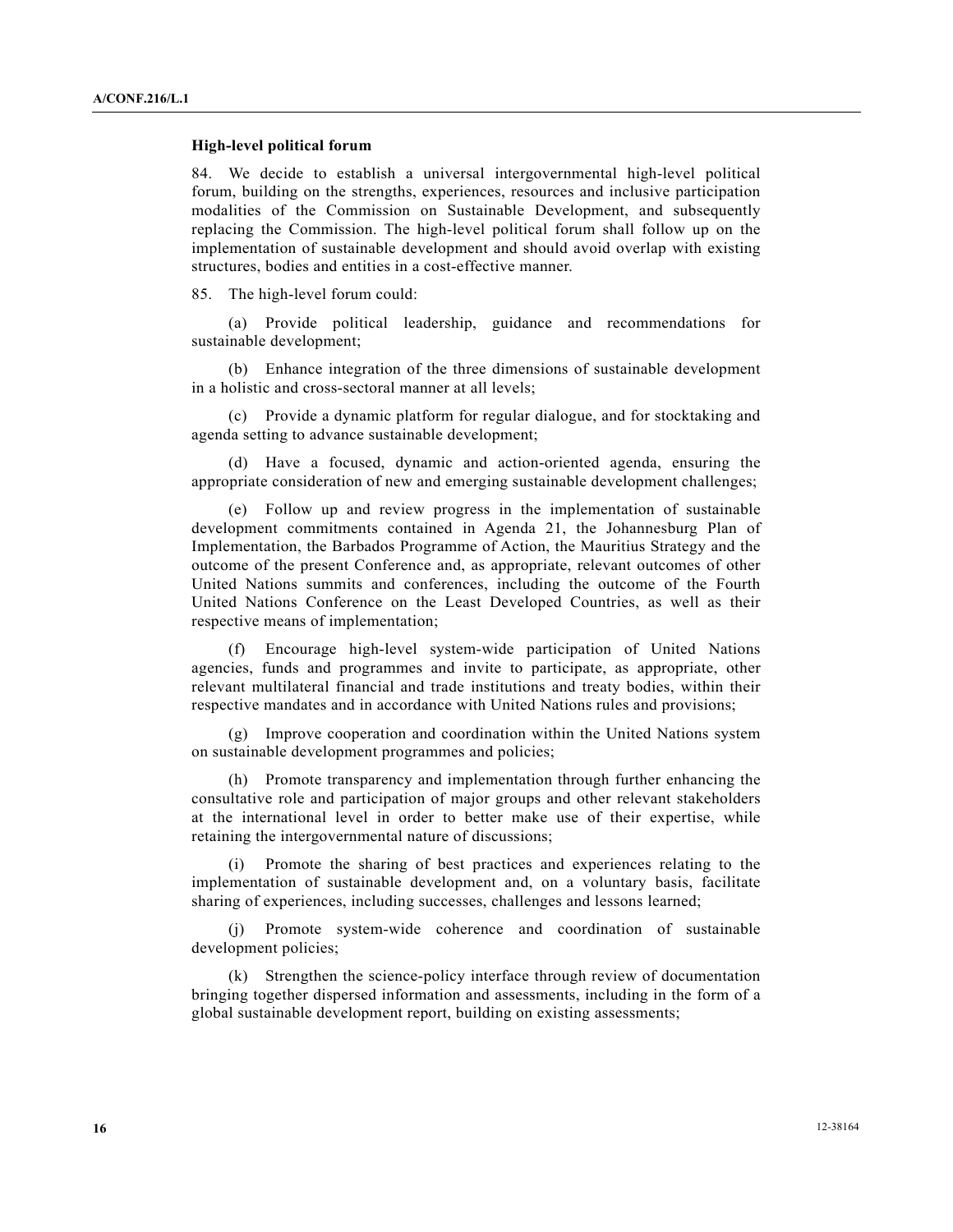### High-level political forum

84. We decide to establish a universal intergovernmental high-level political forum, building on the strengths, experiences, resources and inclusive participation modalities of the Commission on Sustainable Development, and subsequently replacing the Commission. The high-level political forum shall follow up on the implementation of sustainable development and should avoid overlap with existing structures, bodies and entities in a cost-effective manner.

85. The high-level forum could:

(a) Provide political leadership, guidance and recommendations for sustainable development;

(b) Enhance integration of the three dimensions of sustainable development in a holistic and cross-sectoral manner at all levels;

(c) Provide a dynamic platform for regular dialogue, and for stocktaking and agenda setting to advance sustainable development;

(d) Have a focused, dynamic and action-oriented agenda, ensuring the appropriate consideration of new and emerging sustainable development challenges;

(e) Follow up and review progress in the implementation of sustainable development commitments contained in Agenda 21, the Johannesburg Plan of Implementation, the Barbados Programme of Action, the Mauritius Strategy and the outcome of the present Conference and, as appropriate, relevant outcomes of other United Nations summits and conferences, including the outcome of the Fourth United Nations Conference on the Least Developed Countries, as well as their respective means of implementation;

(f) Encourage high-level system-wide participation of United Nations agencies, funds and programmes and invite to participate, as appropriate, other relevant multilateral financial and trade institutions and treaty bodies, within their respective mandates and in accordance with United Nations rules and provisions;

(g) Improve cooperation and coordination within the United Nations system on sustainable development programmes and policies;

(h) Promote transparency and implementation through further enhancing the consultative role and participation of major groups and other relevant stakeholders at the international level in order to better make use of their expertise, while retaining the intergovernmental nature of discussions;

(i) Promote the sharing of best practices and experiences relating to the implementation of sustainable development and, on a voluntary basis, facilitate sharing of experiences, including successes, challenges and lessons learned;

(j) Promote system-wide coherence and coordination of sustainable development policies;

(k) Strengthen the science-policy interface through review of documentation bringing together dispersed information and assessments, including in the form of a global sustainable development report, building on existing assessments;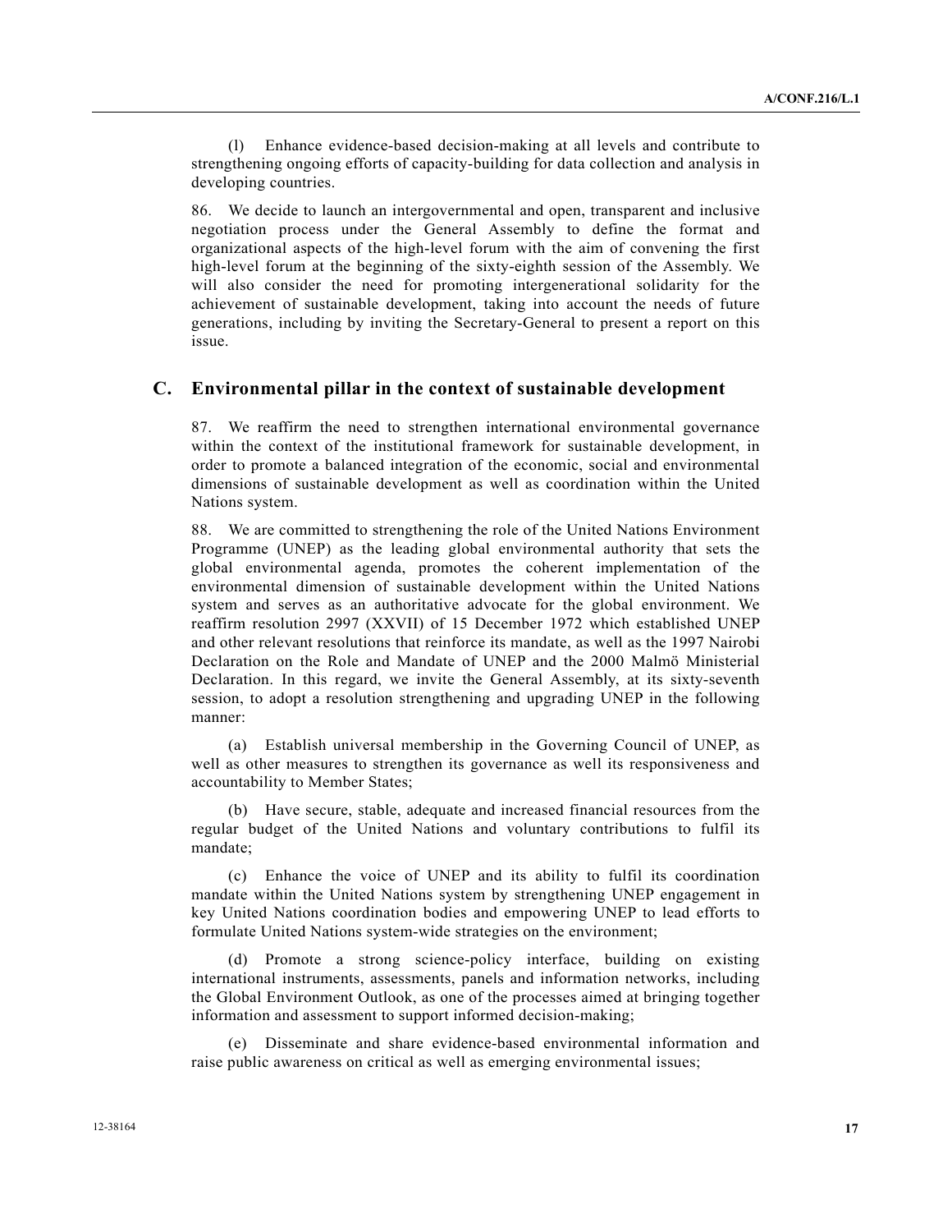(l) Enhance evidence-based decision-making at all levels and contribute to strengthening ongoing efforts of capacity-building for data collection and analysis in developing countries.

86. We decide to launch an intergovernmental and open, transparent and inclusive negotiation process under the General Assembly to define the format and organizational aspects of the high-level forum with the aim of convening the first high-level forum at the beginning of the sixty-eighth session of the Assembly. We will also consider the need for promoting intergenerational solidarity for the achievement of sustainable development, taking into account the needs of future generations, including by inviting the Secretary-General to present a report on this issue.

## C. Environmental pillar in the context of sustainable development

87. We reaffirm the need to strengthen international environmental governance within the context of the institutional framework for sustainable development, in order to promote a balanced integration of the economic, social and environmental dimensions of sustainable development as well as coordination within the United Nations system.

88. We are committed to strengthening the role of the United Nations Environment Programme (UNEP) as the leading global environmental authority that sets the global environmental agenda, promotes the coherent implementation of the environmental dimension of sustainable development within the United Nations system and serves as an authoritative advocate for the global environment. We reaffirm resolution 2997 (XXVII) of 15 December 1972 which established UNEP and other relevant resolutions that reinforce its mandate, as well as the 1997 Nairobi Declaration on the Role and Mandate of UNEP and the 2000 Malmö Ministerial Declaration. In this regard, we invite the General Assembly, at its sixty-seventh session, to adopt a resolution strengthening and upgrading UNEP in the following manner:

(a) Establish universal membership in the Governing Council of UNEP, as well as other measures to strengthen its governance as well its responsiveness and accountability to Member States;

(b) Have secure, stable, adequate and increased financial resources from the regular budget of the United Nations and voluntary contributions to fulfil its mandate;

(c) Enhance the voice of UNEP and its ability to fulfil its coordination mandate within the United Nations system by strengthening UNEP engagement in key United Nations coordination bodies and empowering UNEP to lead efforts to formulate United Nations system-wide strategies on the environment;

(d) Promote a strong science-policy interface, building on existing international instruments, assessments, panels and information networks, including the Global Environment Outlook, as one of the processes aimed at bringing together information and assessment to support informed decision-making;

(e) Disseminate and share evidence-based environmental information and raise public awareness on critical as well as emerging environmental issues;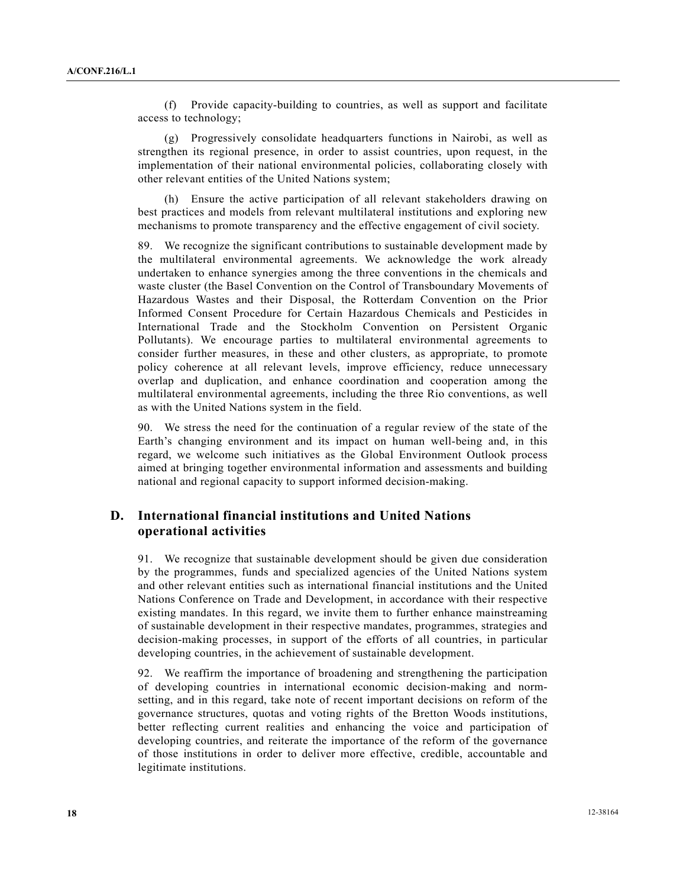(f) Provide capacity-building to countries, as well as support and facilitate access to technology;

(g) Progressively consolidate headquarters functions in Nairobi, as well as strengthen its regional presence, in order to assist countries, upon request, in the implementation of their national environmental policies, collaborating closely with other relevant entities of the United Nations system;

(h) Ensure the active participation of all relevant stakeholders drawing on best practices and models from relevant multilateral institutions and exploring new mechanisms to promote transparency and the effective engagement of civil society.

89. We recognize the significant contributions to sustainable development made by the multilateral environmental agreements. We acknowledge the work already undertaken to enhance synergies among the three conventions in the chemicals and waste cluster (the Basel Convention on the Control of Transboundary Movements of Hazardous Wastes and their Disposal, the Rotterdam Convention on the Prior Informed Consent Procedure for Certain Hazardous Chemicals and Pesticides in International Trade and the Stockholm Convention on Persistent Organic Pollutants). We encourage parties to multilateral environmental agreements to consider further measures, in these and other clusters, as appropriate, to promote policy coherence at all relevant levels, improve efficiency, reduce unnecessary overlap and duplication, and enhance coordination and cooperation among the multilateral environmental agreements, including the three Rio conventions, as well as with the United Nations system in the field.

90. We stress the need for the continuation of a regular review of the state of the Earth's changing environment and its impact on human well-being and, in this regard, we welcome such initiatives as the Global Environment Outlook process aimed at bringing together environmental information and assessments and building national and regional capacity to support informed decision-making.

## D. International financial institutions and United Nations operational activities

91. We recognize that sustainable development should be given due consideration by the programmes, funds and specialized agencies of the United Nations system and other relevant entities such as international financial institutions and the United Nations Conference on Trade and Development, in accordance with their respective existing mandates. In this regard, we invite them to further enhance mainstreaming of sustainable development in their respective mandates, programmes, strategies and decision-making processes, in support of the efforts of all countries, in particular developing countries, in the achievement of sustainable development.

92. We reaffirm the importance of broadening and strengthening the participation of developing countries in international economic decision-making and norm-setting, and in this regard, take note of recent important decisions on reform of the governance structures, quotas and voting rights of the Bretton Woods institutions, better reflecting current realities and enhancing the voice and participation of developing countries, and reiterate the importance of the reform of the governance of those institutions in order to deliver more effective, credible, accountable and legitimate institutions.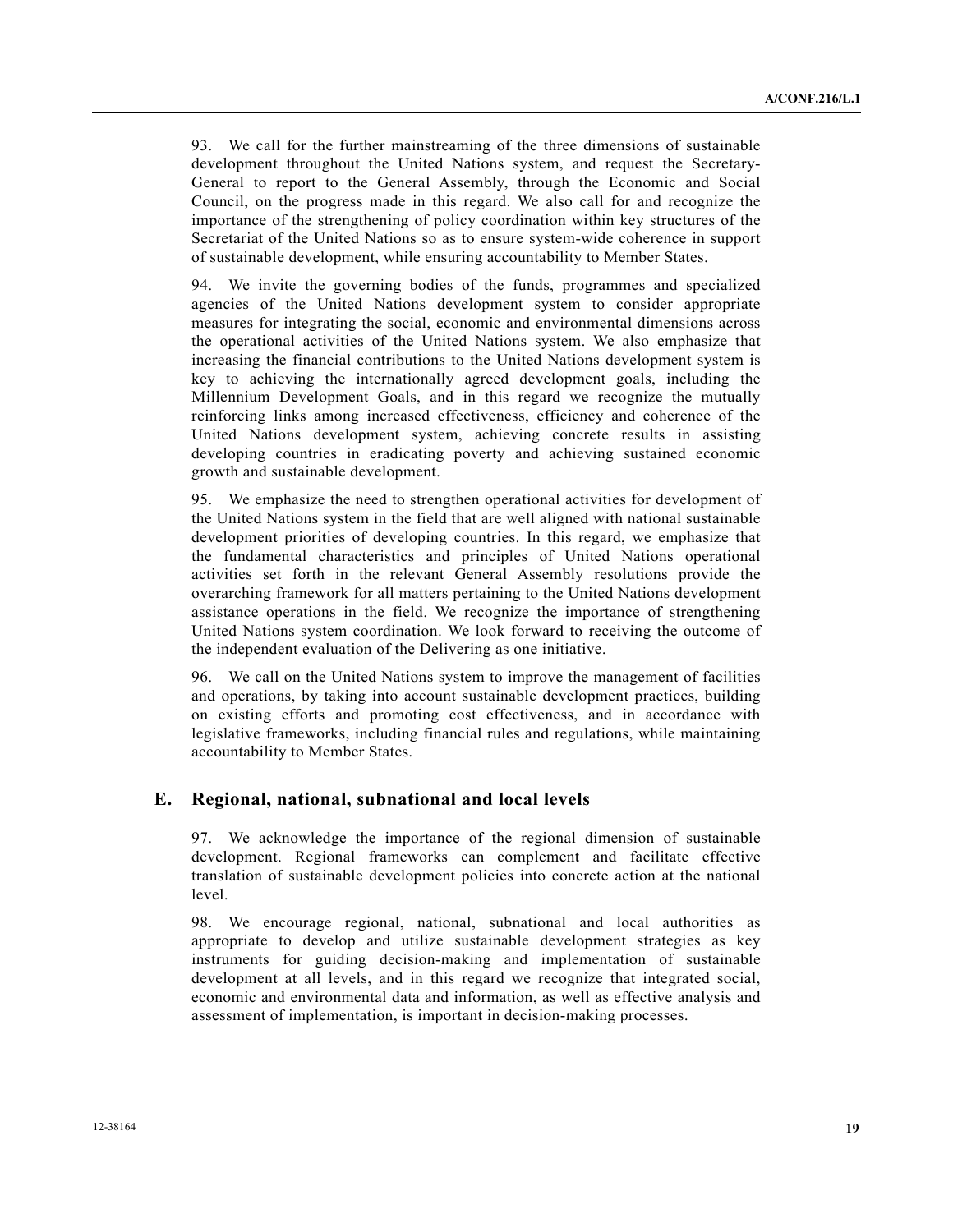93. We call for the further mainstreaming of the three dimensions of sustainable development throughout the United Nations system, and request the Secretary-General to report to the General Assembly, through the Economic and Social Council, on the progress made in this regard. We also call for and recognize the importance of the strengthening of policy coordination within key structures of the Secretariat of the United Nations so as to ensure system-wide coherence in support of sustainable development, while ensuring accountability to Member States.

94. We invite the governing bodies of the funds, programmes and specialized agencies of the United Nations development system to consider appropriate measures for integrating the social, economic and environmental dimensions across the operational activities of the United Nations system. We also emphasize that increasing the financial contributions to the United Nations development system is key to achieving the internationally agreed development goals, including the Millennium Development Goals, and in this regard we recognize the mutually reinforcing links among increased effectiveness, efficiency and coherence of the United Nations development system, achieving concrete results in assisting developing countries in eradicating poverty and achieving sustained economic growth and sustainable development.

95. We emphasize the need to strengthen operational activities for development of the United Nations system in the field that are well aligned with national sustainable development priorities of developing countries. In this regard, we emphasize that the fundamental characteristics and principles of United Nations operational activities set forth in the relevant General Assembly resolutions provide the overarching framework for all matters pertaining to the United Nations development assistance operations in the field. We recognize the importance of strengthening United Nations system coordination. We look forward to receiving the outcome of the independent evaluation of the Delivering as one initiative.

96. We call on the United Nations system to improve the management of facilities and operations, by taking into account sustainable development practices, building on existing efforts and promoting cost effectiveness, and in accordance with legislative frameworks, including financial rules and regulations, while maintaining accountability to Member States.

## E. Regional, national, subnational and local levels

97. We acknowledge the importance of the regional dimension of sustainable development. Regional frameworks can complement and facilitate effective translation of sustainable development policies into concrete action at the national level.

98. We encourage regional, national, subnational and local authorities as appropriate to develop and utilize sustainable development strategies as key instruments for guiding decision-making and implementation of sustainable development at all levels, and in this regard we recognize that integrated social, economic and environmental data and information, as well as effective analysis and assessment of implementation, is important in decision-making processes.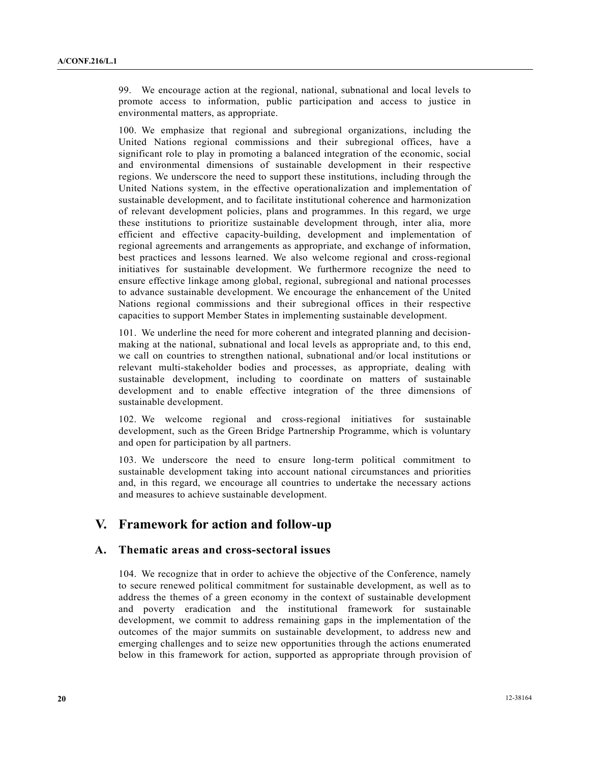99. We encourage action at the regional, national, subnational and local levels to promote access to information, public participation and access to justice in environmental matters, as appropriate.

100. We emphasize that regional and subregional organizations, including the United Nations regional commissions and their subregional offices, have a significant role to play in promoting a balanced integration of the economic, social and environmental dimensions of sustainable development in their respective regions. We underscore the need to support these institutions, including through the United Nations system, in the effective operationalization and implementation of sustainable development, and to facilitate institutional coherence and harmonization of relevant development policies, plans and programmes. In this regard, we urge these institutions to prioritize sustainable development through, inter alia, more efficient and effective capacity-building, development and implementation of regional agreements and arrangements as appropriate, and exchange of information, best practices and lessons learned. We also welcome regional and cross-regional initiatives for sustainable development. We furthermore recognize the need to ensure effective linkage among global, regional, subregional and national processes to advance sustainable development. We encourage the enhancement of the United Nations regional commissions and their subregional offices in their respective capacities to support Member States in implementing sustainable development.

101. We underline the need for more coherent and integrated planning and decision-making at the national, subnational and local levels as appropriate and, to this end, we call on countries to strengthen national, subnational and/or local institutions or relevant multi-stakeholder bodies and processes, as appropriate, dealing with sustainable development, including to coordinate on matters of sustainable development and to enable effective integration of the three dimensions of sustainable development.

102. We welcome regional and cross-regional initiatives for sustainable development, such as the Green Bridge Partnership Programme, which is voluntary and open for participation by all partners.

103. We underscore the need to ensure long-term political commitment to sustainable development taking into account national circumstances and priorities and, in this regard, we encourage all countries to undertake the necessary actions and measures to achieve sustainable development.

# V. Framework for action and follow-up

## A. Thematic areas and cross-sectoral issues

104. We recognize that in order to achieve the objective of the Conference, namely to secure renewed political commitment for sustainable development, as well as to address the themes of a green economy in the context of sustainable development and poverty eradication and the institutional framework for sustainable development, we commit to address remaining gaps in the implementation of the outcomes of the major summits on sustainable development, to address new and emerging challenges and to seize new opportunities through the actions enumerated below in this framework for action, supported as appropriate through provision of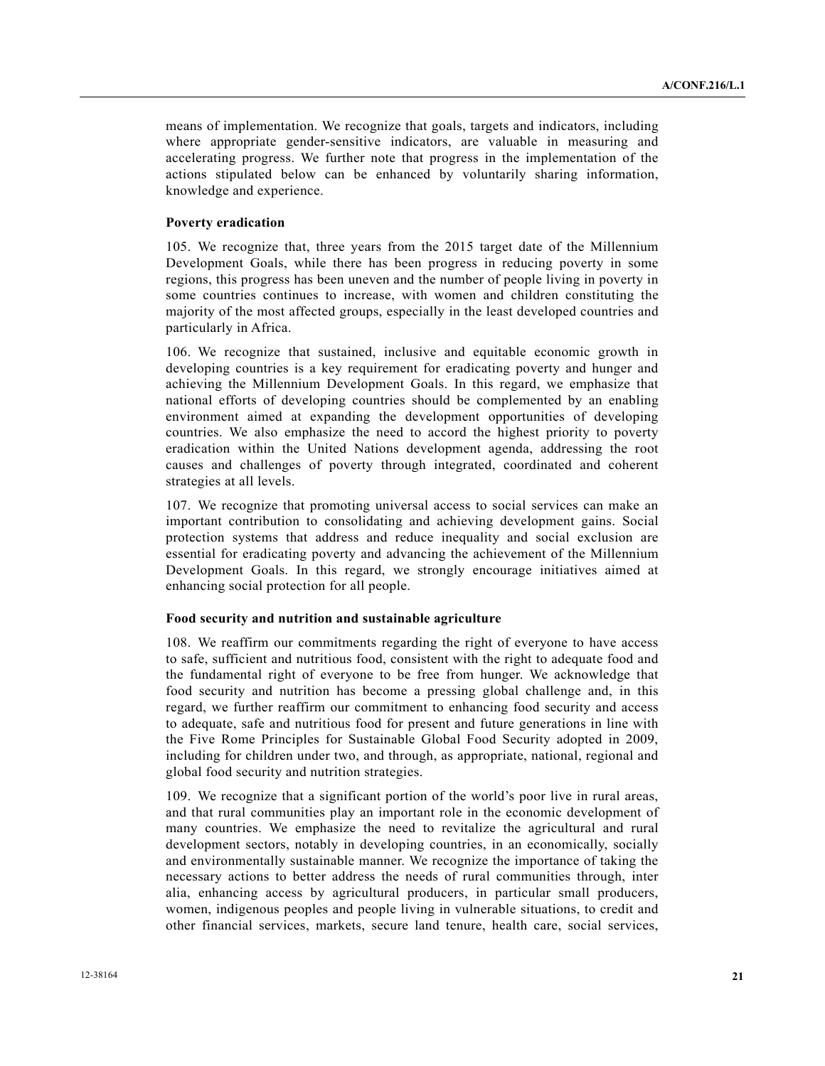means of implementation. We recognize that goals, targets and indicators, including where appropriate gender-sensitive indicators, are valuable in measuring and accelerating progress. We further note that progress in the implementation of the actions stipulated below can be enhanced by voluntarily sharing information, knowledge and experience.

**Poverty eradication**

105. We recognize that, three years from the 2015 target date of the Millennium Development Goals, while there has been progress in reducing poverty in some regions, this progress has been uneven and the number of people living in poverty in some countries continues to increase, with women and children constituting the majority of the most affected groups, especially in the least developed countries and particularly in Africa.

106. We recognize that sustained, inclusive and equitable economic growth in developing countries is a key requirement for eradicating poverty and hunger and achieving the Millennium Development Goals. In this regard, we emphasize that national efforts of developing countries should be complemented by an enabling environment aimed at expanding the development opportunities of developing countries. We also emphasize the need to accord the highest priority to poverty eradication within the United Nations development agenda, addressing the root causes and challenges of poverty through integrated, coordinated and coherent strategies at all levels.

107. We recognize that promoting universal access to social services can make an important contribution to consolidating and achieving development gains. Social protection systems that address and reduce inequality and social exclusion are essential for eradicating poverty and advancing the achievement of the Millennium Development Goals. In this regard, we strongly encourage initiatives aimed at enhancing social protection for all people.

**Food security and nutrition and sustainable agriculture**

108. We reaffirm our commitments regarding the right of everyone to have access to safe, sufficient and nutritious food, consistent with the right to adequate food and the fundamental right of everyone to be free from hunger. We acknowledge that food security and nutrition has become a pressing global challenge and, in this regard, we further reaffirm our commitment to enhancing food security and access to adequate, safe and nutritious food for present and future generations in line with the Five Rome Principles for Sustainable Global Food Security adopted in 2009, including for children under two, and through, as appropriate, national, regional and global food security and nutrition strategies.

109. We recognize that a significant portion of the world's poor live in rural areas, and that rural communities play an important role in the economic development of many countries. We emphasize the need to revitalize the agricultural and rural development sectors, notably in developing countries, in an economically, socially and environmentally sustainable manner. We recognize the importance of taking the necessary actions to better address the needs of rural communities through, inter alia, enhancing access by agricultural producers, in particular small producers, women, indigenous peoples and people living in vulnerable situations, to credit and other financial services, markets, secure land tenure, health care, social services,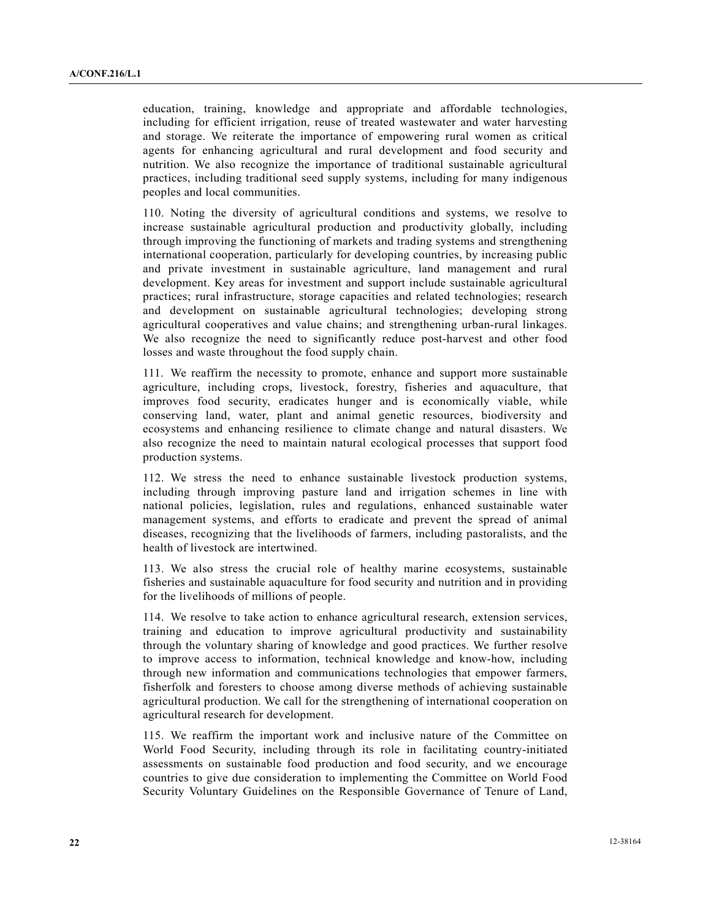education, training, knowledge and appropriate and affordable technologies, including for efficient irrigation, reuse of treated wastewater and water harvesting and storage. We reiterate the importance of empowering rural women as critical agents for enhancing agricultural and rural development and food security and nutrition. We also recognize the importance of traditional sustainable agricultural practices, including traditional seed supply systems, including for many indigenous peoples and local communities.

110. Noting the diversity of agricultural conditions and systems, we resolve to increase sustainable agricultural production and productivity globally, including through improving the functioning of markets and trading systems and strengthening international cooperation, particularly for developing countries, by increasing public and private investment in sustainable agriculture, land management and rural development. Key areas for investment and support include sustainable agricultural practices; rural infrastructure, storage capacities and related technologies; research and development on sustainable agricultural technologies; developing strong agricultural cooperatives and value chains; and strengthening urban-rural linkages. We also recognize the need to significantly reduce post-harvest and other food losses and waste throughout the food supply chain.

111. We reaffirm the necessity to promote, enhance and support more sustainable agriculture, including crops, livestock, forestry, fisheries and aquaculture, that improves food security, eradicates hunger and is economically viable, while conserving land, water, plant and animal genetic resources, biodiversity and ecosystems and enhancing resilience to climate change and natural disasters. We also recognize the need to maintain natural ecological processes that support food production systems.

112. We stress the need to enhance sustainable livestock production systems, including through improving pasture land and irrigation schemes in line with national policies, legislation, rules and regulations, enhanced sustainable water management systems, and efforts to eradicate and prevent the spread of animal diseases, recognizing that the livelihoods of farmers, including pastoralists, and the health of livestock are intertwined.

113. We also stress the crucial role of healthy marine ecosystems, sustainable fisheries and sustainable aquaculture for food security and nutrition and in providing for the livelihoods of millions of people.

114. We resolve to take action to enhance agricultural research, extension services, training and education to improve agricultural productivity and sustainability through the voluntary sharing of knowledge and good practices. We further resolve to improve access to information, technical knowledge and know-how, including through new information and communications technologies that empower farmers, fisherfolk and foresters to choose among diverse methods of achieving sustainable agricultural production. We call for the strengthening of international cooperation on agricultural research for development.

115. We reaffirm the important work and inclusive nature of the Committee on World Food Security, including through its role in facilitating country-initiated assessments on sustainable food production and food security, and we encourage countries to give due consideration to implementing the Committee on World Food Security Voluntary Guidelines on the Responsible Governance of Tenure of Land,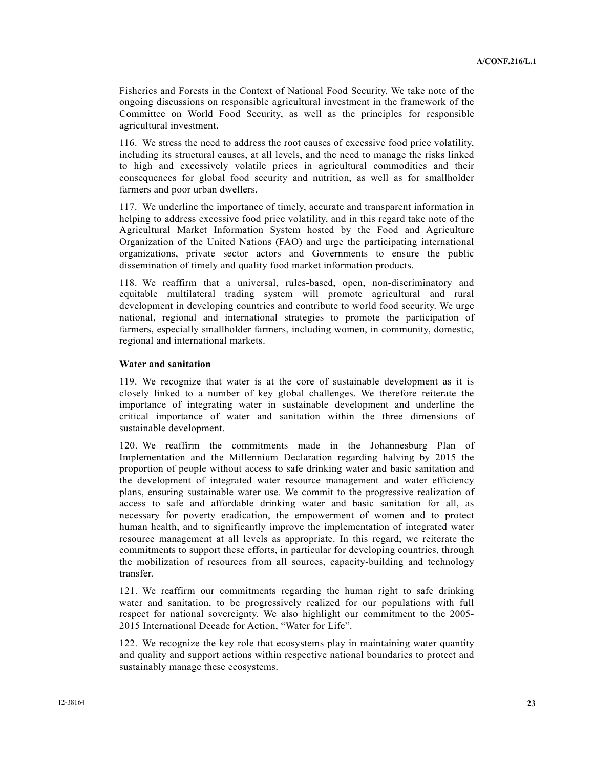Fisheries and Forests in the Context of National Food Security. We take note of the ongoing discussions on responsible agricultural investment in the framework of the Committee on World Food Security, as well as the principles for responsible agricultural investment.

116. We stress the need to address the root causes of excessive food price volatility, including its structural causes, at all levels, and the need to manage the risks linked to high and excessively volatile prices in agricultural commodities and their consequences for global food security and nutrition, as well as for smallholder farmers and poor urban dwellers.

117. We underline the importance of timely, accurate and transparent information in helping to address excessive food price volatility, and in this regard take note of the Agricultural Market Information System hosted by the Food and Agriculture Organization of the United Nations (FAO) and urge the participating international organizations, private sector actors and Governments to ensure the public dissemination of timely and quality food market information products.

118. We reaffirm that a universal, rules-based, open, non-discriminatory and equitable multilateral trading system will promote agricultural and rural development in developing countries and contribute to world food security. We urge national, regional and international strategies to promote the participation of farmers, especially smallholder farmers, including women, in community, domestic, regional and international markets.

**Water and sanitation**

119. We recognize that water is at the core of sustainable development as it is closely linked to a number of key global challenges. We therefore reiterate the importance of integrating water in sustainable development and underline the critical importance of water and sanitation within the three dimensions of sustainable development.

120. We reaffirm the commitments made in the Johannesburg Plan of Implementation and the Millennium Declaration regarding halving by 2015 the proportion of people without access to safe drinking water and basic sanitation and the development of integrated water resource management and water efficiency plans, ensuring sustainable water use. We commit to the progressive realization of access to safe and affordable drinking water and basic sanitation for all, as necessary for poverty eradication, the empowerment of women and to protect human health, and to significantly improve the implementation of integrated water resource management at all levels as appropriate. In this regard, we reiterate the commitments to support these efforts, in particular for developing countries, through the mobilization of resources from all sources, capacity-building and technology transfer.

121. We reaffirm our commitments regarding the human right to safe drinking water and sanitation, to be progressively realized for our populations with full respect for national sovereignty. We also highlight our commitment to the 2005-2015 International Decade for Action, "Water for Life".

122. We recognize the key role that ecosystems play in maintaining water quantity and quality and support actions within respective national boundaries to protect and sustainably manage these ecosystems.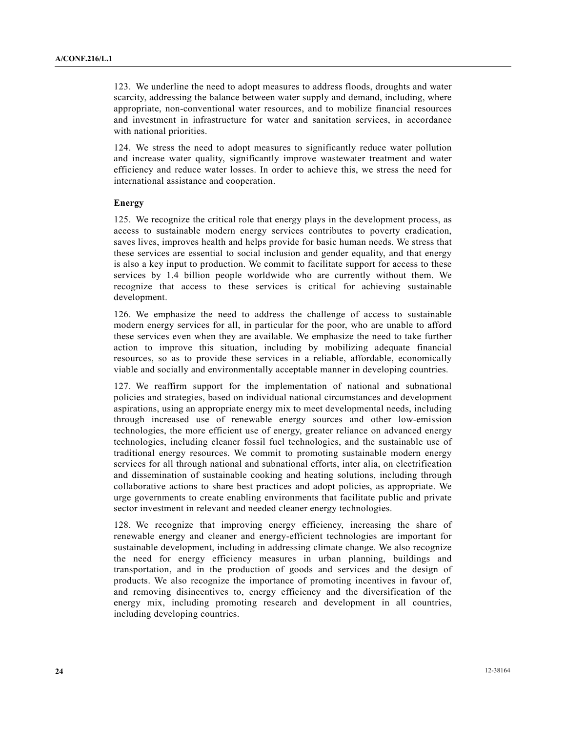123. We underline the need to adopt measures to address floods, droughts and water scarcity, addressing the balance between water supply and demand, including, where appropriate, non-conventional water resources, and to mobilize financial resources and investment in infrastructure for water and sanitation services, in accordance with national priorities.

124. We stress the need to adopt measures to significantly reduce water pollution and increase water quality, significantly improve wastewater treatment and water efficiency and reduce water losses. In order to achieve this, we stress the need for international assistance and cooperation.

### Energy

125. We recognize the critical role that energy plays in the development process, as access to sustainable modern energy services contributes to poverty eradication, saves lives, improves health and helps provide for basic human needs. We stress that these services are essential to social inclusion and gender equality, and that energy is also a key input to production. We commit to facilitate support for access to these services by 1.4 billion people worldwide who are currently without them. We recognize that access to these services is critical for achieving sustainable development.

126. We emphasize the need to address the challenge of access to sustainable modern energy services for all, in particular for the poor, who are unable to afford these services even when they are available. We emphasize the need to take further action to improve this situation, including by mobilizing adequate financial resources, so as to provide these services in a reliable, affordable, economically viable and socially and environmentally acceptable manner in developing countries.

127. We reaffirm support for the implementation of national and subnational policies and strategies, based on individual national circumstances and development aspirations, using an appropriate energy mix to meet developmental needs, including through increased use of renewable energy sources and other low-emission technologies, the more efficient use of energy, greater reliance on advanced energy technologies, including cleaner fossil fuel technologies, and the sustainable use of traditional energy resources. We commit to promoting sustainable modern energy services for all through national and subnational efforts, inter alia, on electrification and dissemination of sustainable cooking and heating solutions, including through collaborative actions to share best practices and adopt policies, as appropriate. We urge governments to create enabling environments that facilitate public and private sector investment in relevant and needed cleaner energy technologies.

128. We recognize that improving energy efficiency, increasing the share of renewable energy and cleaner and energy-efficient technologies are important for sustainable development, including in addressing climate change. We also recognize the need for energy efficiency measures in urban planning, buildings and transportation, and in the production of goods and services and the design of products. We also recognize the importance of promoting incentives in favour of, and removing disincentives to, energy efficiency and the diversification of the energy mix, including promoting research and development in all countries, including developing countries.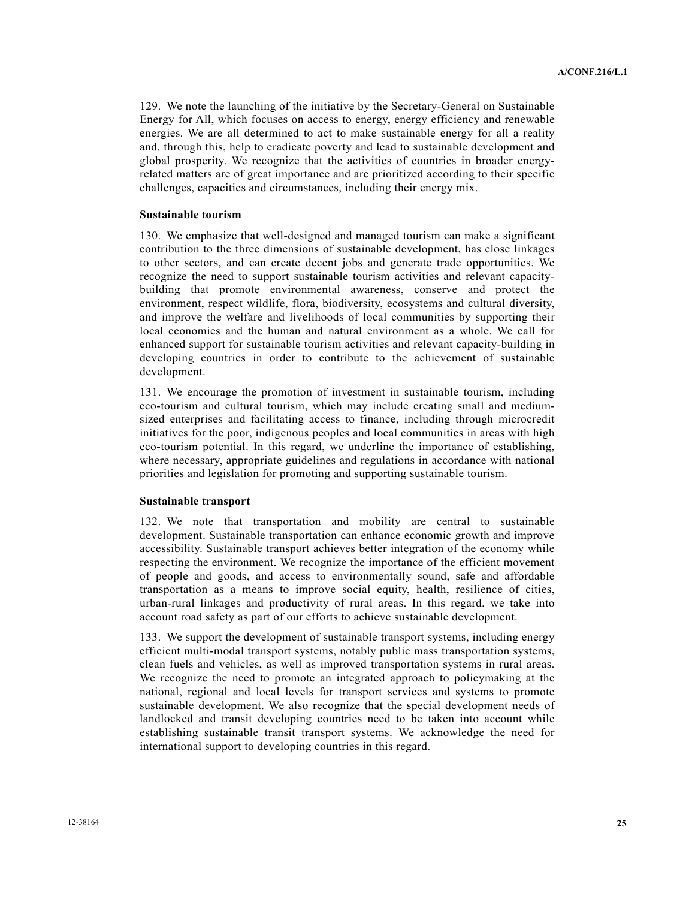129. We note the launching of the initiative by the Secretary-General on Sustainable Energy for All, which focuses on access to energy, energy efficiency and renewable energies. We are all determined to act to make sustainable energy for all a reality and, through this, help to eradicate poverty and lead to sustainable development and global prosperity. We recognize that the activities of countries in broader energy-related matters are of great importance and are prioritized according to their specific challenges, capacities and circumstances, including their energy mix.

### Sustainable tourism

130. We emphasize that well-designed and managed tourism can make a significant contribution to the three dimensions of sustainable development, has close linkages to other sectors, and can create decent jobs and generate trade opportunities. We recognize the need to support sustainable tourism activities and relevant capacity-building that promote environmental awareness, conserve and protect the environment, respect wildlife, flora, biodiversity, ecosystems and cultural diversity, and improve the welfare and livelihoods of local communities by supporting their local economies and the human and natural environment as a whole. We call for enhanced support for sustainable tourism activities and relevant capacity-building in developing countries in order to contribute to the achievement of sustainable development.

131. We encourage the promotion of investment in sustainable tourism, including eco-tourism and cultural tourism, which may include creating small and medium-sized enterprises and facilitating access to finance, including through microcredit initiatives for the poor, indigenous peoples and local communities in areas with high eco-tourism potential. In this regard, we underline the importance of establishing, where necessary, appropriate guidelines and regulations in accordance with national priorities and legislation for promoting and supporting sustainable tourism.

### Sustainable transport

132. We note that transportation and mobility are central to sustainable development. Sustainable transportation can enhance economic growth and improve accessibility. Sustainable transport achieves better integration of the economy while respecting the environment. We recognize the importance of the efficient movement of people and goods, and access to environmentally sound, safe and affordable transportation as a means to improve social equity, health, resilience of cities, urban-rural linkages and productivity of rural areas. In this regard, we take into account road safety as part of our efforts to achieve sustainable development.

133. We support the development of sustainable transport systems, including energy efficient multi-modal transport systems, notably public mass transportation systems, clean fuels and vehicles, as well as improved transportation systems in rural areas. We recognize the need to promote an integrated approach to policymaking at the national, regional and local levels for transport services and systems to promote sustainable development. We also recognize that the special development needs of landlocked and transit developing countries need to be taken into account while establishing sustainable transit transport systems. We acknowledge the need for international support to developing countries in this regard.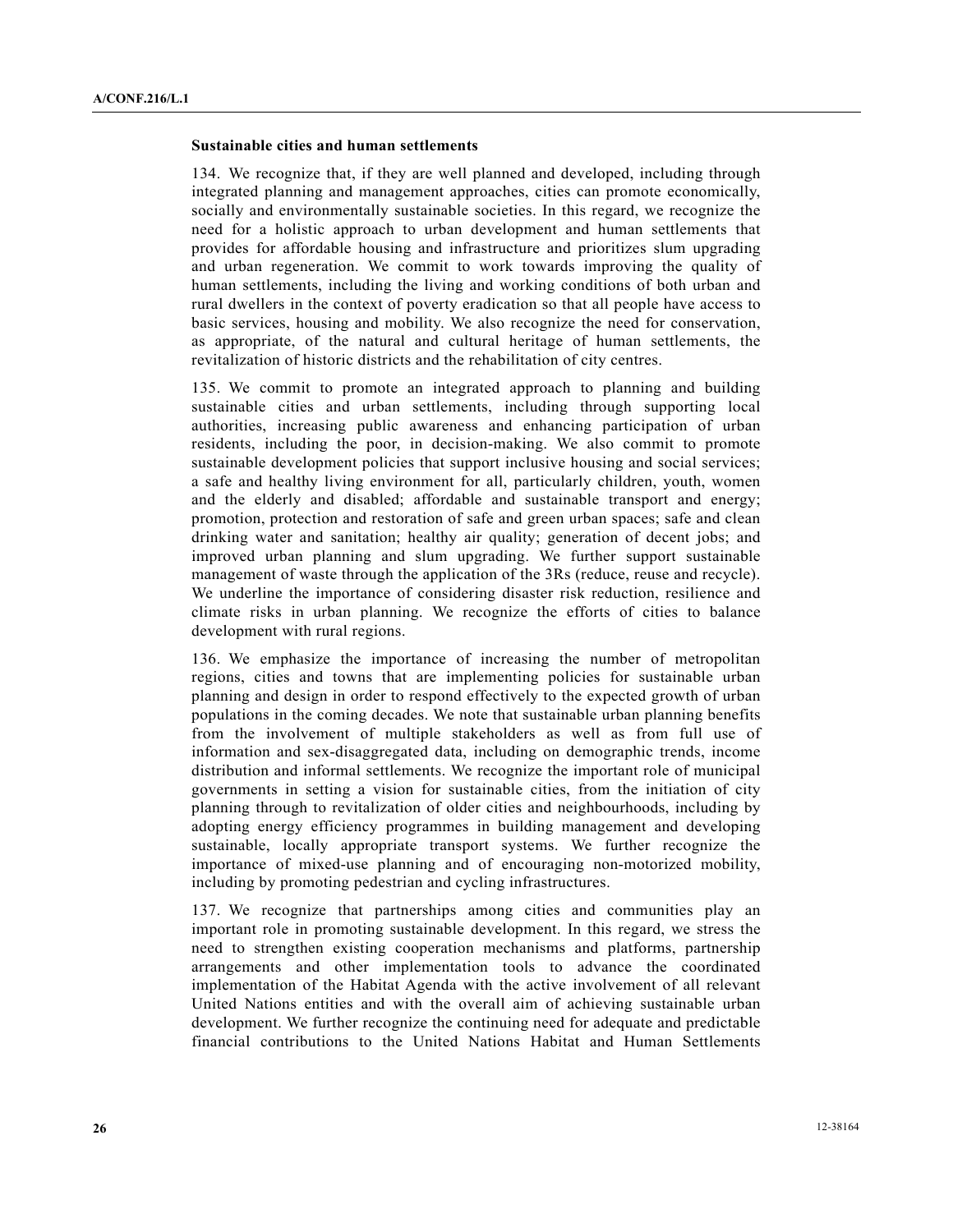**Sustainable cities and human settlements**

134. We recognize that, if they are well planned and developed, including through integrated planning and management approaches, cities can promote economically, socially and environmentally sustainable societies. In this regard, we recognize the need for a holistic approach to urban development and human settlements that provides for affordable housing and infrastructure and prioritizes slum upgrading and urban regeneration. We commit to work towards improving the quality of human settlements, including the living and working conditions of both urban and rural dwellers in the context of poverty eradication so that all people have access to basic services, housing and mobility. We also recognize the need for conservation, as appropriate, of the natural and cultural heritage of human settlements, the revitalization of historic districts and the rehabilitation of city centres.

135. We commit to promote an integrated approach to planning and building sustainable cities and urban settlements, including through supporting local authorities, increasing public awareness and enhancing participation of urban residents, including the poor, in decision-making. We also commit to promote sustainable development policies that support inclusive housing and social services; a safe and healthy living environment for all, particularly children, youth, women and the elderly and disabled; affordable and sustainable transport and energy; promotion, protection and restoration of safe and green urban spaces; safe and clean drinking water and sanitation; healthy air quality; generation of decent jobs; and improved urban planning and slum upgrading. We further support sustainable management of waste through the application of the 3Rs (reduce, reuse and recycle). We underline the importance of considering disaster risk reduction, resilience and climate risks in urban planning. We recognize the efforts of cities to balance development with rural regions.

136. We emphasize the importance of increasing the number of metropolitan regions, cities and towns that are implementing policies for sustainable urban planning and design in order to respond effectively to the expected growth of urban populations in the coming decades. We note that sustainable urban planning benefits from the involvement of multiple stakeholders as well as from full use of information and sex-disaggregated data, including on demographic trends, income distribution and informal settlements. We recognize the important role of municipal governments in setting a vision for sustainable cities, from the initiation of city planning through to revitalization of older cities and neighbourhoods, including by adopting energy efficiency programmes in building management and developing sustainable, locally appropriate transport systems. We further recognize the importance of mixed-use planning and of encouraging non-motorized mobility, including by promoting pedestrian and cycling infrastructures.

137. We recognize that partnerships among cities and communities play an important role in promoting sustainable development. In this regard, we stress the need to strengthen existing cooperation mechanisms and platforms, partnership arrangements and other implementation tools to advance the coordinated implementation of the Habitat Agenda with the active involvement of all relevant United Nations entities and with the overall aim of achieving sustainable urban development. We further recognize the continuing need for adequate and predictable financial contributions to the United Nations Habitat and Human Settlements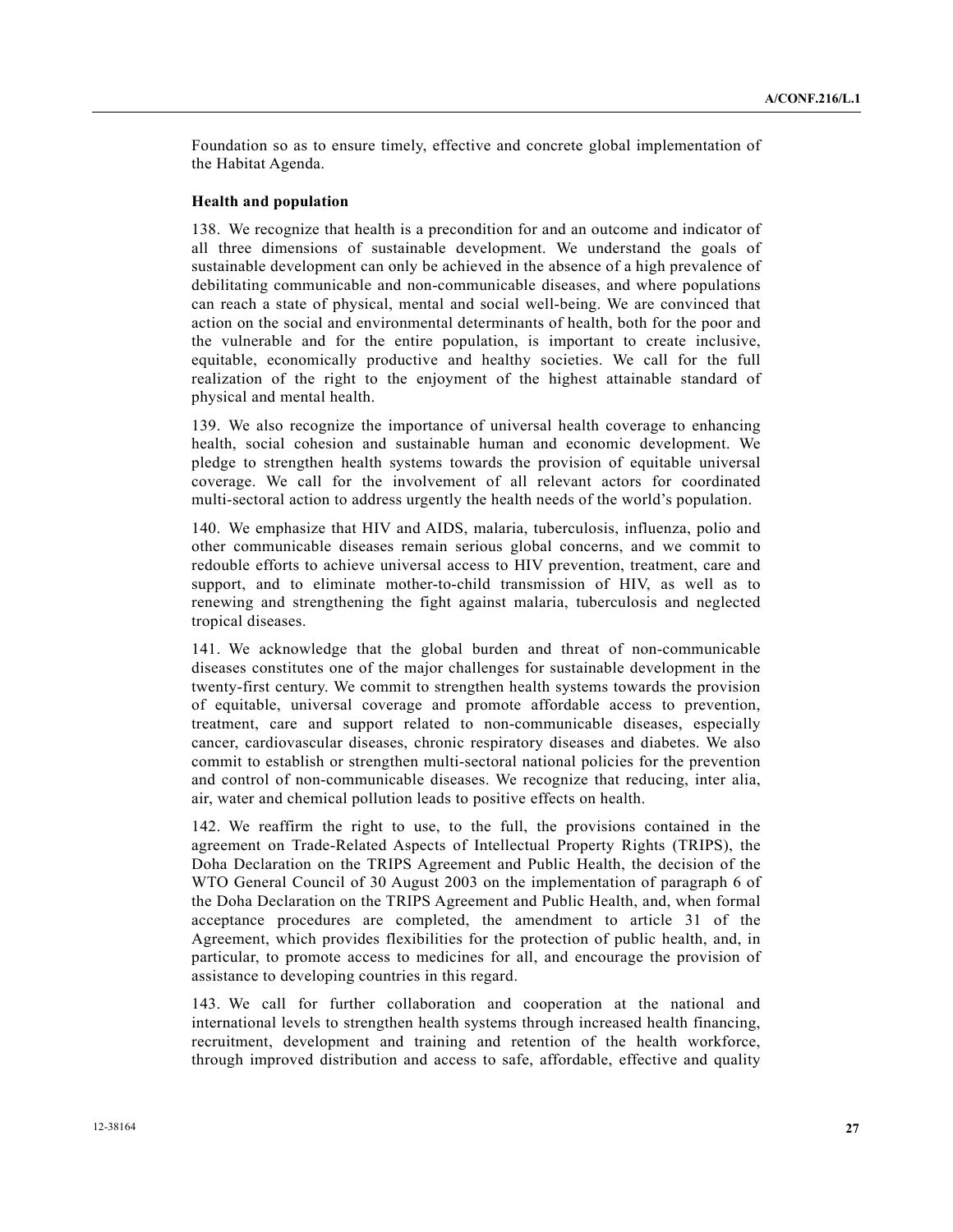Foundation so as to ensure timely, effective and concrete global implementation of the Habitat Agenda.

**Health and population**

138. We recognize that health is a precondition for and an outcome and indicator of all three dimensions of sustainable development. We understand the goals of sustainable development can only be achieved in the absence of a high prevalence of debilitating communicable and non-communicable diseases, and where populations can reach a state of physical, mental and social well-being. We are convinced that action on the social and environmental determinants of health, both for the poor and the vulnerable and for the entire population, is important to create inclusive, equitable, economically productive and healthy societies. We call for the full realization of the right to the enjoyment of the highest attainable standard of physical and mental health.

139. We also recognize the importance of universal health coverage to enhancing health, social cohesion and sustainable human and economic development. We pledge to strengthen health systems towards the provision of equitable universal coverage. We call for the involvement of all relevant actors for coordinated multi-sectoral action to address urgently the health needs of the world's population.

140. We emphasize that HIV and AIDS, malaria, tuberculosis, influenza, polio and other communicable diseases remain serious global concerns, and we commit to redouble efforts to achieve universal access to HIV prevention, treatment, care and support, and to eliminate mother-to-child transmission of HIV, as well as to renewing and strengthening the fight against malaria, tuberculosis and neglected tropical diseases.

141. We acknowledge that the global burden and threat of non-communicable diseases constitutes one of the major challenges for sustainable development in the twenty-first century. We commit to strengthen health systems towards the provision of equitable, universal coverage and promote affordable access to prevention, treatment, care and support related to non-communicable diseases, especially cancer, cardiovascular diseases, chronic respiratory diseases and diabetes. We also commit to establish or strengthen multi-sectoral national policies for the prevention and control of non-communicable diseases. We recognize that reducing, inter alia, air, water and chemical pollution leads to positive effects on health.

142. We reaffirm the right to use, to the full, the provisions contained in the agreement on Trade-Related Aspects of Intellectual Property Rights (TRIPS), the Doha Declaration on the TRIPS Agreement and Public Health, the decision of the WTO General Council of 30 August 2003 on the implementation of paragraph 6 of the Doha Declaration on the TRIPS Agreement and Public Health, and, when formal acceptance procedures are completed, the amendment to article 31 of the Agreement, which provides flexibilities for the protection of public health, and, in particular, to promote access to medicines for all, and encourage the provision of assistance to developing countries in this regard.

143. We call for further collaboration and cooperation at the national and international levels to strengthen health systems through increased health financing, recruitment, development and training and retention of the health workforce, through improved distribution and access to safe, affordable, effective and quality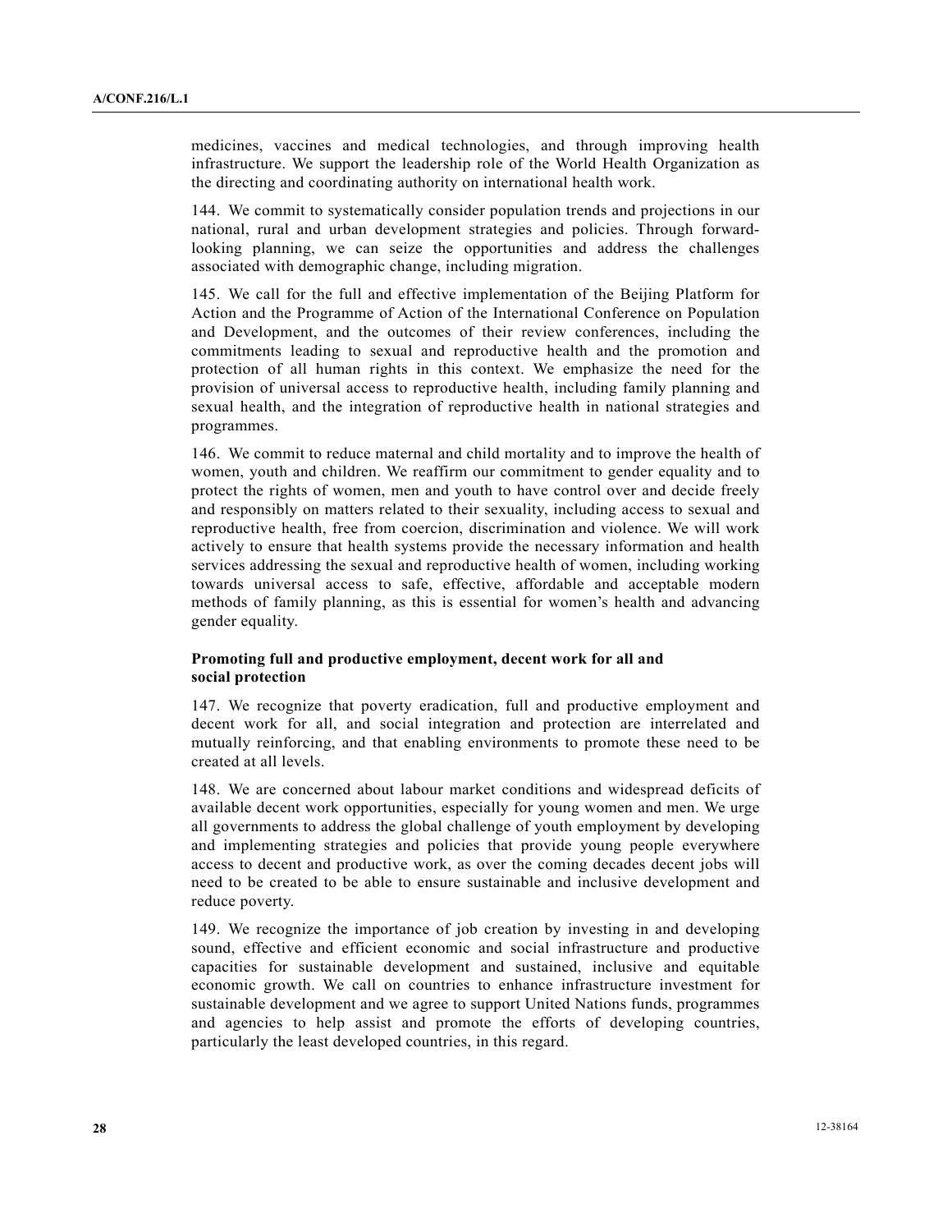medicines, vaccines and medical technologies, and through improving health infrastructure. We support the leadership role of the World Health Organization as the directing and coordinating authority on international health work.

144. We commit to systematically consider population trends and projections in our national, rural and urban development strategies and policies. Through forward-looking planning, we can seize the opportunities and address the challenges associated with demographic change, including migration.

145. We call for the full and effective implementation of the Beijing Platform for Action and the Programme of Action of the International Conference on Population and Development, and the outcomes of their review conferences, including the commitments leading to sexual and reproductive health and the promotion and protection of all human rights in this context. We emphasize the need for the provision of universal access to reproductive health, including family planning and sexual health, and the integration of reproductive health in national strategies and programmes.

146. We commit to reduce maternal and child mortality and to improve the health of women, youth and children. We reaffirm our commitment to gender equality and to protect the rights of women, men and youth to have control over and decide freely and responsibly on matters related to their sexuality, including access to sexual and reproductive health, free from coercion, discrimination and violence. We will work actively to ensure that health systems provide the necessary information and health services addressing the sexual and reproductive health of women, including working towards universal access to safe, effective, affordable and acceptable modern methods of family planning, as this is essential for women's health and advancing gender equality.

### Promoting full and productive employment, decent work for all and social protection

147. We recognize that poverty eradication, full and productive employment and decent work for all, and social integration and protection are interrelated and mutually reinforcing, and that enabling environments to promote these need to be created at all levels.

148. We are concerned about labour market conditions and widespread deficits of available decent work opportunities, especially for young women and men. We urge all governments to address the global challenge of youth employment by developing and implementing strategies and policies that provide young people everywhere access to decent and productive work, as over the coming decades decent jobs will need to be created to be able to ensure sustainable and inclusive development and reduce poverty.

149. We recognize the importance of job creation by investing in and developing sound, effective and efficient economic and social infrastructure and productive capacities for sustainable development and sustained, inclusive and equitable economic growth. We call on countries to enhance infrastructure investment for sustainable development and we agree to support United Nations funds, programmes and agencies to help assist and promote the efforts of developing countries, particularly the least developed countries, in this regard.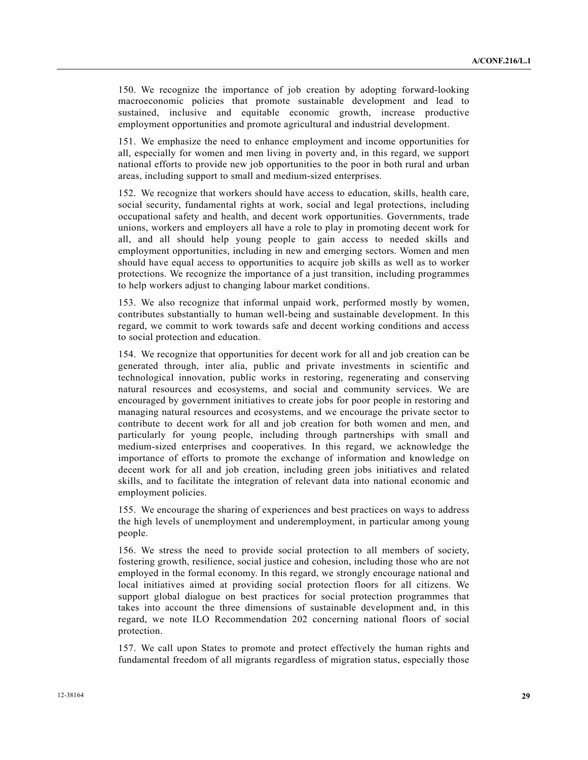150. We recognize the importance of job creation by adopting forward-looking macroeconomic policies that promote sustainable development and lead to sustained, inclusive and equitable economic growth, increase productive employment opportunities and promote agricultural and industrial development.

151. We emphasize the need to enhance employment and income opportunities for all, especially for women and men living in poverty and, in this regard, we support national efforts to provide new job opportunities to the poor in both rural and urban areas, including support to small and medium-sized enterprises.

152. We recognize that workers should have access to education, skills, health care, social security, fundamental rights at work, social and legal protections, including occupational safety and health, and decent work opportunities. Governments, trade unions, workers and employers all have a role to play in promoting decent work for all, and all should help young people to gain access to needed skills and employment opportunities, including in new and emerging sectors. Women and men should have equal access to opportunities to acquire job skills as well as to worker protections. We recognize the importance of a just transition, including programmes to help workers adjust to changing labour market conditions.

153. We also recognize that informal unpaid work, performed mostly by women, contributes substantially to human well-being and sustainable development. In this regard, we commit to work towards safe and decent working conditions and access to social protection and education.

154. We recognize that opportunities for decent work for all and job creation can be generated through, inter alia, public and private investments in scientific and technological innovation, public works in restoring, regenerating and conserving natural resources and ecosystems, and social and community services. We are encouraged by government initiatives to create jobs for poor people in restoring and managing natural resources and ecosystems, and we encourage the private sector to contribute to decent work for all and job creation for both women and men, and particularly for young people, including through partnerships with small and medium-sized enterprises and cooperatives. In this regard, we acknowledge the importance of efforts to promote the exchange of information and knowledge on decent work for all and job creation, including green jobs initiatives and related skills, and to facilitate the integration of relevant data into national economic and employment policies.

155. We encourage the sharing of experiences and best practices on ways to address the high levels of unemployment and underemployment, in particular among young people.

156. We stress the need to provide social protection to all members of society, fostering growth, resilience, social justice and cohesion, including those who are not employed in the formal economy. In this regard, we strongly encourage national and local initiatives aimed at providing social protection floors for all citizens. We support global dialogue on best practices for social protection programmes that takes into account the three dimensions of sustainable development and, in this regard, we note ILO Recommendation 202 concerning national floors of social protection.

157. We call upon States to promote and protect effectively the human rights and fundamental freedom of all migrants regardless of migration status, especially those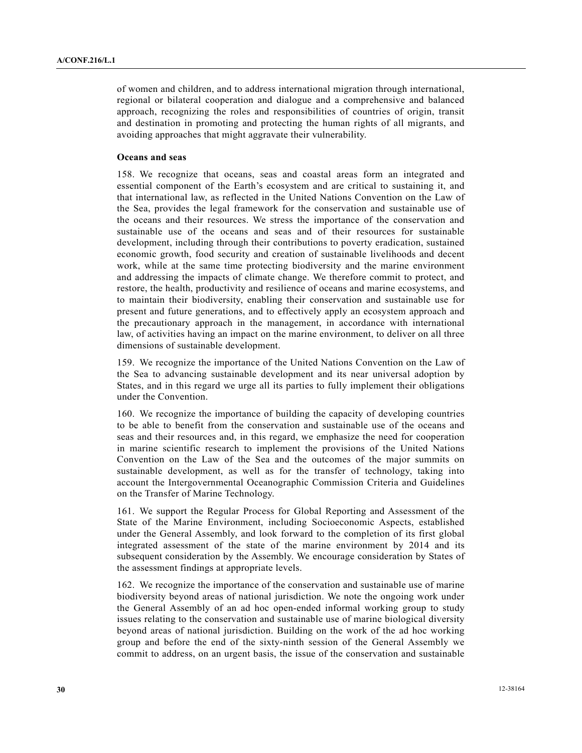of women and children, and to address international migration through international, regional or bilateral cooperation and dialogue and a comprehensive and balanced approach, recognizing the roles and responsibilities of countries of origin, transit and destination in promoting and protecting the human rights of all migrants, and avoiding approaches that might aggravate their vulnerability.

**Oceans and seas**

158. We recognize that oceans, seas and coastal areas form an integrated and essential component of the Earth's ecosystem and are critical to sustaining it, and that international law, as reflected in the United Nations Convention on the Law of the Sea, provides the legal framework for the conservation and sustainable use of the oceans and their resources. We stress the importance of the conservation and sustainable use of the oceans and seas and of their resources for sustainable development, including through their contributions to poverty eradication, sustained economic growth, food security and creation of sustainable livelihoods and decent work, while at the same time protecting biodiversity and the marine environment and addressing the impacts of climate change. We therefore commit to protect, and restore, the health, productivity and resilience of oceans and marine ecosystems, and to maintain their biodiversity, enabling their conservation and sustainable use for present and future generations, and to effectively apply an ecosystem approach and the precautionary approach in the management, in accordance with international law, of activities having an impact on the marine environment, to deliver on all three dimensions of sustainable development.

159. We recognize the importance of the United Nations Convention on the Law of the Sea to advancing sustainable development and its near universal adoption by States, and in this regard we urge all its parties to fully implement their obligations under the Convention.

160. We recognize the importance of building the capacity of developing countries to be able to benefit from the conservation and sustainable use of the oceans and seas and their resources and, in this regard, we emphasize the need for cooperation in marine scientific research to implement the provisions of the United Nations Convention on the Law of the Sea and the outcomes of the major summits on sustainable development, as well as for the transfer of technology, taking into account the Intergovernmental Oceanographic Commission Criteria and Guidelines on the Transfer of Marine Technology.

161. We support the Regular Process for Global Reporting and Assessment of the State of the Marine Environment, including Socioeconomic Aspects, established under the General Assembly, and look forward to the completion of its first global integrated assessment of the state of the marine environment by 2014 and its subsequent consideration by the Assembly. We encourage consideration by States of the assessment findings at appropriate levels.

162. We recognize the importance of the conservation and sustainable use of marine biodiversity beyond areas of national jurisdiction. We note the ongoing work under the General Assembly of an ad hoc open-ended informal working group to study issues relating to the conservation and sustainable use of marine biological diversity beyond areas of national jurisdiction. Building on the work of the ad hoc working group and before the end of the sixty-ninth session of the General Assembly we commit to address, on an urgent basis, the issue of the conservation and sustainable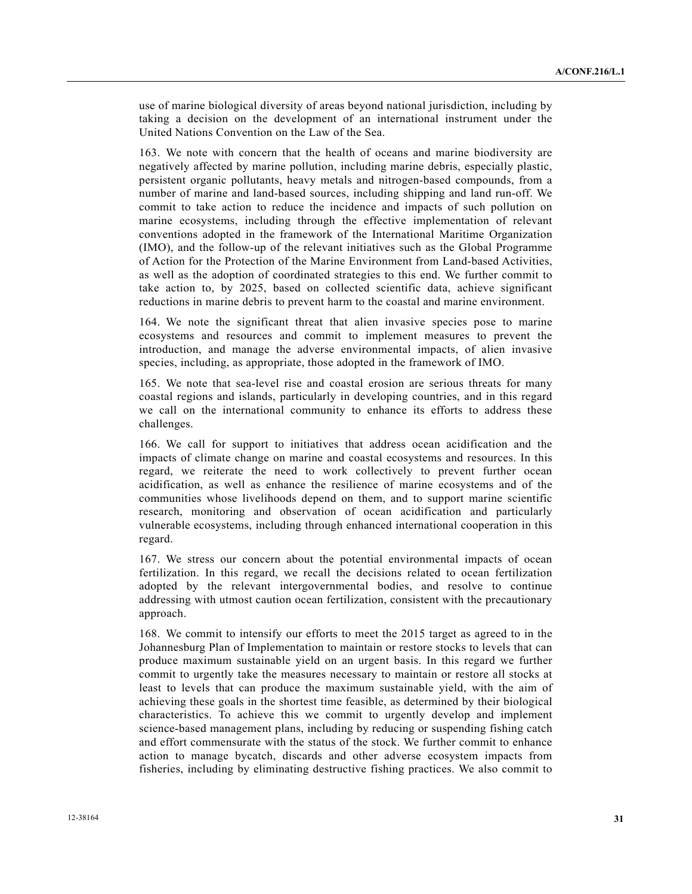use of marine biological diversity of areas beyond national jurisdiction, including by taking a decision on the development of an international instrument under the United Nations Convention on the Law of the Sea.

163. We note with concern that the health of oceans and marine biodiversity are negatively affected by marine pollution, including marine debris, especially plastic, persistent organic pollutants, heavy metals and nitrogen-based compounds, from a number of marine and land-based sources, including shipping and land run-off. We commit to take action to reduce the incidence and impacts of such pollution on marine ecosystems, including through the effective implementation of relevant conventions adopted in the framework of the International Maritime Organization (IMO), and the follow-up of the relevant initiatives such as the Global Programme of Action for the Protection of the Marine Environment from Land-based Activities, as well as the adoption of coordinated strategies to this end. We further commit to take action to, by 2025, based on collected scientific data, achieve significant reductions in marine debris to prevent harm to the coastal and marine environment.

164. We note the significant threat that alien invasive species pose to marine ecosystems and resources and commit to implement measures to prevent the introduction, and manage the adverse environmental impacts, of alien invasive species, including, as appropriate, those adopted in the framework of IMO.

165. We note that sea-level rise and coastal erosion are serious threats for many coastal regions and islands, particularly in developing countries, and in this regard we call on the international community to enhance its efforts to address these challenges.

166. We call for support to initiatives that address ocean acidification and the impacts of climate change on marine and coastal ecosystems and resources. In this regard, we reiterate the need to work collectively to prevent further ocean acidification, as well as enhance the resilience of marine ecosystems and of the communities whose livelihoods depend on them, and to support marine scientific research, monitoring and observation of ocean acidification and particularly vulnerable ecosystems, including through enhanced international cooperation in this regard.

167. We stress our concern about the potential environmental impacts of ocean fertilization. In this regard, we recall the decisions related to ocean fertilization adopted by the relevant intergovernmental bodies, and resolve to continue addressing with utmost caution ocean fertilization, consistent with the precautionary approach.

168. We commit to intensify our efforts to meet the 2015 target as agreed to in the Johannesburg Plan of Implementation to maintain or restore stocks to levels that can produce maximum sustainable yield on an urgent basis. In this regard we further commit to urgently take the measures necessary to maintain or restore all stocks at least to levels that can produce the maximum sustainable yield, with the aim of achieving these goals in the shortest time feasible, as determined by their biological characteristics. To achieve this we commit to urgently develop and implement science-based management plans, including by reducing or suspending fishing catch and effort commensurate with the status of the stock. We further commit to enhance action to manage bycatch, discards and other adverse ecosystem impacts from fisheries, including by eliminating destructive fishing practices. We also commit to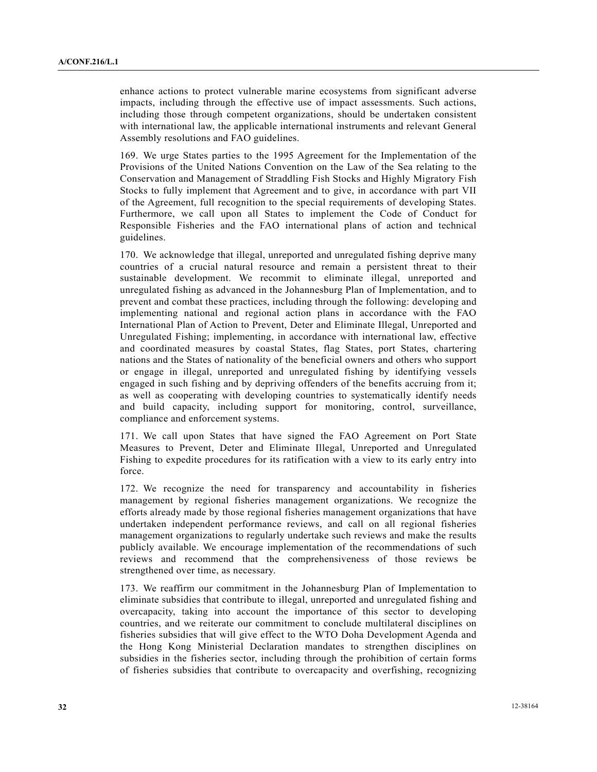enhance actions to protect vulnerable marine ecosystems from significant adverse impacts, including through the effective use of impact assessments. Such actions, including those through competent organizations, should be undertaken consistent with international law, the applicable international instruments and relevant General Assembly resolutions and FAO guidelines.

169. We urge States parties to the 1995 Agreement for the Implementation of the Provisions of the United Nations Convention on the Law of the Sea relating to the Conservation and Management of Straddling Fish Stocks and Highly Migratory Fish Stocks to fully implement that Agreement and to give, in accordance with part VII of the Agreement, full recognition to the special requirements of developing States. Furthermore, we call upon all States to implement the Code of Conduct for Responsible Fisheries and the FAO international plans of action and technical guidelines.

170. We acknowledge that illegal, unreported and unregulated fishing deprive many countries of a crucial natural resource and remain a persistent threat to their sustainable development. We recommit to eliminate illegal, unreported and unregulated fishing as advanced in the Johannesburg Plan of Implementation, and to prevent and combat these practices, including through the following: developing and implementing national and regional action plans in accordance with the FAO International Plan of Action to Prevent, Deter and Eliminate Illegal, Unreported and Unregulated Fishing; implementing, in accordance with international law, effective and coordinated measures by coastal States, flag States, port States, chartering nations and the States of nationality of the beneficial owners and others who support or engage in illegal, unreported and unregulated fishing by identifying vessels engaged in such fishing and by depriving offenders of the benefits accruing from it; as well as cooperating with developing countries to systematically identify needs and build capacity, including support for monitoring, control, surveillance, compliance and enforcement systems.

171. We call upon States that have signed the FAO Agreement on Port State Measures to Prevent, Deter and Eliminate Illegal, Unreported and Unregulated Fishing to expedite procedures for its ratification with a view to its early entry into force.

172. We recognize the need for transparency and accountability in fisheries management by regional fisheries management organizations. We recognize the efforts already made by those regional fisheries management organizations that have undertaken independent performance reviews, and call on all regional fisheries management organizations to regularly undertake such reviews and make the results publicly available. We encourage implementation of the recommendations of such reviews and recommend that the comprehensiveness of those reviews be strengthened over time, as necessary.

173. We reaffirm our commitment in the Johannesburg Plan of Implementation to eliminate subsidies that contribute to illegal, unreported and unregulated fishing and overcapacity, taking into account the importance of this sector to developing countries, and we reiterate our commitment to conclude multilateral disciplines on fisheries subsidies that will give effect to the WTO Doha Development Agenda and the Hong Kong Ministerial Declaration mandates to strengthen disciplines on subsidies in the fisheries sector, including through the prohibition of certain forms of fisheries subsidies that contribute to overcapacity and overfishing, recognizing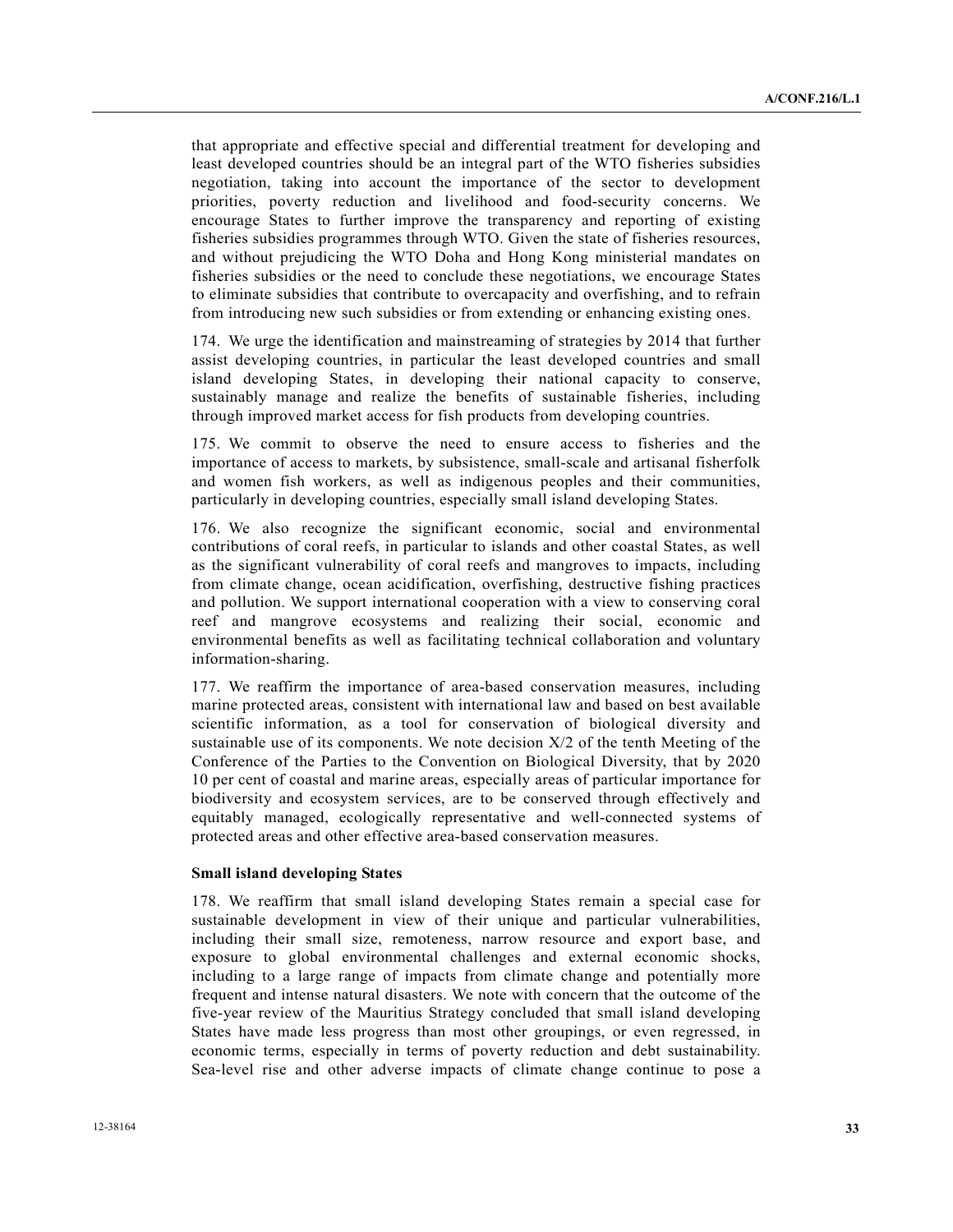that appropriate and effective special and differential treatment for developing and least developed countries should be an integral part of the WTO fisheries subsidies negotiation, taking into account the importance of the sector to development priorities, poverty reduction and livelihood and food-security concerns. We encourage States to further improve the transparency and reporting of existing fisheries subsidies programmes through WTO. Given the state of fisheries resources, and without prejudicing the WTO Doha and Hong Kong ministerial mandates on fisheries subsidies or the need to conclude these negotiations, we encourage States to eliminate subsidies that contribute to overcapacity and overfishing, and to refrain from introducing new such subsidies or from extending or enhancing existing ones.

174. We urge the identification and mainstreaming of strategies by 2014 that further assist developing countries, in particular the least developed countries and small island developing States, in developing their national capacity to conserve, sustainably manage and realize the benefits of sustainable fisheries, including through improved market access for fish products from developing countries.

175. We commit to observe the need to ensure access to fisheries and the importance of access to markets, by subsistence, small-scale and artisanal fisherfolk and women fish workers, as well as indigenous peoples and their communities, particularly in developing countries, especially small island developing States.

176. We also recognize the significant economic, social and environmental contributions of coral reefs, in particular to islands and other coastal States, as well as the significant vulnerability of coral reefs and mangroves to impacts, including from climate change, ocean acidification, overfishing, destructive fishing practices and pollution. We support international cooperation with a view to conserving coral reef and mangrove ecosystems and realizing their social, economic and environmental benefits as well as facilitating technical collaboration and voluntary information-sharing.

177. We reaffirm the importance of area-based conservation measures, including marine protected areas, consistent with international law and based on best available scientific information, as a tool for conservation of biological diversity and sustainable use of its components. We note decision X/2 of the tenth Meeting of the Conference of the Parties to the Convention on Biological Diversity, that by 2020 10 per cent of coastal and marine areas, especially areas of particular importance for biodiversity and ecosystem services, are to be conserved through effectively and equitably managed, ecologically representative and well-connected systems of protected areas and other effective area-based conservation measures.

### Small island developing States

178. We reaffirm that small island developing States remain a special case for sustainable development in view of their unique and particular vulnerabilities, including their small size, remoteness, narrow resource and export base, and exposure to global environmental challenges and external economic shocks, including to a large range of impacts from climate change and potentially more frequent and intense natural disasters. We note with concern that the outcome of the five-year review of the Mauritius Strategy concluded that small island developing States have made less progress than most other groupings, or even regressed, in economic terms, especially in terms of poverty reduction and debt sustainability. Sea-level rise and other adverse impacts of climate change continue to pose a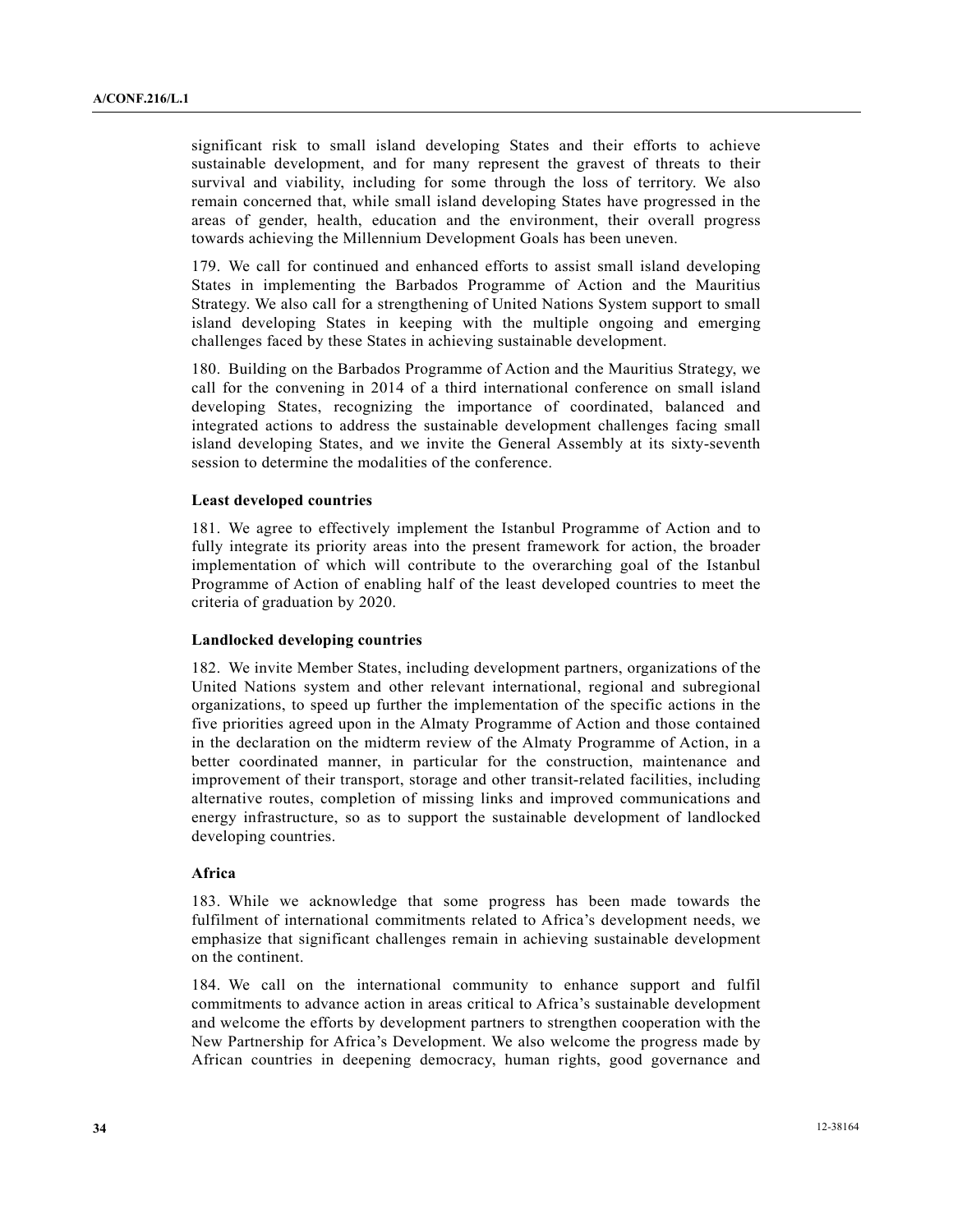significant risk to small island developing States and their efforts to achieve sustainable development, and for many represent the gravest of threats to their survival and viability, including for some through the loss of territory. We also remain concerned that, while small island developing States have progressed in the areas of gender, health, education and the environment, their overall progress towards achieving the Millennium Development Goals has been uneven.

179. We call for continued and enhanced efforts to assist small island developing States in implementing the Barbados Programme of Action and the Mauritius Strategy. We also call for a strengthening of United Nations System support to small island developing States in keeping with the multiple ongoing and emerging challenges faced by these States in achieving sustainable development.

180. Building on the Barbados Programme of Action and the Mauritius Strategy, we call for the convening in 2014 of a third international conference on small island developing States, recognizing the importance of coordinated, balanced and integrated actions to address the sustainable development challenges facing small island developing States, and we invite the General Assembly at its sixty-seventh session to determine the modalities of the conference.

**Least developed countries**

181. We agree to effectively implement the Istanbul Programme of Action and to fully integrate its priority areas into the present framework for action, the broader implementation of which will contribute to the overarching goal of the Istanbul Programme of Action of enabling half of the least developed countries to meet the criteria of graduation by 2020.

**Landlocked developing countries**

182. We invite Member States, including development partners, organizations of the United Nations system and other relevant international, regional and subregional organizations, to speed up further the implementation of the specific actions in the five priorities agreed upon in the Almaty Programme of Action and those contained in the declaration on the midterm review of the Almaty Programme of Action, in a better coordinated manner, in particular for the construction, maintenance and improvement of their transport, storage and other transit-related facilities, including alternative routes, completion of missing links and improved communications and energy infrastructure, so as to support the sustainable development of landlocked developing countries.

**Africa**

183. While we acknowledge that some progress has been made towards the fulfilment of international commitments related to Africa's development needs, we emphasize that significant challenges remain in achieving sustainable development on the continent.

184. We call on the international community to enhance support and fulfil commitments to advance action in areas critical to Africa's sustainable development and welcome the efforts by development partners to strengthen cooperation with the New Partnership for Africa's Development. We also welcome the progress made by African countries in deepening democracy, human rights, good governance and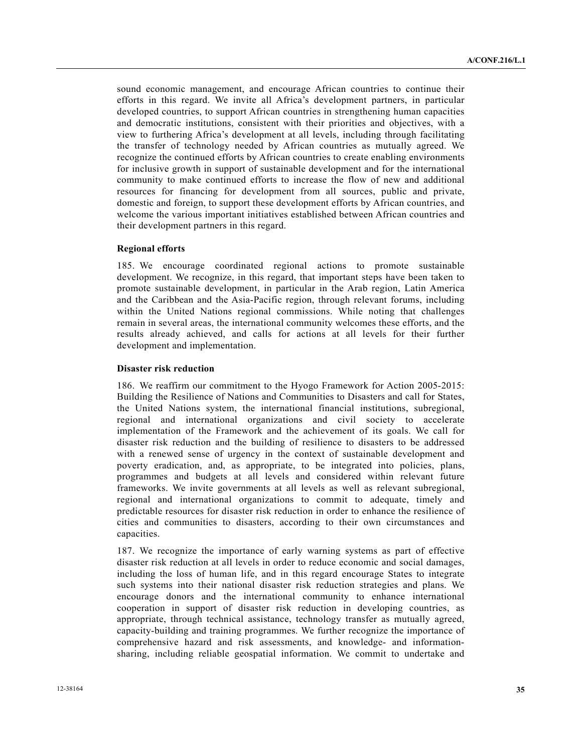sound economic management, and encourage African countries to continue their efforts in this regard. We invite all Africa's development partners, in particular developed countries, to support African countries in strengthening human capacities and democratic institutions, consistent with their priorities and objectives, with a view to furthering Africa's development at all levels, including through facilitating the transfer of technology needed by African countries as mutually agreed. We recognize the continued efforts by African countries to create enabling environments for inclusive growth in support of sustainable development and for the international community to make continued efforts to increase the flow of new and additional resources for financing for development from all sources, public and private, domestic and foreign, to support these development efforts by African countries, and welcome the various important initiatives established between African countries and their development partners in this regard.

**Regional efforts**

185. We encourage coordinated regional actions to promote sustainable development. We recognize, in this regard, that important steps have been taken to promote sustainable development, in particular in the Arab region, Latin America and the Caribbean and the Asia-Pacific region, through relevant forums, including within the United Nations regional commissions. While noting that challenges remain in several areas, the international community welcomes these efforts, and the results already achieved, and calls for actions at all levels for their further development and implementation.

**Disaster risk reduction**

186. We reaffirm our commitment to the Hyogo Framework for Action 2005-2015: Building the Resilience of Nations and Communities to Disasters and call for States, the United Nations system, the international financial institutions, subregional, regional and international organizations and civil society to accelerate implementation of the Framework and the achievement of its goals. We call for disaster risk reduction and the building of resilience to disasters to be addressed with a renewed sense of urgency in the context of sustainable development and poverty eradication, and, as appropriate, to be integrated into policies, plans, programmes and budgets at all levels and considered within relevant future frameworks. We invite governments at all levels as well as relevant subregional, regional and international organizations to commit to adequate, timely and predictable resources for disaster risk reduction in order to enhance the resilience of cities and communities to disasters, according to their own circumstances and capacities.

187. We recognize the importance of early warning systems as part of effective disaster risk reduction at all levels in order to reduce economic and social damages, including the loss of human life, and in this regard encourage States to integrate such systems into their national disaster risk reduction strategies and plans. We encourage donors and the international community to enhance international cooperation in support of disaster risk reduction in developing countries, as appropriate, through technical assistance, technology transfer as mutually agreed, capacity-building and training programmes. We further recognize the importance of comprehensive hazard and risk assessments, and knowledge- and information-sharing, including reliable geospatial information. We commit to undertake and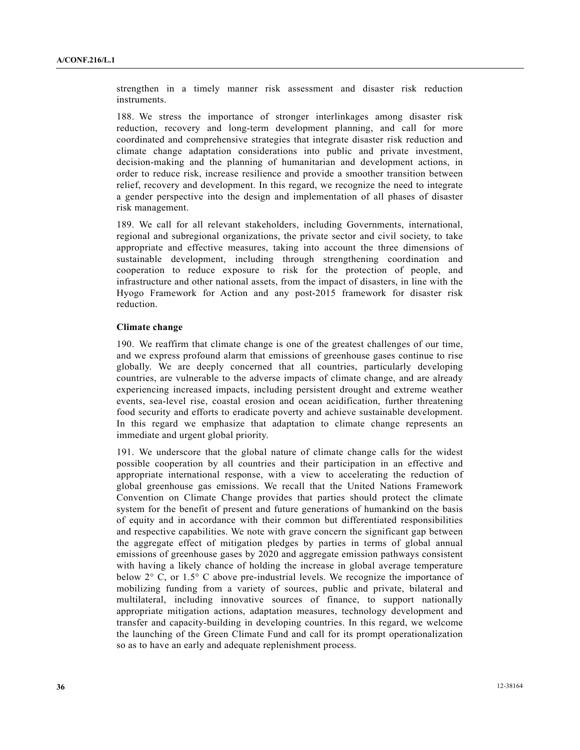strengthen in a timely manner risk assessment and disaster risk reduction instruments.

188. We stress the importance of stronger interlinkages among disaster risk reduction, recovery and long-term development planning, and call for more coordinated and comprehensive strategies that integrate disaster risk reduction and climate change adaptation considerations into public and private investment, decision-making and the planning of humanitarian and development actions, in order to reduce risk, increase resilience and provide a smoother transition between relief, recovery and development. In this regard, we recognize the need to integrate a gender perspective into the design and implementation of all phases of disaster risk management.

189. We call for all relevant stakeholders, including Governments, international, regional and subregional organizations, the private sector and civil society, to take appropriate and effective measures, taking into account the three dimensions of sustainable development, including through strengthening coordination and cooperation to reduce exposure to risk for the protection of people, and infrastructure and other national assets, from the impact of disasters, in line with the Hyogo Framework for Action and any post-2015 framework for disaster risk reduction.

**Climate change**

190. We reaffirm that climate change is one of the greatest challenges of our time, and we express profound alarm that emissions of greenhouse gases continue to rise globally. We are deeply concerned that all countries, particularly developing countries, are vulnerable to the adverse impacts of climate change, and are already experiencing increased impacts, including persistent drought and extreme weather events, sea-level rise, coastal erosion and ocean acidification, further threatening food security and efforts to eradicate poverty and achieve sustainable development. In this regard we emphasize that adaptation to climate change represents an immediate and urgent global priority.

191. We underscore that the global nature of climate change calls for the widest possible cooperation by all countries and their participation in an effective and appropriate international response, with a view to accelerating the reduction of global greenhouse gas emissions. We recall that the United Nations Framework Convention on Climate Change provides that parties should protect the climate system for the benefit of present and future generations of humankind on the basis of equity and in accordance with their common but differentiated responsibilities and respective capabilities. We note with grave concern the significant gap between the aggregate effect of mitigation pledges by parties in terms of global annual emissions of greenhouse gases by 2020 and aggregate emission pathways consistent with having a likely chance of holding the increase in global average temperature below 2° C, or 1.5° C above pre-industrial levels. We recognize the importance of mobilizing funding from a variety of sources, public and private, bilateral and multilateral, including innovative sources of finance, to support nationally appropriate mitigation actions, adaptation measures, technology development and transfer and capacity-building in developing countries. In this regard, we welcome the launching of the Green Climate Fund and call for its prompt operationalization so as to have an early and adequate replenishment process.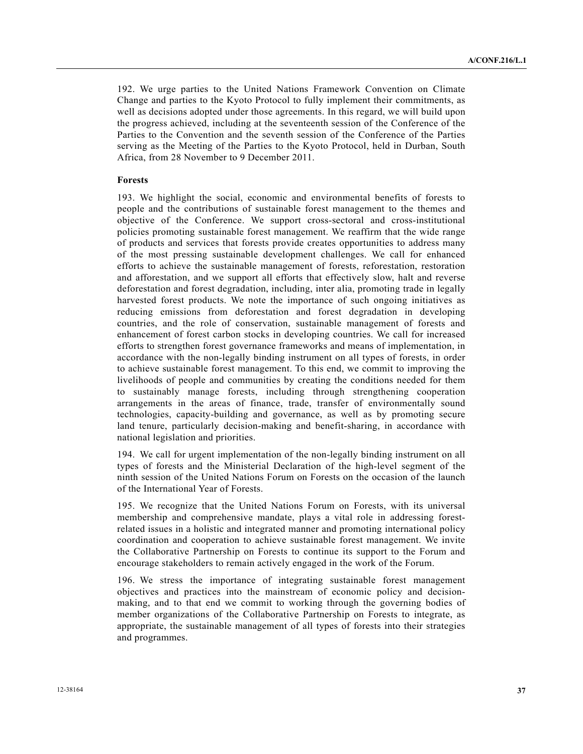192. We urge parties to the United Nations Framework Convention on Climate Change and parties to the Kyoto Protocol to fully implement their commitments, as well as decisions adopted under those agreements. In this regard, we will build upon the progress achieved, including at the seventeenth session of the Conference of the Parties to the Convention and the seventh session of the Conference of the Parties serving as the Meeting of the Parties to the Kyoto Protocol, held in Durban, South Africa, from 28 November to 9 December 2011.

**Forests**

193. We highlight the social, economic and environmental benefits of forests to people and the contributions of sustainable forest management to the themes and objective of the Conference. We support cross-sectoral and cross-institutional policies promoting sustainable forest management. We reaffirm that the wide range of products and services that forests provide creates opportunities to address many of the most pressing sustainable development challenges. We call for enhanced efforts to achieve the sustainable management of forests, reforestation, restoration and afforestation, and we support all efforts that effectively slow, halt and reverse deforestation and forest degradation, including, inter alia, promoting trade in legally harvested forest products. We note the importance of such ongoing initiatives as reducing emissions from deforestation and forest degradation in developing countries, and the role of conservation, sustainable management of forests and enhancement of forest carbon stocks in developing countries. We call for increased efforts to strengthen forest governance frameworks and means of implementation, in accordance with the non-legally binding instrument on all types of forests, in order to achieve sustainable forest management. To this end, we commit to improving the livelihoods of people and communities by creating the conditions needed for them to sustainably manage forests, including through strengthening cooperation arrangements in the areas of finance, trade, transfer of environmentally sound technologies, capacity-building and governance, as well as by promoting secure land tenure, particularly decision-making and benefit-sharing, in accordance with national legislation and priorities.

194. We call for urgent implementation of the non-legally binding instrument on all types of forests and the Ministerial Declaration of the high-level segment of the ninth session of the United Nations Forum on Forests on the occasion of the launch of the International Year of Forests.

195. We recognize that the United Nations Forum on Forests, with its universal membership and comprehensive mandate, plays a vital role in addressing forest-related issues in a holistic and integrated manner and promoting international policy coordination and cooperation to achieve sustainable forest management. We invite the Collaborative Partnership on Forests to continue its support to the Forum and encourage stakeholders to remain actively engaged in the work of the Forum.

196. We stress the importance of integrating sustainable forest management objectives and practices into the mainstream of economic policy and decision-making, and to that end we commit to working through the governing bodies of member organizations of the Collaborative Partnership on Forests to integrate, as appropriate, the sustainable management of all types of forests into their strategies and programmes.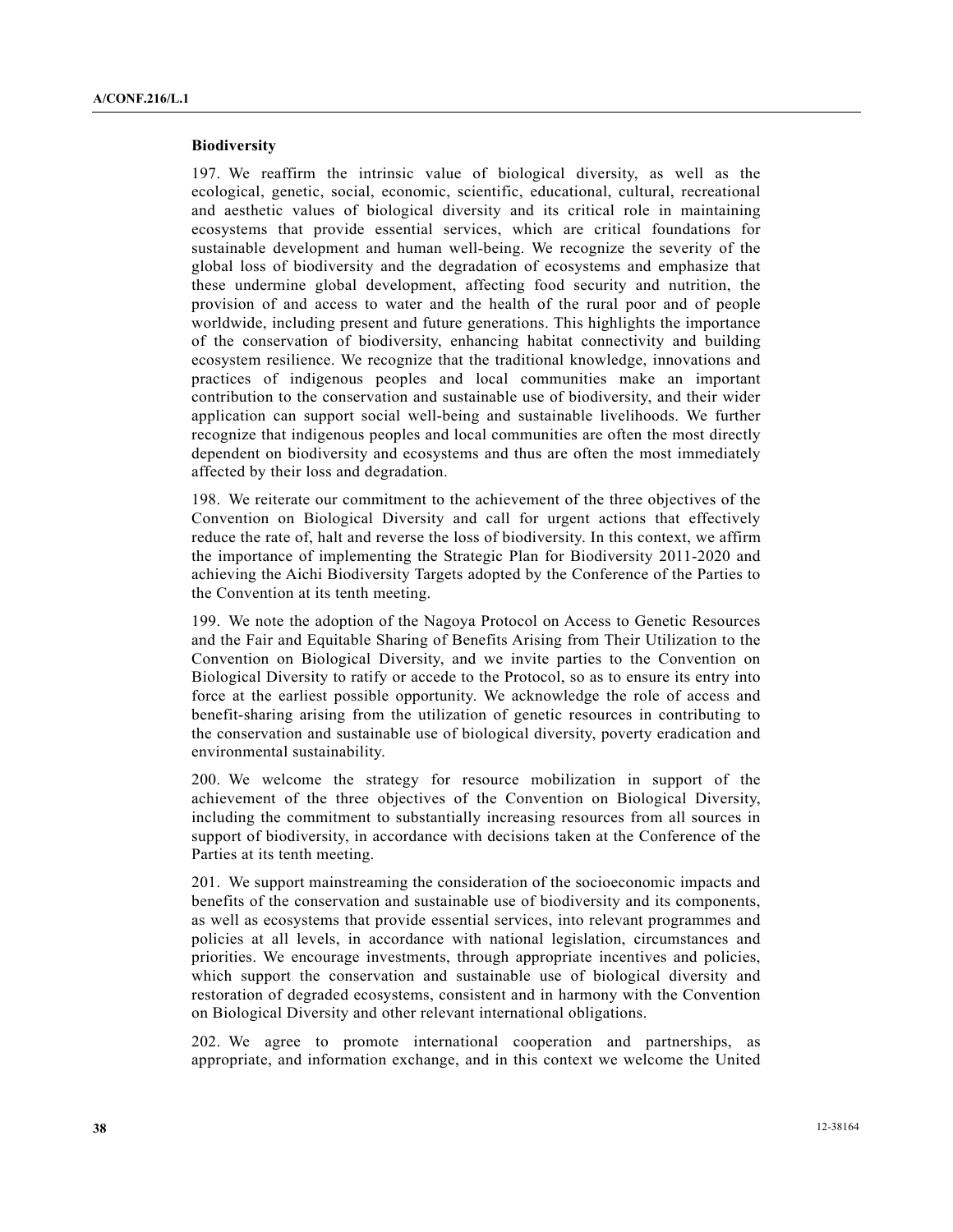**Biodiversity**

197. We reaffirm the intrinsic value of biological diversity, as well as the ecological, genetic, social, economic, scientific, educational, cultural, recreational and aesthetic values of biological diversity and its critical role in maintaining ecosystems that provide essential services, which are critical foundations for sustainable development and human well-being. We recognize the severity of the global loss of biodiversity and the degradation of ecosystems and emphasize that these undermine global development, affecting food security and nutrition, the provision of and access to water and the health of the rural poor and of people worldwide, including present and future generations. This highlights the importance of the conservation of biodiversity, enhancing habitat connectivity and building ecosystem resilience. We recognize that the traditional knowledge, innovations and practices of indigenous peoples and local communities make an important contribution to the conservation and sustainable use of biodiversity, and their wider application can support social well-being and sustainable livelihoods. We further recognize that indigenous peoples and local communities are often the most directly dependent on biodiversity and ecosystems and thus are often the most immediately affected by their loss and degradation.

198. We reiterate our commitment to the achievement of the three objectives of the Convention on Biological Diversity and call for urgent actions that effectively reduce the rate of, halt and reverse the loss of biodiversity. In this context, we affirm the importance of implementing the Strategic Plan for Biodiversity 2011-2020 and achieving the Aichi Biodiversity Targets adopted by the Conference of the Parties to the Convention at its tenth meeting.

199. We note the adoption of the Nagoya Protocol on Access to Genetic Resources and the Fair and Equitable Sharing of Benefits Arising from Their Utilization to the Convention on Biological Diversity, and we invite parties to the Convention on Biological Diversity to ratify or accede to the Protocol, so as to ensure its entry into force at the earliest possible opportunity. We acknowledge the role of access and benefit-sharing arising from the utilization of genetic resources in contributing to the conservation and sustainable use of biological diversity, poverty eradication and environmental sustainability.

200. We welcome the strategy for resource mobilization in support of the achievement of the three objectives of the Convention on Biological Diversity, including the commitment to substantially increasing resources from all sources in support of biodiversity, in accordance with decisions taken at the Conference of the Parties at its tenth meeting.

201. We support mainstreaming the consideration of the socioeconomic impacts and benefits of the conservation and sustainable use of biodiversity and its components, as well as ecosystems that provide essential services, into relevant programmes and policies at all levels, in accordance with national legislation, circumstances and priorities. We encourage investments, through appropriate incentives and policies, which support the conservation and sustainable use of biological diversity and restoration of degraded ecosystems, consistent and in harmony with the Convention on Biological Diversity and other relevant international obligations.

202. We agree to promote international cooperation and partnerships, as appropriate, and information exchange, and in this context we welcome the United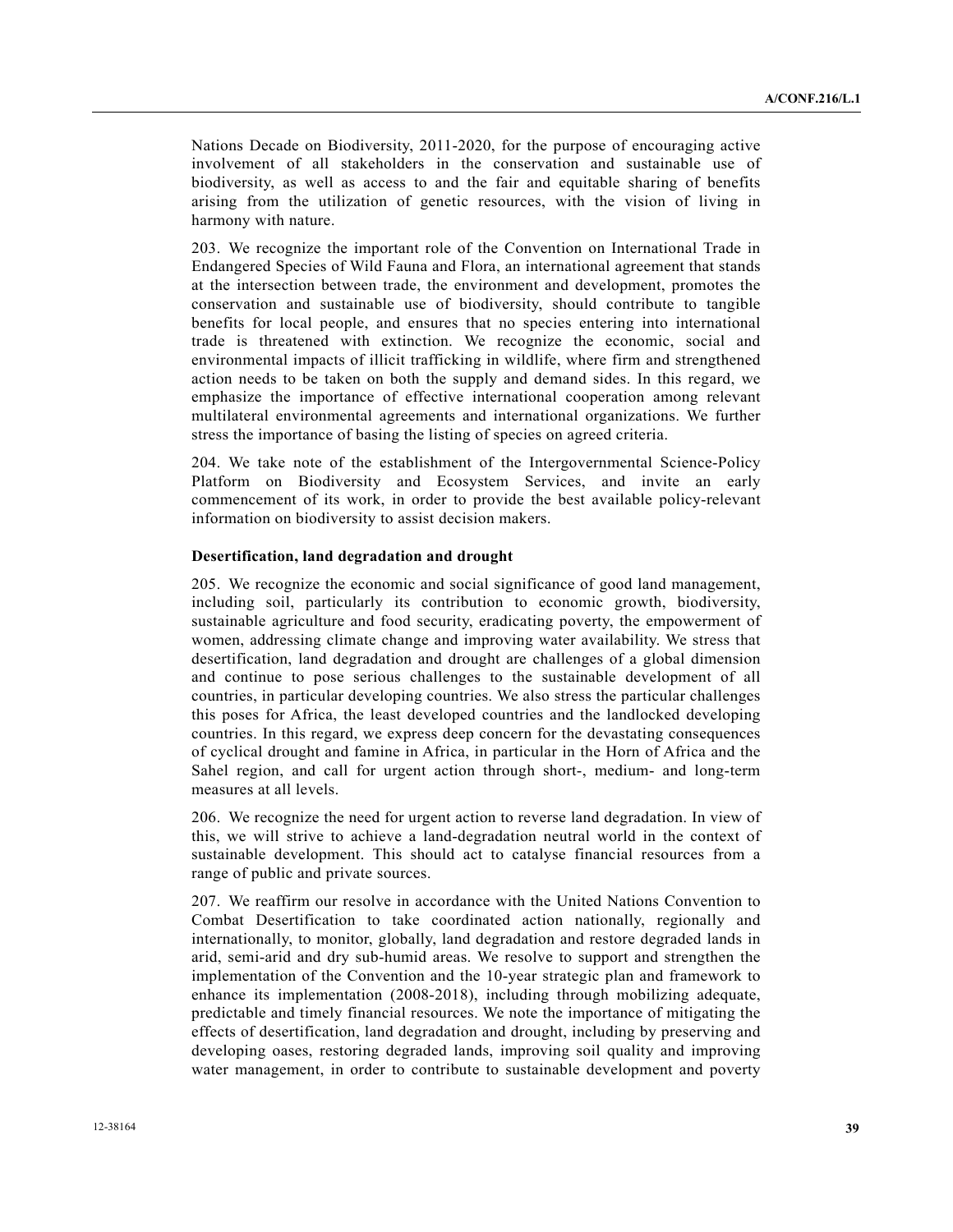Nations Decade on Biodiversity, 2011-2020, for the purpose of encouraging active involvement of all stakeholders in the conservation and sustainable use of biodiversity, as well as access to and the fair and equitable sharing of benefits arising from the utilization of genetic resources, with the vision of living in harmony with nature.

203. We recognize the important role of the Convention on International Trade in Endangered Species of Wild Fauna and Flora, an international agreement that stands at the intersection between trade, the environment and development, promotes the conservation and sustainable use of biodiversity, should contribute to tangible benefits for local people, and ensures that no species entering into international trade is threatened with extinction. We recognize the economic, social and environmental impacts of illicit trafficking in wildlife, where firm and strengthened action needs to be taken on both the supply and demand sides. In this regard, we emphasize the importance of effective international cooperation among relevant multilateral environmental agreements and international organizations. We further stress the importance of basing the listing of species on agreed criteria.

204. We take note of the establishment of the Intergovernmental Science-Policy Platform on Biodiversity and Ecosystem Services, and invite an early commencement of its work, in order to provide the best available policy-relevant information on biodiversity to assist decision makers.

**Desertification, land degradation and drought**

205. We recognize the economic and social significance of good land management, including soil, particularly its contribution to economic growth, biodiversity, sustainable agriculture and food security, eradicating poverty, the empowerment of women, addressing climate change and improving water availability. We stress that desertification, land degradation and drought are challenges of a global dimension and continue to pose serious challenges to the sustainable development of all countries, in particular developing countries. We also stress the particular challenges this poses for Africa, the least developed countries and the landlocked developing countries. In this regard, we express deep concern for the devastating consequences of cyclical drought and famine in Africa, in particular in the Horn of Africa and the Sahel region, and call for urgent action through short-, medium- and long-term measures at all levels.

206. We recognize the need for urgent action to reverse land degradation. In view of this, we will strive to achieve a land-degradation neutral world in the context of sustainable development. This should act to catalyse financial resources from a range of public and private sources.

207. We reaffirm our resolve in accordance with the United Nations Convention to Combat Desertification to take coordinated action nationally, regionally and internationally, to monitor, globally, land degradation and restore degraded lands in arid, semi-arid and dry sub-humid areas. We resolve to support and strengthen the implementation of the Convention and the 10-year strategic plan and framework to enhance its implementation (2008-2018), including through mobilizing adequate, predictable and timely financial resources. We note the importance of mitigating the effects of desertification, land degradation and drought, including by preserving and developing oases, restoring degraded lands, improving soil quality and improving water management, in order to contribute to sustainable development and poverty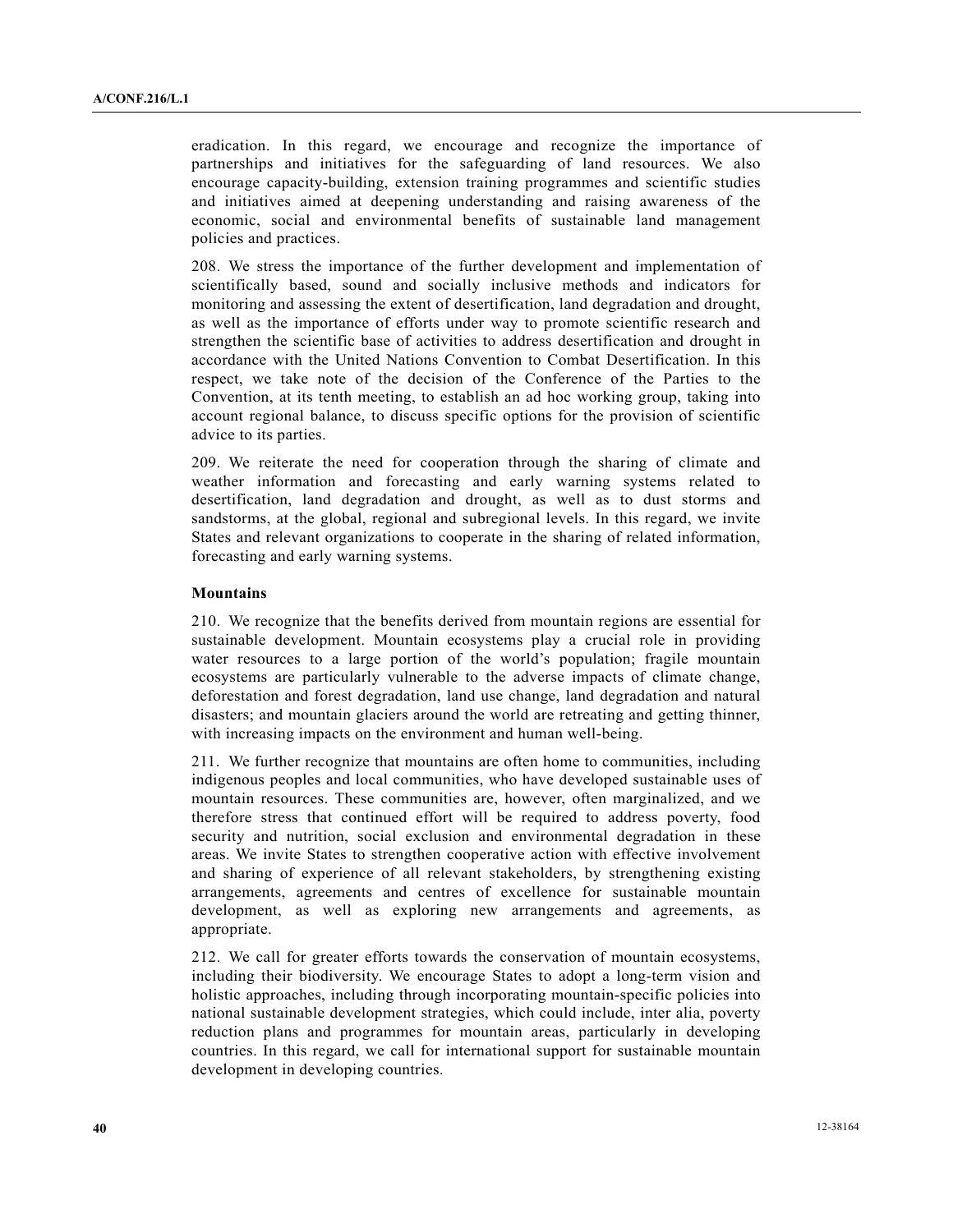eradication. In this regard, we encourage and recognize the importance of partnerships and initiatives for the safeguarding of land resources. We also encourage capacity-building, extension training programmes and scientific studies and initiatives aimed at deepening understanding and raising awareness of the economic, social and environmental benefits of sustainable land management policies and practices.

208. We stress the importance of the further development and implementation of scientifically based, sound and socially inclusive methods and indicators for monitoring and assessing the extent of desertification, land degradation and drought, as well as the importance of efforts under way to promote scientific research and strengthen the scientific base of activities to address desertification and drought in accordance with the United Nations Convention to Combat Desertification. In this respect, we take note of the decision of the Conference of the Parties to the Convention, at its tenth meeting, to establish an ad hoc working group, taking into account regional balance, to discuss specific options for the provision of scientific advice to its parties.

209. We reiterate the need for cooperation through the sharing of climate and weather information and forecasting and early warning systems related to desertification, land degradation and drought, as well as to dust storms and sandstorms, at the global, regional and subregional levels. In this regard, we invite States and relevant organizations to cooperate in the sharing of related information, forecasting and early warning systems.

**Mountains**

210. We recognize that the benefits derived from mountain regions are essential for sustainable development. Mountain ecosystems play a crucial role in providing water resources to a large portion of the world's population; fragile mountain ecosystems are particularly vulnerable to the adverse impacts of climate change, deforestation and forest degradation, land use change, land degradation and natural disasters; and mountain glaciers around the world are retreating and getting thinner, with increasing impacts on the environment and human well-being.

211. We further recognize that mountains are often home to communities, including indigenous peoples and local communities, who have developed sustainable uses of mountain resources. These communities are, however, often marginalized, and we therefore stress that continued effort will be required to address poverty, food security and nutrition, social exclusion and environmental degradation in these areas. We invite States to strengthen cooperative action with effective involvement and sharing of experience of all relevant stakeholders, by strengthening existing arrangements, agreements and centres of excellence for sustainable mountain development, as well as exploring new arrangements and agreements, as appropriate.

212. We call for greater efforts towards the conservation of mountain ecosystems, including their biodiversity. We encourage States to adopt a long-term vision and holistic approaches, including through incorporating mountain-specific policies into national sustainable development strategies, which could include, inter alia, poverty reduction plans and programmes for mountain areas, particularly in developing countries. In this regard, we call for international support for sustainable mountain development in developing countries.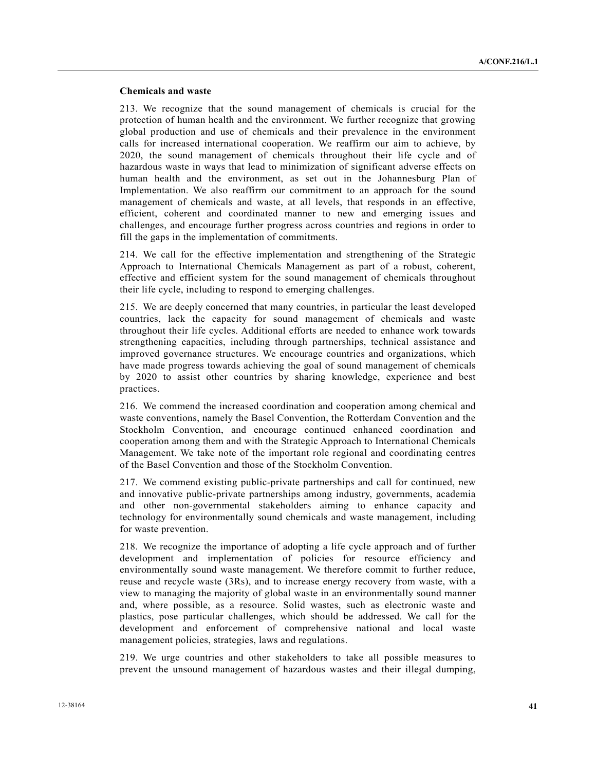### Chemicals and waste

213. We recognize that the sound management of chemicals is crucial for the protection of human health and the environment. We further recognize that growing global production and use of chemicals and their prevalence in the environment calls for increased international cooperation. We reaffirm our aim to achieve, by 2020, the sound management of chemicals throughout their life cycle and of hazardous waste in ways that lead to minimization of significant adverse effects on human health and the environment, as set out in the Johannesburg Plan of Implementation. We also reaffirm our commitment to an approach for the sound management of chemicals and waste, at all levels, that responds in an effective, efficient, coherent and coordinated manner to new and emerging issues and challenges, and encourage further progress across countries and regions in order to fill the gaps in the implementation of commitments.

214. We call for the effective implementation and strengthening of the Strategic Approach to International Chemicals Management as part of a robust, coherent, effective and efficient system for the sound management of chemicals throughout their life cycle, including to respond to emerging challenges.

215. We are deeply concerned that many countries, in particular the least developed countries, lack the capacity for sound management of chemicals and waste throughout their life cycles. Additional efforts are needed to enhance work towards strengthening capacities, including through partnerships, technical assistance and improved governance structures. We encourage countries and organizations, which have made progress towards achieving the goal of sound management of chemicals by 2020 to assist other countries by sharing knowledge, experience and best practices.

216. We commend the increased coordination and cooperation among chemical and waste conventions, namely the Basel Convention, the Rotterdam Convention and the Stockholm Convention, and encourage continued enhanced coordination and cooperation among them and with the Strategic Approach to International Chemicals Management. We take note of the important role regional and coordinating centres of the Basel Convention and those of the Stockholm Convention.

217. We commend existing public-private partnerships and call for continued, new and innovative public-private partnerships among industry, governments, academia and other non-governmental stakeholders aiming to enhance capacity and technology for environmentally sound chemicals and waste management, including for waste prevention.

218. We recognize the importance of adopting a life cycle approach and of further development and implementation of policies for resource efficiency and environmentally sound waste management. We therefore commit to further reduce, reuse and recycle waste (3Rs), and to increase energy recovery from waste, with a view to managing the majority of global waste in an environmentally sound manner and, where possible, as a resource. Solid wastes, such as electronic waste and plastics, pose particular challenges, which should be addressed. We call for the development and enforcement of comprehensive national and local waste management policies, strategies, laws and regulations.

219. We urge countries and other stakeholders to take all possible measures to prevent the unsound management of hazardous wastes and their illegal dumping,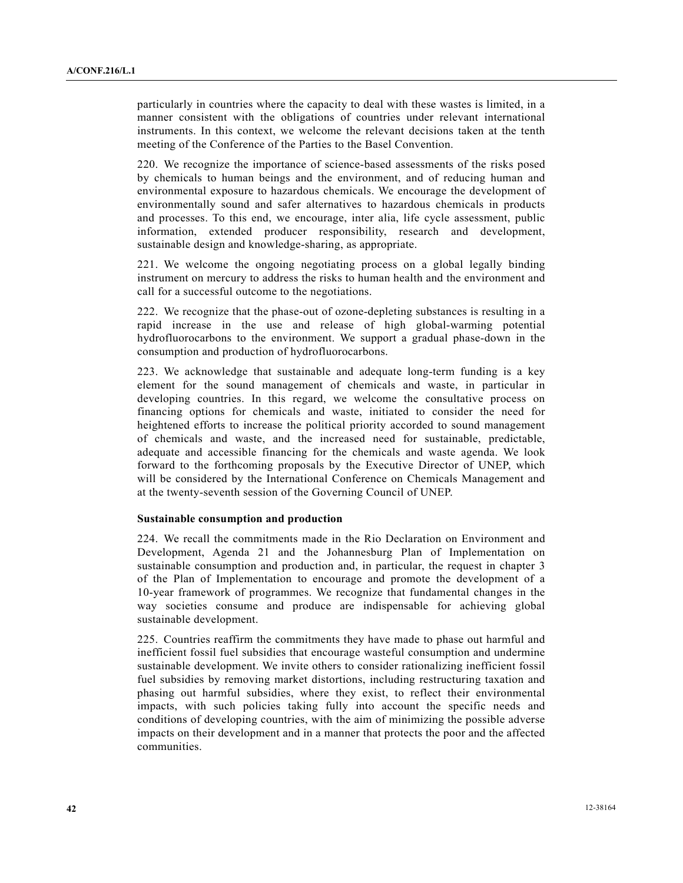particularly in countries where the capacity to deal with these wastes is limited, in a manner consistent with the obligations of countries under relevant international instruments. In this context, we welcome the relevant decisions taken at the tenth meeting of the Conference of the Parties to the Basel Convention.

220. We recognize the importance of science-based assessments of the risks posed by chemicals to human beings and the environment, and of reducing human and environmental exposure to hazardous chemicals. We encourage the development of environmentally sound and safer alternatives to hazardous chemicals in products and processes. To this end, we encourage, inter alia, life cycle assessment, public information, extended producer responsibility, research and development, sustainable design and knowledge-sharing, as appropriate.

221. We welcome the ongoing negotiating process on a global legally binding instrument on mercury to address the risks to human health and the environment and call for a successful outcome to the negotiations.

222. We recognize that the phase-out of ozone-depleting substances is resulting in a rapid increase in the use and release of high global-warming potential hydrofluorocarbons to the environment. We support a gradual phase-down in the consumption and production of hydrofluorocarbons.

223. We acknowledge that sustainable and adequate long-term funding is a key element for the sound management of chemicals and waste, in particular in developing countries. In this regard, we welcome the consultative process on financing options for chemicals and waste, initiated to consider the need for heightened efforts to increase the political priority accorded to sound management of chemicals and waste, and the increased need for sustainable, predictable, adequate and accessible financing for the chemicals and waste agenda. We look forward to the forthcoming proposals by the Executive Director of UNEP, which will be considered by the International Conference on Chemicals Management and at the twenty-seventh session of the Governing Council of UNEP.

**Sustainable consumption and production**

224. We recall the commitments made in the Rio Declaration on Environment and Development, Agenda 21 and the Johannesburg Plan of Implementation on sustainable consumption and production and, in particular, the request in chapter 3 of the Plan of Implementation to encourage and promote the development of a 10-year framework of programmes. We recognize that fundamental changes in the way societies consume and produce are indispensable for achieving global sustainable development.

225. Countries reaffirm the commitments they have made to phase out harmful and inefficient fossil fuel subsidies that encourage wasteful consumption and undermine sustainable development. We invite others to consider rationalizing inefficient fossil fuel subsidies by removing market distortions, including restructuring taxation and phasing out harmful subsidies, where they exist, to reflect their environmental impacts, with such policies taking fully into account the specific needs and conditions of developing countries, with the aim of minimizing the possible adverse impacts on their development and in a manner that protects the poor and the affected communities.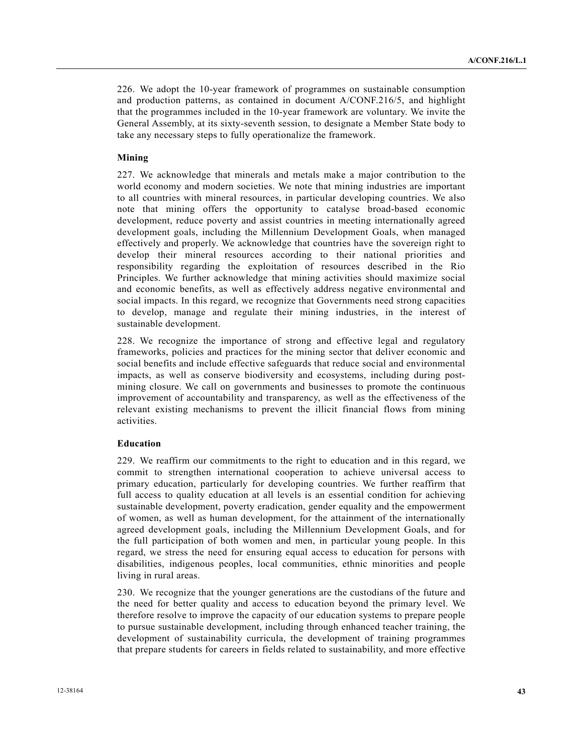226. We adopt the 10-year framework of programmes on sustainable consumption and production patterns, as contained in document A/CONF.216/5, and highlight that the programmes included in the 10-year framework are voluntary. We invite the General Assembly, at its sixty-seventh session, to designate a Member State body to take any necessary steps to fully operationalize the framework.

### Mining

227. We acknowledge that minerals and metals make a major contribution to the world economy and modern societies. We note that mining industries are important to all countries with mineral resources, in particular developing countries. We also note that mining offers the opportunity to catalyse broad-based economic development, reduce poverty and assist countries in meeting internationally agreed development goals, including the Millennium Development Goals, when managed effectively and properly. We acknowledge that countries have the sovereign right to develop their mineral resources according to their national priorities and responsibility regarding the exploitation of resources described in the Rio Principles. We further acknowledge that mining activities should maximize social and economic benefits, as well as effectively address negative environmental and social impacts. In this regard, we recognize that Governments need strong capacities to develop, manage and regulate their mining industries, in the interest of sustainable development.

228. We recognize the importance of strong and effective legal and regulatory frameworks, policies and practices for the mining sector that deliver economic and social benefits and include effective safeguards that reduce social and environmental impacts, as well as conserve biodiversity and ecosystems, including during post-mining closure. We call on governments and businesses to promote the continuous improvement of accountability and transparency, as well as the effectiveness of the relevant existing mechanisms to prevent the illicit financial flows from mining activities.

### Education

229. We reaffirm our commitments to the right to education and in this regard, we commit to strengthen international cooperation to achieve universal access to primary education, particularly for developing countries. We further reaffirm that full access to quality education at all levels is an essential condition for achieving sustainable development, poverty eradication, gender equality and the empowerment of women, as well as human development, for the attainment of the internationally agreed development goals, including the Millennium Development Goals, and for the full participation of both women and men, in particular young people. In this regard, we stress the need for ensuring equal access to education for persons with disabilities, indigenous peoples, local communities, ethnic minorities and people living in rural areas.

230. We recognize that the younger generations are the custodians of the future and the need for better quality and access to education beyond the primary level. We therefore resolve to improve the capacity of our education systems to prepare people to pursue sustainable development, including through enhanced teacher training, the development of sustainability curricula, the development of training programmes that prepare students for careers in fields related to sustainability, and more effective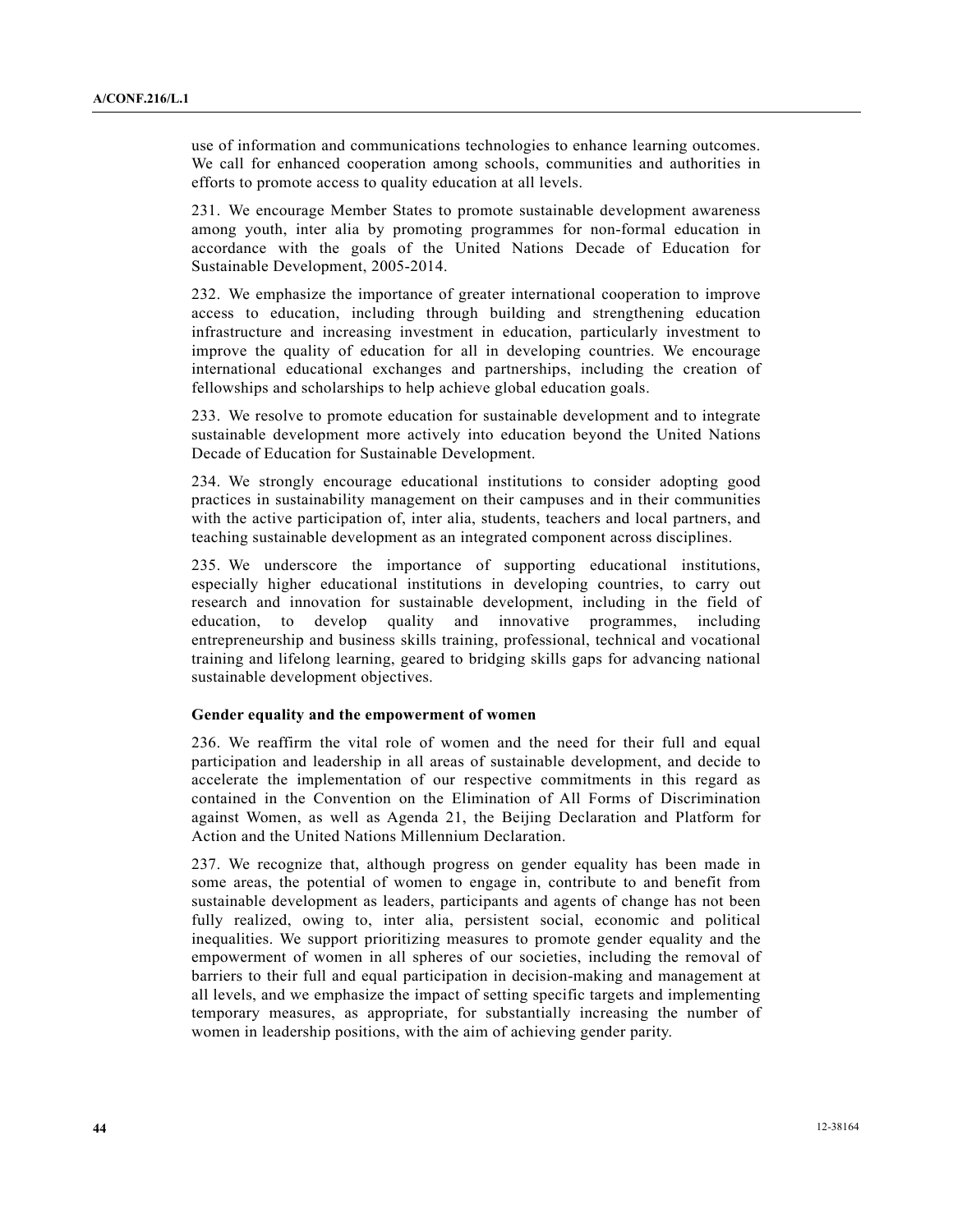use of information and communications technologies to enhance learning outcomes. We call for enhanced cooperation among schools, communities and authorities in efforts to promote access to quality education at all levels.

231. We encourage Member States to promote sustainable development awareness among youth, inter alia by promoting programmes for non-formal education in accordance with the goals of the United Nations Decade of Education for Sustainable Development, 2005-2014.

232. We emphasize the importance of greater international cooperation to improve access to education, including through building and strengthening education infrastructure and increasing investment in education, particularly investment to improve the quality of education for all in developing countries. We encourage international educational exchanges and partnerships, including the creation of fellowships and scholarships to help achieve global education goals.

233. We resolve to promote education for sustainable development and to integrate sustainable development more actively into education beyond the United Nations Decade of Education for Sustainable Development.

234. We strongly encourage educational institutions to consider adopting good practices in sustainability management on their campuses and in their communities with the active participation of, inter alia, students, teachers and local partners, and teaching sustainable development as an integrated component across disciplines.

235. We underscore the importance of supporting educational institutions, especially higher educational institutions in developing countries, to carry out research and innovation for sustainable development, including in the field of education, to develop quality and innovative programmes, including entrepreneurship and business skills training, professional, technical and vocational training and lifelong learning, geared to bridging skills gaps for advancing national sustainable development objectives.

**Gender equality and the empowerment of women**

236. We reaffirm the vital role of women and the need for their full and equal participation and leadership in all areas of sustainable development, and decide to accelerate the implementation of our respective commitments in this regard as contained in the Convention on the Elimination of All Forms of Discrimination against Women, as well as Agenda 21, the Beijing Declaration and Platform for Action and the United Nations Millennium Declaration.

237. We recognize that, although progress on gender equality has been made in some areas, the potential of women to engage in, contribute to and benefit from sustainable development as leaders, participants and agents of change has not been fully realized, owing to, inter alia, persistent social, economic and political inequalities. We support prioritizing measures to promote gender equality and the empowerment of women in all spheres of our societies, including the removal of barriers to their full and equal participation in decision-making and management at all levels, and we emphasize the impact of setting specific targets and implementing temporary measures, as appropriate, for substantially increasing the number of women in leadership positions, with the aim of achieving gender parity.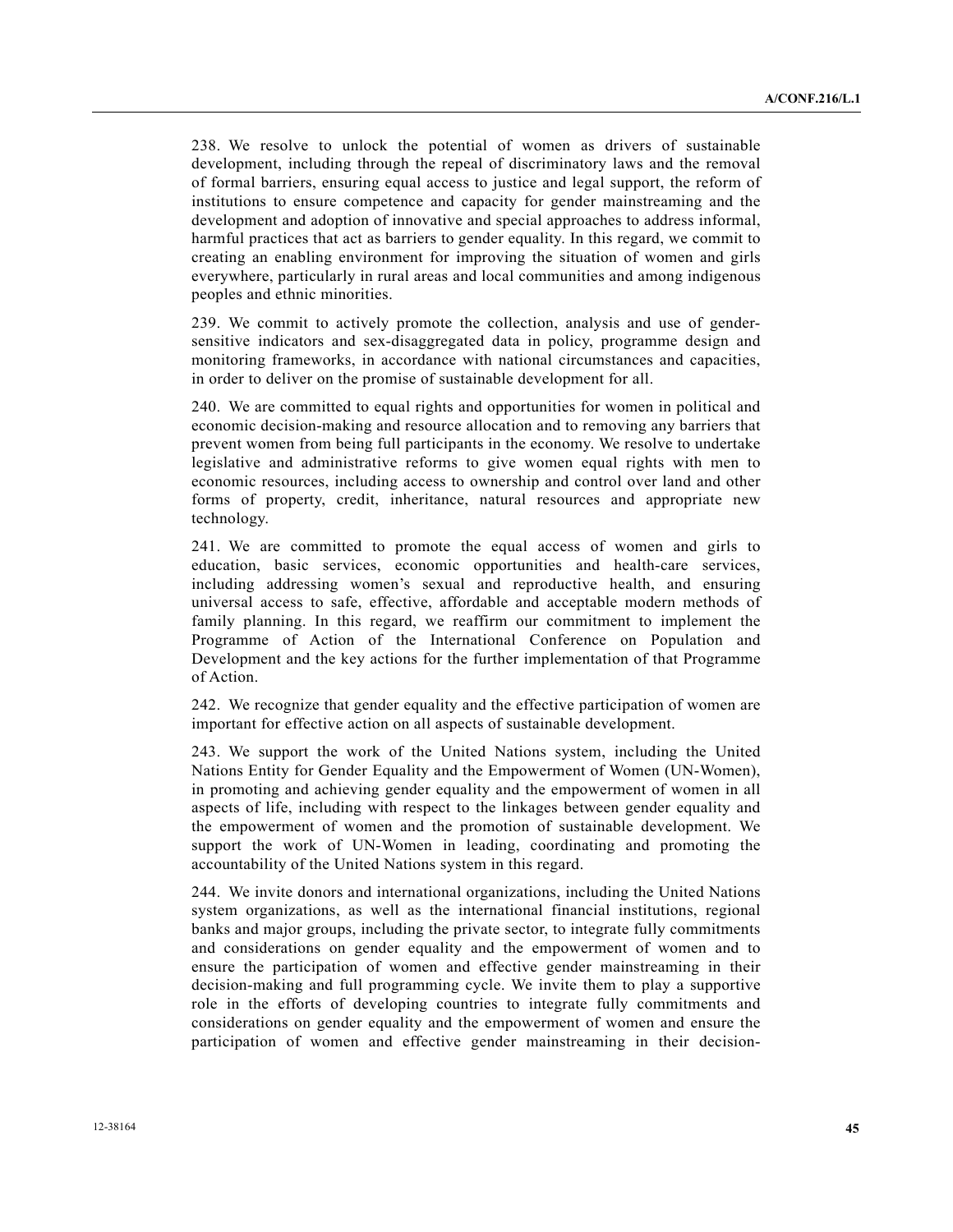238. We resolve to unlock the potential of women as drivers of sustainable development, including through the repeal of discriminatory laws and the removal of formal barriers, ensuring equal access to justice and legal support, the reform of institutions to ensure competence and capacity for gender mainstreaming and the development and adoption of innovative and special approaches to address informal, harmful practices that act as barriers to gender equality. In this regard, we commit to creating an enabling environment for improving the situation of women and girls everywhere, particularly in rural areas and local communities and among indigenous peoples and ethnic minorities.

239. We commit to actively promote the collection, analysis and use of gender-sensitive indicators and sex-disaggregated data in policy, programme design and monitoring frameworks, in accordance with national circumstances and capacities, in order to deliver on the promise of sustainable development for all.

240. We are committed to equal rights and opportunities for women in political and economic decision-making and resource allocation and to removing any barriers that prevent women from being full participants in the economy. We resolve to undertake legislative and administrative reforms to give women equal rights with men to economic resources, including access to ownership and control over land and other forms of property, credit, inheritance, natural resources and appropriate new technology.

241. We are committed to promote the equal access of women and girls to education, basic services, economic opportunities and health-care services, including addressing women's sexual and reproductive health, and ensuring universal access to safe, effective, affordable and acceptable modern methods of family planning. In this regard, we reaffirm our commitment to implement the Programme of Action of the International Conference on Population and Development and the key actions for the further implementation of that Programme of Action.

242. We recognize that gender equality and the effective participation of women are important for effective action on all aspects of sustainable development.

243. We support the work of the United Nations system, including the United Nations Entity for Gender Equality and the Empowerment of Women (UN-Women), in promoting and achieving gender equality and the empowerment of women in all aspects of life, including with respect to the linkages between gender equality and the empowerment of women and the promotion of sustainable development. We support the work of UN-Women in leading, coordinating and promoting the accountability of the United Nations system in this regard.

244. We invite donors and international organizations, including the United Nations system organizations, as well as the international financial institutions, regional banks and major groups, including the private sector, to integrate fully commitments and considerations on gender equality and the empowerment of women and to ensure the participation of women and effective gender mainstreaming in their decision-making and full programming cycle. We invite them to play a supportive role in the efforts of developing countries to integrate fully commitments and considerations on gender equality and the empowerment of women and ensure the participation of women and effective gender mainstreaming in their decision-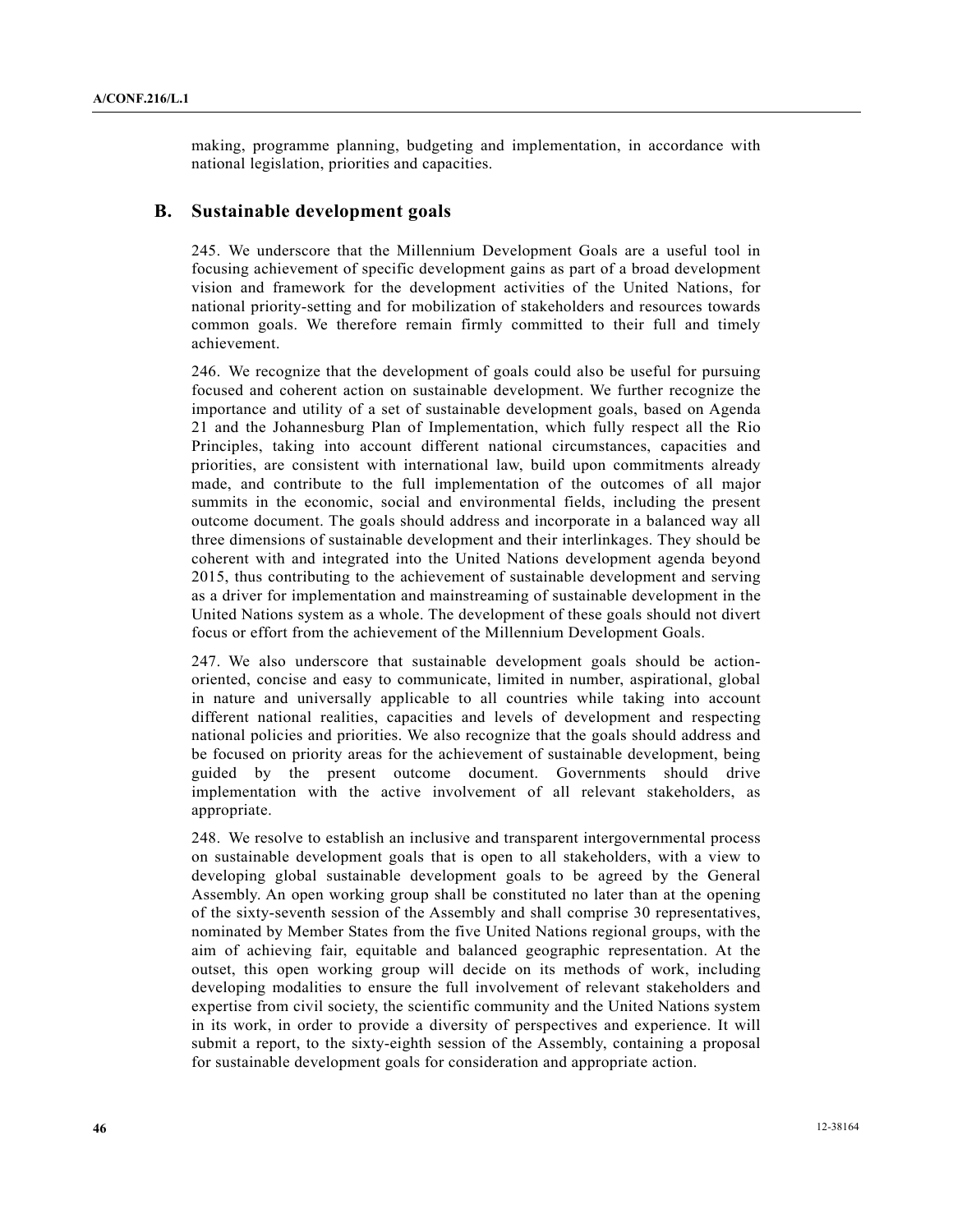making, programme planning, budgeting and implementation, in accordance with national legislation, priorities and capacities.

## B. Sustainable development goals

245. We underscore that the Millennium Development Goals are a useful tool in focusing achievement of specific development gains as part of a broad development vision and framework for the development activities of the United Nations, for national priority-setting and for mobilization of stakeholders and resources towards common goals. We therefore remain firmly committed to their full and timely achievement.

246. We recognize that the development of goals could also be useful for pursuing focused and coherent action on sustainable development. We further recognize the importance and utility of a set of sustainable development goals, based on Agenda 21 and the Johannesburg Plan of Implementation, which fully respect all the Rio Principles, taking into account different national circumstances, capacities and priorities, are consistent with international law, build upon commitments already made, and contribute to the full implementation of the outcomes of all major summits in the economic, social and environmental fields, including the present outcome document. The goals should address and incorporate in a balanced way all three dimensions of sustainable development and their interlinkages. They should be coherent with and integrated into the United Nations development agenda beyond 2015, thus contributing to the achievement of sustainable development and serving as a driver for implementation and mainstreaming of sustainable development in the United Nations system as a whole. The development of these goals should not divert focus or effort from the achievement of the Millennium Development Goals.

247. We also underscore that sustainable development goals should be action-oriented, concise and easy to communicate, limited in number, aspirational, global in nature and universally applicable to all countries while taking into account different national realities, capacities and levels of development and respecting national policies and priorities. We also recognize that the goals should address and be focused on priority areas for the achievement of sustainable development, being guided by the present outcome document. Governments should drive implementation with the active involvement of all relevant stakeholders, as appropriate.

248. We resolve to establish an inclusive and transparent intergovernmental process on sustainable development goals that is open to all stakeholders, with a view to developing global sustainable development goals to be agreed by the General Assembly. An open working group shall be constituted no later than at the opening of the sixty-seventh session of the Assembly and shall comprise 30 representatives, nominated by Member States from the five United Nations regional groups, with the aim of achieving fair, equitable and balanced geographic representation. At the outset, this open working group will decide on its methods of work, including developing modalities to ensure the full involvement of relevant stakeholders and expertise from civil society, the scientific community and the United Nations system in its work, in order to provide a diversity of perspectives and experience. It will submit a report, to the sixty-eighth session of the Assembly, containing a proposal for sustainable development goals for consideration and appropriate action.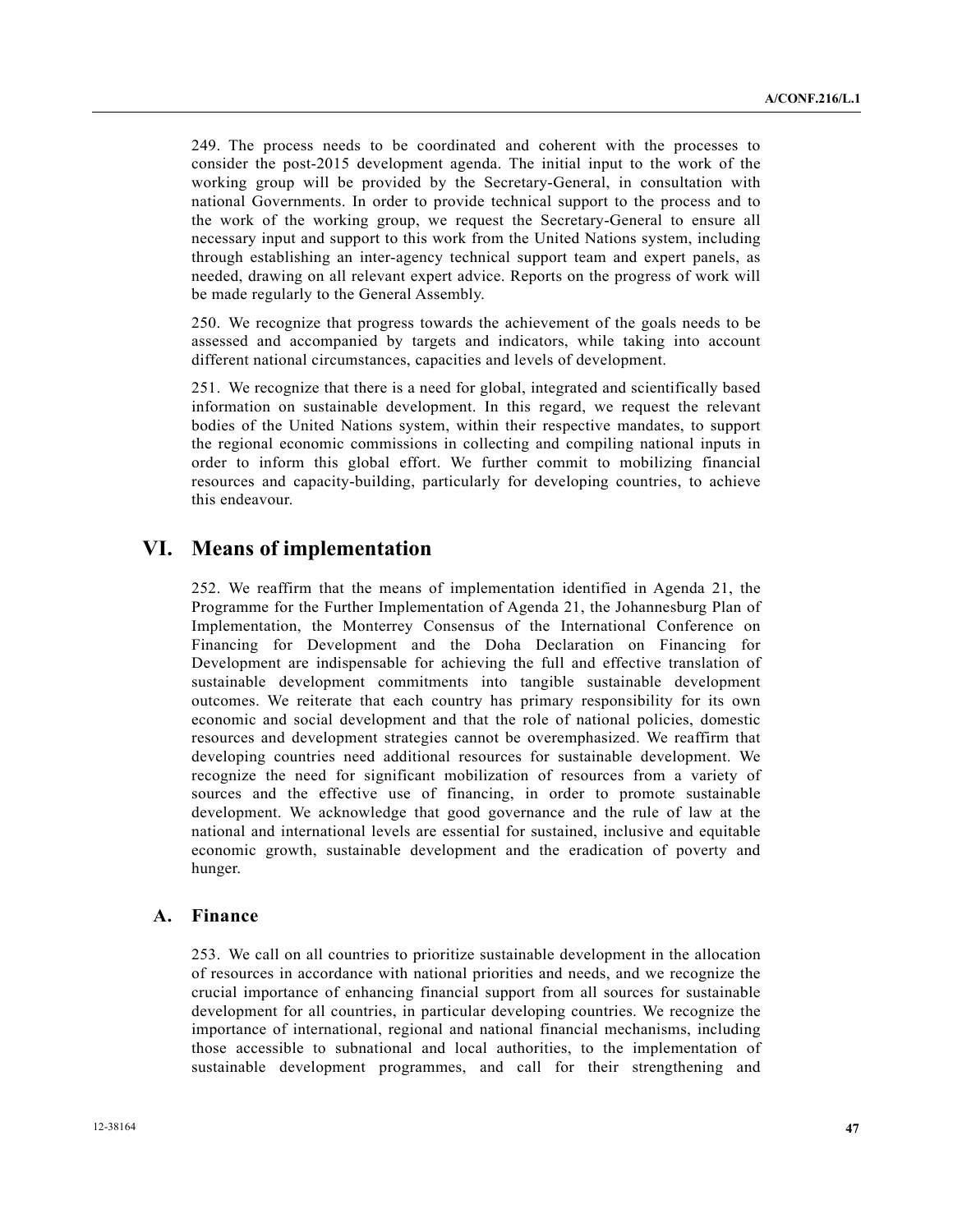249. The process needs to be coordinated and coherent with the processes to consider the post-2015 development agenda. The initial input to the work of the working group will be provided by the Secretary-General, in consultation with national Governments. In order to provide technical support to the process and to the work of the working group, we request the Secretary-General to ensure all necessary input and support to this work from the United Nations system, including through establishing an inter-agency technical support team and expert panels, as needed, drawing on all relevant expert advice. Reports on the progress of work will be made regularly to the General Assembly.

250. We recognize that progress towards the achievement of the goals needs to be assessed and accompanied by targets and indicators, while taking into account different national circumstances, capacities and levels of development.

251. We recognize that there is a need for global, integrated and scientifically based information on sustainable development. In this regard, we request the relevant bodies of the United Nations system, within their respective mandates, to support the regional economic commissions in collecting and compiling national inputs in order to inform this global effort. We further commit to mobilizing financial resources and capacity-building, particularly for developing countries, to achieve this endeavour.

# VI. Means of implementation

252. We reaffirm that the means of implementation identified in Agenda 21, the Programme for the Further Implementation of Agenda 21, the Johannesburg Plan of Implementation, the Monterrey Consensus of the International Conference on Financing for Development and the Doha Declaration on Financing for Development are indispensable for achieving the full and effective translation of sustainable development commitments into tangible sustainable development outcomes. We reiterate that each country has primary responsibility for its own economic and social development and that the role of national policies, domestic resources and development strategies cannot be overemphasized. We reaffirm that developing countries need additional resources for sustainable development. We recognize the need for significant mobilization of resources from a variety of sources and the effective use of financing, in order to promote sustainable development. We acknowledge that good governance and the rule of law at the national and international levels are essential for sustained, inclusive and equitable economic growth, sustainable development and the eradication of poverty and hunger.

## A. Finance

253. We call on all countries to prioritize sustainable development in the allocation of resources in accordance with national priorities and needs, and we recognize the crucial importance of enhancing financial support from all sources for sustainable development for all countries, in particular developing countries. We recognize the importance of international, regional and national financial mechanisms, including those accessible to subnational and local authorities, to the implementation of sustainable development programmes, and call for their strengthening and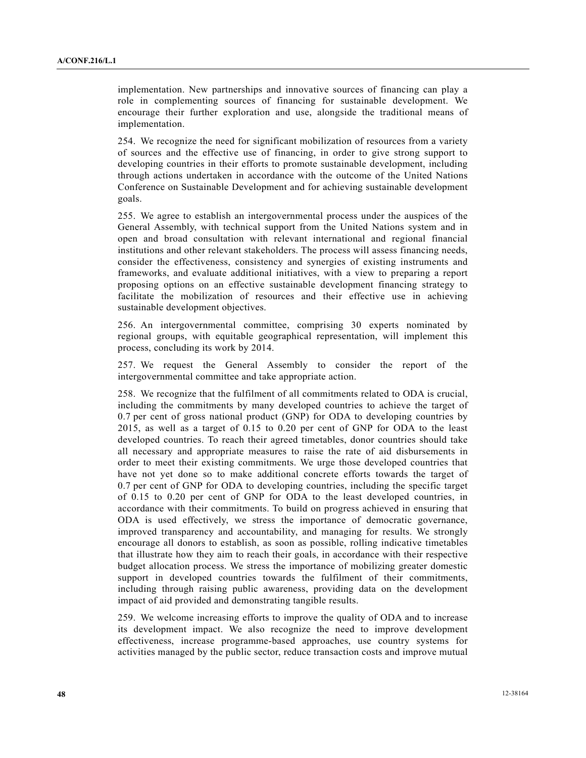implementation. New partnerships and innovative sources of financing can play a role in complementing sources of financing for sustainable development. We encourage their further exploration and use, alongside the traditional means of implementation.

254. We recognize the need for significant mobilization of resources from a variety of sources and the effective use of financing, in order to give strong support to developing countries in their efforts to promote sustainable development, including through actions undertaken in accordance with the outcome of the United Nations Conference on Sustainable Development and for achieving sustainable development goals.

255. We agree to establish an intergovernmental process under the auspices of the General Assembly, with technical support from the United Nations system and in open and broad consultation with relevant international and regional financial institutions and other relevant stakeholders. The process will assess financing needs, consider the effectiveness, consistency and synergies of existing instruments and frameworks, and evaluate additional initiatives, with a view to preparing a report proposing options on an effective sustainable development financing strategy to facilitate the mobilization of resources and their effective use in achieving sustainable development objectives.

256. An intergovernmental committee, comprising 30 experts nominated by regional groups, with equitable geographical representation, will implement this process, concluding its work by 2014.

257. We request the General Assembly to consider the report of the intergovernmental committee and take appropriate action.

258. We recognize that the fulfilment of all commitments related to ODA is crucial, including the commitments by many developed countries to achieve the target of 0.7 per cent of gross national product (GNP) for ODA to developing countries by 2015, as well as a target of 0.15 to 0.20 per cent of GNP for ODA to the least developed countries. To reach their agreed timetables, donor countries should take all necessary and appropriate measures to raise the rate of aid disbursements in order to meet their existing commitments. We urge those developed countries that have not yet done so to make additional concrete efforts towards the target of 0.7 per cent of GNP for ODA to developing countries, including the specific target of 0.15 to 0.20 per cent of GNP for ODA to the least developed countries, in accordance with their commitments. To build on progress achieved in ensuring that ODA is used effectively, we stress the importance of democratic governance, improved transparency and accountability, and managing for results. We strongly encourage all donors to establish, as soon as possible, rolling indicative timetables that illustrate how they aim to reach their goals, in accordance with their respective budget allocation process. We stress the importance of mobilizing greater domestic support in developed countries towards the fulfilment of their commitments, including through raising public awareness, providing data on the development impact of aid provided and demonstrating tangible results.

259. We welcome increasing efforts to improve the quality of ODA and to increase its development impact. We also recognize the need to improve development effectiveness, increase programme-based approaches, use country systems for activities managed by the public sector, reduce transaction costs and improve mutual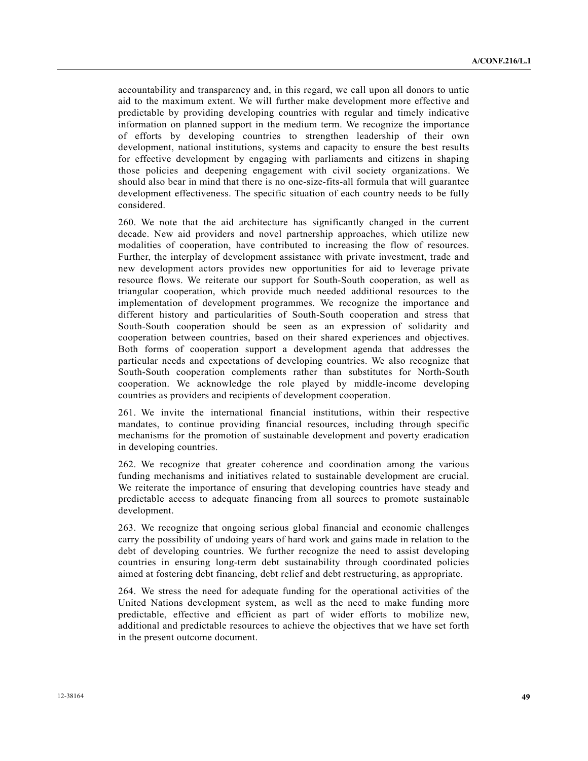accountability and transparency and, in this regard, we call upon all donors to untie aid to the maximum extent. We will further make development more effective and predictable by providing developing countries with regular and timely indicative information on planned support in the medium term. We recognize the importance of efforts by developing countries to strengthen leadership of their own development, national institutions, systems and capacity to ensure the best results for effective development by engaging with parliaments and citizens in shaping those policies and deepening engagement with civil society organizations. We should also bear in mind that there is no one-size-fits-all formula that will guarantee development effectiveness. The specific situation of each country needs to be fully considered.

260. We note that the aid architecture has significantly changed in the current decade. New aid providers and novel partnership approaches, which utilize new modalities of cooperation, have contributed to increasing the flow of resources. Further, the interplay of development assistance with private investment, trade and new development actors provides new opportunities for aid to leverage private resource flows. We reiterate our support for South-South cooperation, as well as triangular cooperation, which provide much needed additional resources to the implementation of development programmes. We recognize the importance and different history and particularities of South-South cooperation and stress that South-South cooperation should be seen as an expression of solidarity and cooperation between countries, based on their shared experiences and objectives. Both forms of cooperation support a development agenda that addresses the particular needs and expectations of developing countries. We also recognize that South-South cooperation complements rather than substitutes for North-South cooperation. We acknowledge the role played by middle-income developing countries as providers and recipients of development cooperation.

261. We invite the international financial institutions, within their respective mandates, to continue providing financial resources, including through specific mechanisms for the promotion of sustainable development and poverty eradication in developing countries.

262. We recognize that greater coherence and coordination among the various funding mechanisms and initiatives related to sustainable development are crucial. We reiterate the importance of ensuring that developing countries have steady and predictable access to adequate financing from all sources to promote sustainable development.

263. We recognize that ongoing serious global financial and economic challenges carry the possibility of undoing years of hard work and gains made in relation to the debt of developing countries. We further recognize the need to assist developing countries in ensuring long-term debt sustainability through coordinated policies aimed at fostering debt financing, debt relief and debt restructuring, as appropriate.

264. We stress the need for adequate funding for the operational activities of the United Nations development system, as well as the need to make funding more predictable, effective and efficient as part of wider efforts to mobilize new, additional and predictable resources to achieve the objectives that we have set forth in the present outcome document.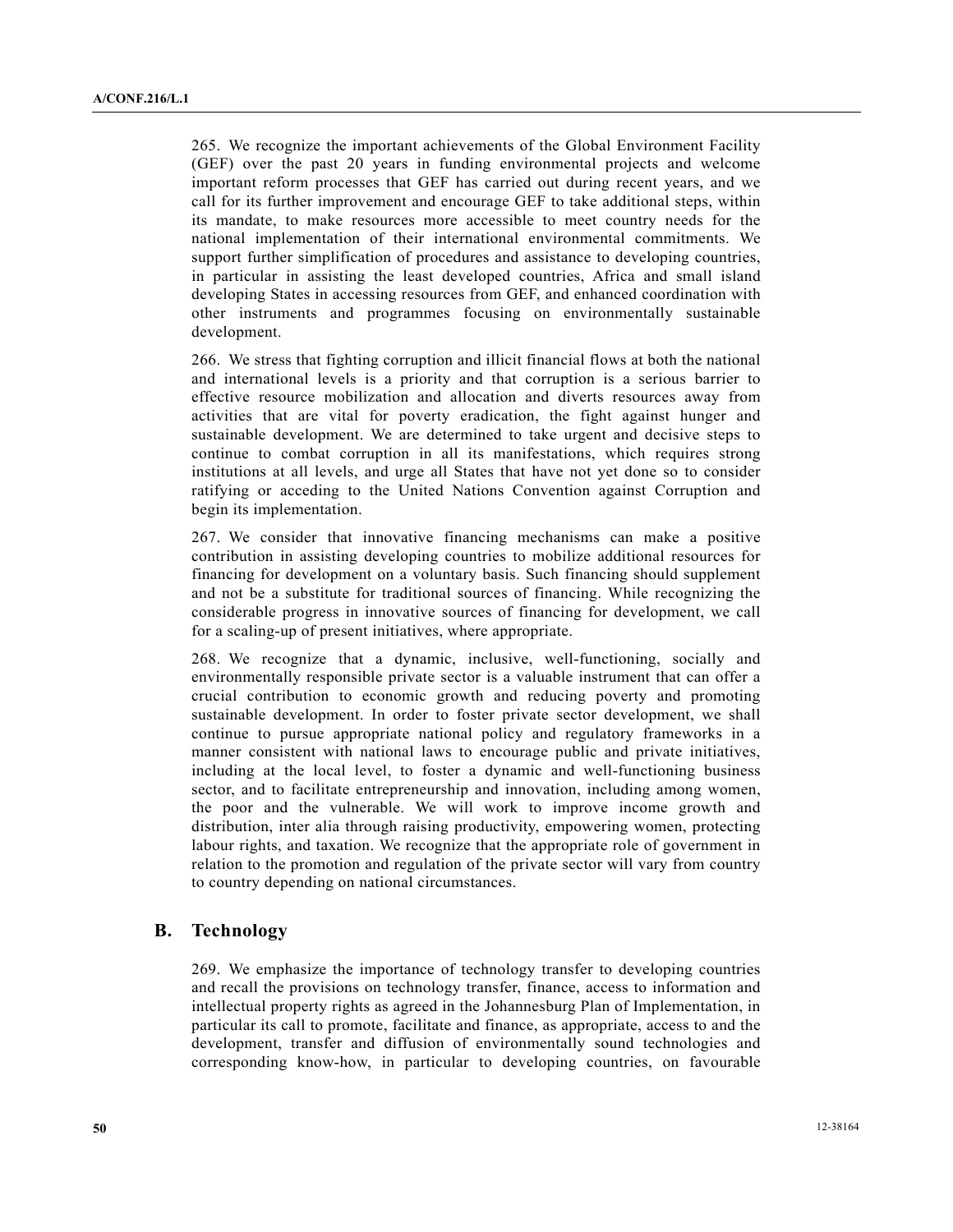265. We recognize the important achievements of the Global Environment Facility (GEF) over the past 20 years in funding environmental projects and welcome important reform processes that GEF has carried out during recent years, and we call for its further improvement and encourage GEF to take additional steps, within its mandate, to make resources more accessible to meet country needs for the national implementation of their international environmental commitments. We support further simplification of procedures and assistance to developing countries, in particular in assisting the least developed countries, Africa and small island developing States in accessing resources from GEF, and enhanced coordination with other instruments and programmes focusing on environmentally sustainable development.

266. We stress that fighting corruption and illicit financial flows at both the national and international levels is a priority and that corruption is a serious barrier to effective resource mobilization and allocation and diverts resources away from activities that are vital for poverty eradication, the fight against hunger and sustainable development. We are determined to take urgent and decisive steps to continue to combat corruption in all its manifestations, which requires strong institutions at all levels, and urge all States that have not yet done so to consider ratifying or acceding to the United Nations Convention against Corruption and begin its implementation.

267. We consider that innovative financing mechanisms can make a positive contribution in assisting developing countries to mobilize additional resources for financing for development on a voluntary basis. Such financing should supplement and not be a substitute for traditional sources of financing. While recognizing the considerable progress in innovative sources of financing for development, we call for a scaling-up of present initiatives, where appropriate.

268. We recognize that a dynamic, inclusive, well-functioning, socially and environmentally responsible private sector is a valuable instrument that can offer a crucial contribution to economic growth and reducing poverty and promoting sustainable development. In order to foster private sector development, we shall continue to pursue appropriate national policy and regulatory frameworks in a manner consistent with national laws to encourage public and private initiatives, including at the local level, to foster a dynamic and well-functioning business sector, and to facilitate entrepreneurship and innovation, including among women, the poor and the vulnerable. We will work to improve income growth and distribution, inter alia through raising productivity, empowering women, protecting labour rights, and taxation. We recognize that the appropriate role of government in relation to the promotion and regulation of the private sector will vary from country to country depending on national circumstances.

## B. Technology

269. We emphasize the importance of technology transfer to developing countries and recall the provisions on technology transfer, finance, access to information and intellectual property rights as agreed in the Johannesburg Plan of Implementation, in particular its call to promote, facilitate and finance, as appropriate, access to and the development, transfer and diffusion of environmentally sound technologies and corresponding know-how, in particular to developing countries, on favourable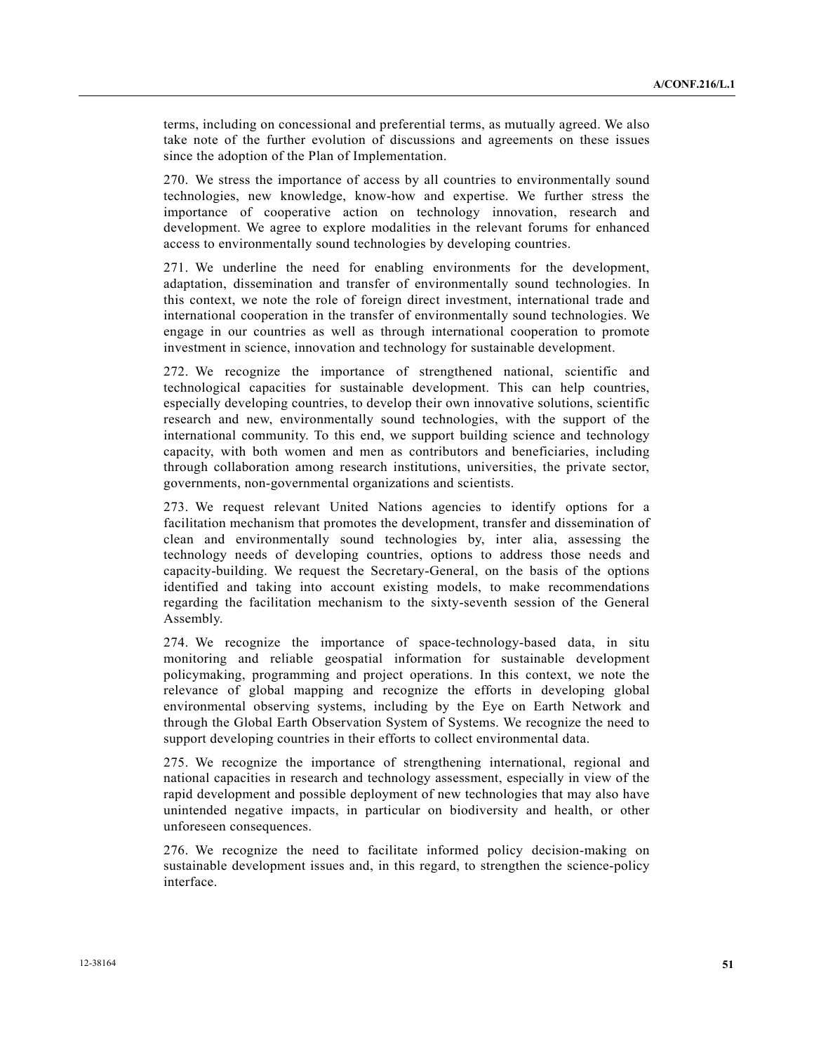terms, including on concessional and preferential terms, as mutually agreed. We also take note of the further evolution of discussions and agreements on these issues since the adoption of the Plan of Implementation.

270. We stress the importance of access by all countries to environmentally sound technologies, new knowledge, know-how and expertise. We further stress the importance of cooperative action on technology innovation, research and development. We agree to explore modalities in the relevant forums for enhanced access to environmentally sound technologies by developing countries.

271. We underline the need for enabling environments for the development, adaptation, dissemination and transfer of environmentally sound technologies. In this context, we note the role of foreign direct investment, international trade and international cooperation in the transfer of environmentally sound technologies. We engage in our countries as well as through international cooperation to promote investment in science, innovation and technology for sustainable development.

272. We recognize the importance of strengthened national, scientific and technological capacities for sustainable development. This can help countries, especially developing countries, to develop their own innovative solutions, scientific research and new, environmentally sound technologies, with the support of the international community. To this end, we support building science and technology capacity, with both women and men as contributors and beneficiaries, including through collaboration among research institutions, universities, the private sector, governments, non-governmental organizations and scientists.

273. We request relevant United Nations agencies to identify options for a facilitation mechanism that promotes the development, transfer and dissemination of clean and environmentally sound technologies by, inter alia, assessing the technology needs of developing countries, options to address those needs and capacity-building. We request the Secretary-General, on the basis of the options identified and taking into account existing models, to make recommendations regarding the facilitation mechanism to the sixty-seventh session of the General Assembly.

274. We recognize the importance of space-technology-based data, in situ monitoring and reliable geospatial information for sustainable development policymaking, programming and project operations. In this context, we note the relevance of global mapping and recognize the efforts in developing global environmental observing systems, including by the Eye on Earth Network and through the Global Earth Observation System of Systems. We recognize the need to support developing countries in their efforts to collect environmental data.

275. We recognize the importance of strengthening international, regional and national capacities in research and technology assessment, especially in view of the rapid development and possible deployment of new technologies that may also have unintended negative impacts, in particular on biodiversity and health, or other unforeseen consequences.

276. We recognize the need to facilitate informed policy decision-making on sustainable development issues and, in this regard, to strengthen the science-policy interface.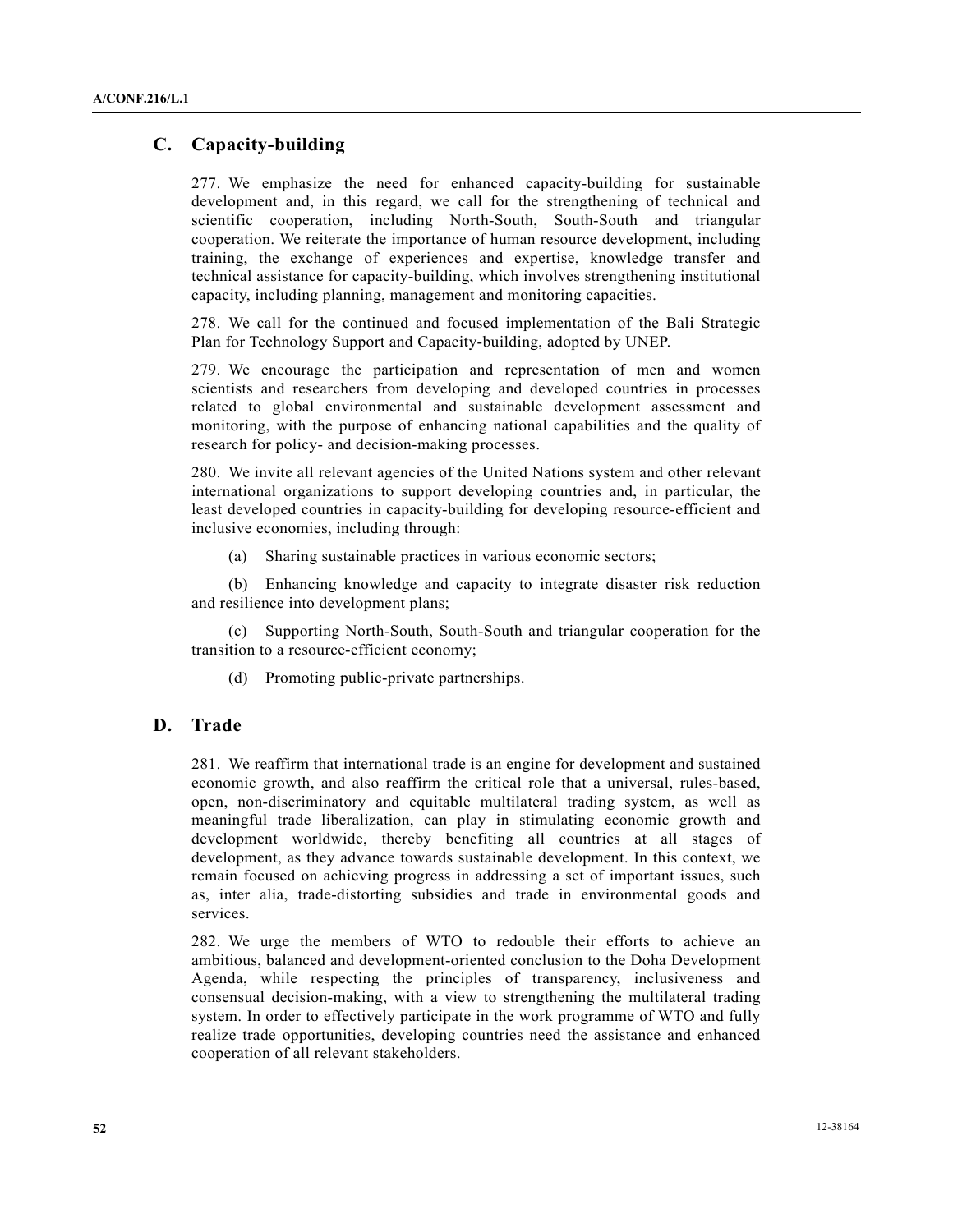## C. Capacity-building

277. We emphasize the need for enhanced capacity-building for sustainable development and, in this regard, we call for the strengthening of technical and scientific cooperation, including North-South, South-South and triangular cooperation. We reiterate the importance of human resource development, including training, the exchange of experiences and expertise, knowledge transfer and technical assistance for capacity-building, which involves strengthening institutional capacity, including planning, management and monitoring capacities.

278. We call for the continued and focused implementation of the Bali Strategic Plan for Technology Support and Capacity-building, adopted by UNEP.

279. We encourage the participation and representation of men and women scientists and researchers from developing and developed countries in processes related to global environmental and sustainable development assessment and monitoring, with the purpose of enhancing national capabilities and the quality of research for policy- and decision-making processes.

280. We invite all relevant agencies of the United Nations system and other relevant international organizations to support developing countries and, in particular, the least developed countries in capacity-building for developing resource-efficient and inclusive economies, including through:

(a) Sharing sustainable practices in various economic sectors;

(b) Enhancing knowledge and capacity to integrate disaster risk reduction and resilience into development plans;

(c) Supporting North-South, South-South and triangular cooperation for the transition to a resource-efficient economy;

(d) Promoting public-private partnerships.

## D. Trade

281. We reaffirm that international trade is an engine for development and sustained economic growth, and also reaffirm the critical role that a universal, rules-based, open, non-discriminatory and equitable multilateral trading system, as well as meaningful trade liberalization, can play in stimulating economic growth and development worldwide, thereby benefiting all countries at all stages of development, as they advance towards sustainable development. In this context, we remain focused on achieving progress in addressing a set of important issues, such as, inter alia, trade-distorting subsidies and trade in environmental goods and services.

282. We urge the members of WTO to redouble their efforts to achieve an ambitious, balanced and development-oriented conclusion to the Doha Development Agenda, while respecting the principles of transparency, inclusiveness and consensual decision-making, with a view to strengthening the multilateral trading system. In order to effectively participate in the work programme of WTO and fully realize trade opportunities, developing countries need the assistance and enhanced cooperation of all relevant stakeholders.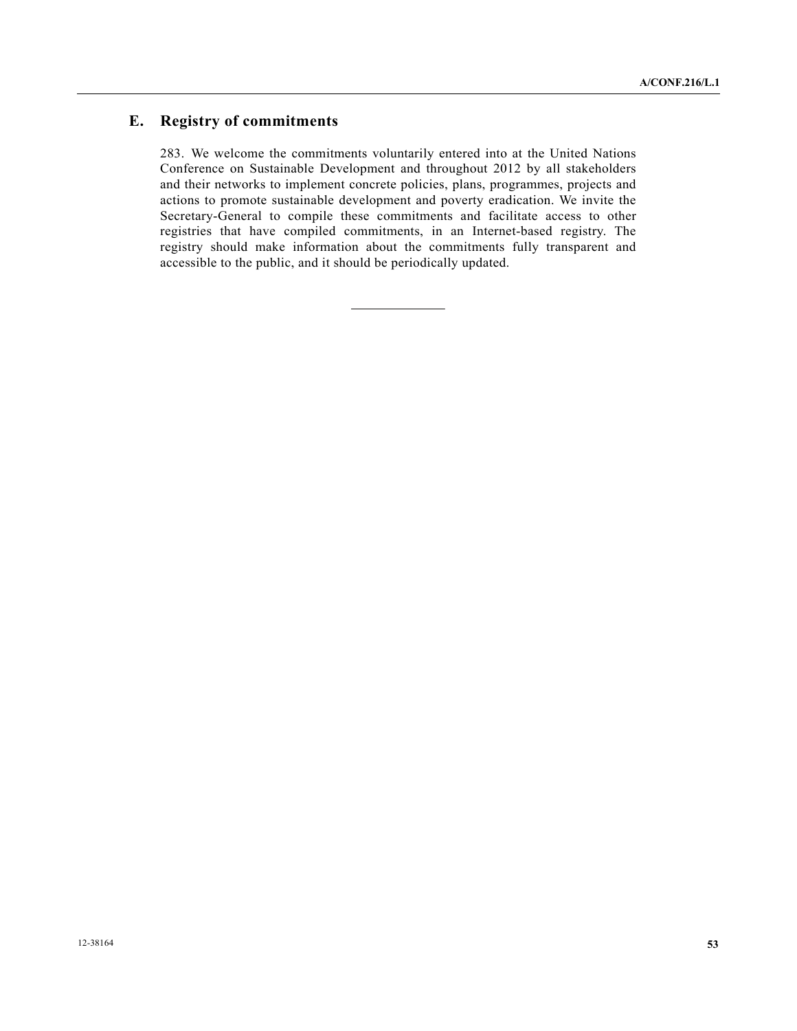## E. Registry of commitments

283. We welcome the commitments voluntarily entered into at the United Nations Conference on Sustainable Development and throughout 2012 by all stakeholders and their networks to implement concrete policies, plans, programmes, projects and actions to promote sustainable development and poverty eradication. We invite the Secretary-General to compile these commitments and facilitate access to other registries that have compiled commitments, in an Internet-based registry. The registry should make information about the commitments fully transparent and accessible to the public, and it should be periodically updated.